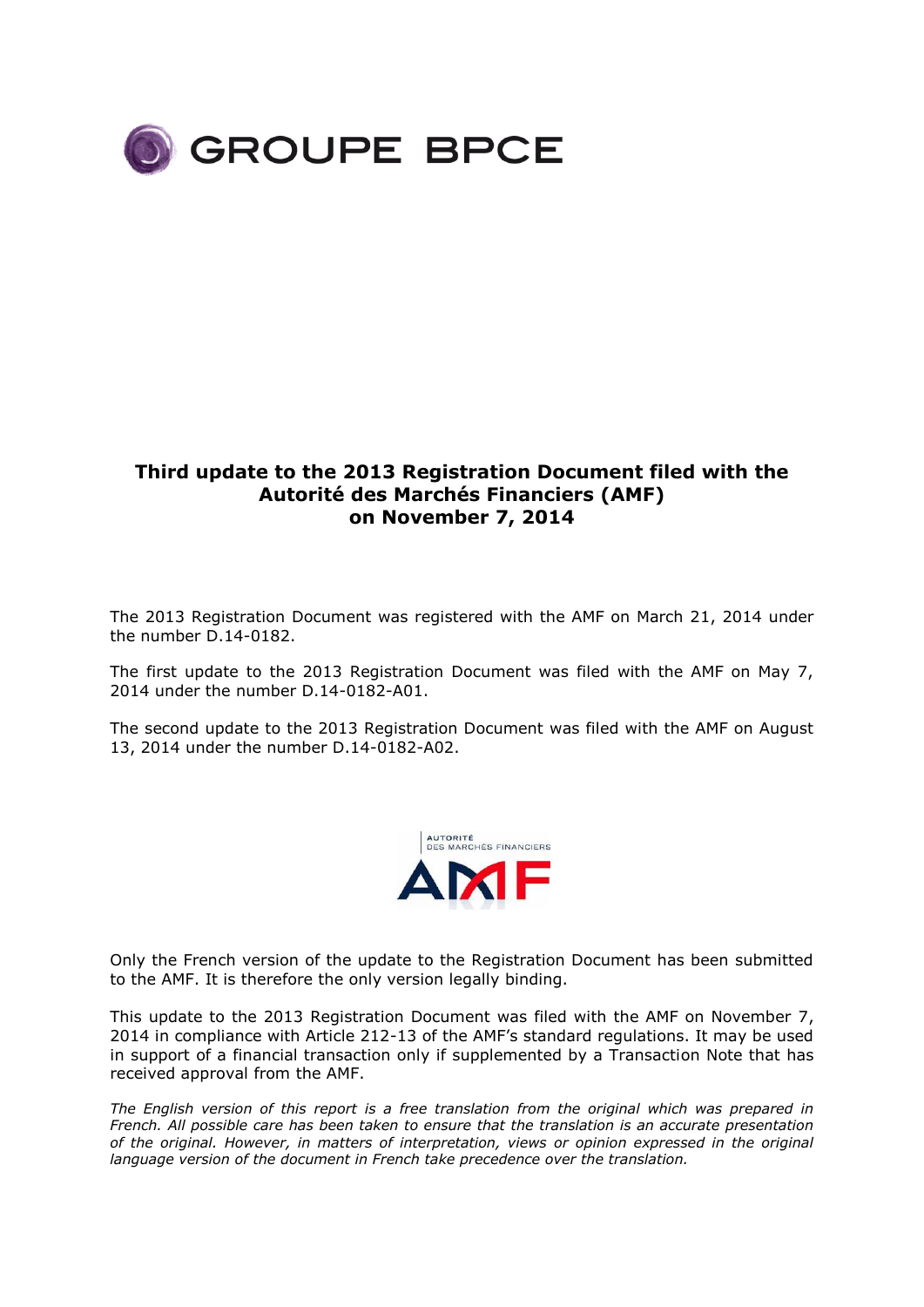GROUPE BPCE

# Third update to the 2013 Registration Document filed with the Autorité des Marchés Financiers (AMF) on November 7, 2014

The 2013 Registration Document was registered with the AMF on March 21, 2014 under the number D.14-0182.

The first update to the 2013 Registration Document was filed with the AMF on May 7, 2014 under the number D.14-0182-A01.

The second update to the 2013 Registration Document was filed with the AMF on August 13, 2014 under the number D.14-0182-A02.

AUTORITÉ DES MARCHÉS FINANCIERS AMF

Only the French version of the update to the Registration Document has been submitted to the AMF. It is therefore the only version legally binding.

This update to the 2013 Registration Document was filed with the AMF on November 7, 2014 in compliance with Article 212-13 of the AMF's standard regulations. It may be used in support of a financial transaction only if supplemented by a Transaction Note that has received approval from the AMF.

*The English version of this report is a free translation from the original which was prepared in French. All possible care has been taken to ensure that the translation is an accurate presentation of the original. However, in matters of interpretation, views or opinion expressed in the original language version of the document in French take precedence over the translation.*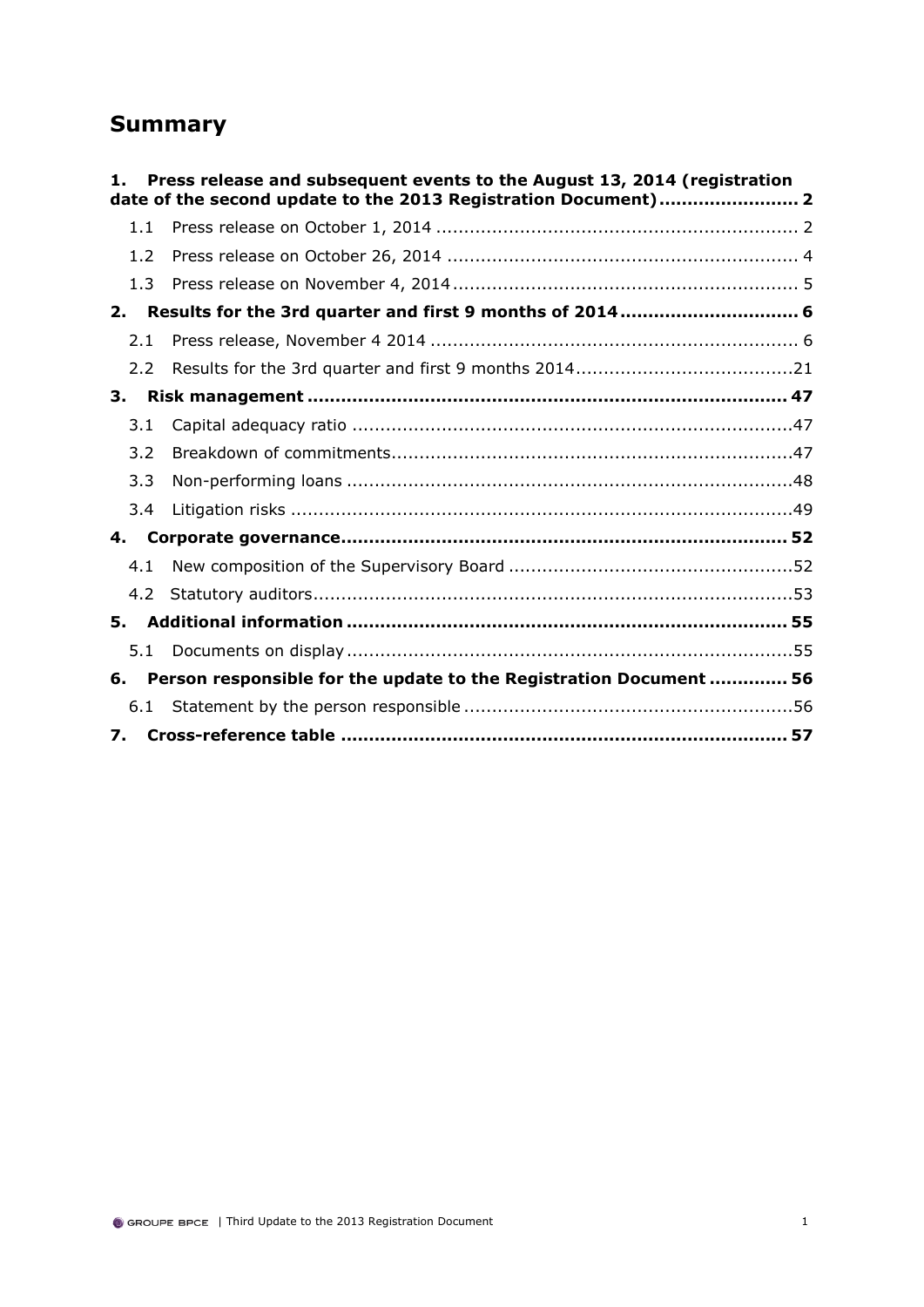# Summary

| | | |
|---|---|---|
| **1.** | **Press release and subsequent events to the August 13, 2014 (registration date of the second update to the 2013 Registration Document)** | **2** |
| 1.1 | Press release on October 1, 2014 | 2 |
| 1.2 | Press release on October 26, 2014 | 4 |
| 1.3 | Press release on November 4, 2014 | 5 |
| **2.** | **Results for the 3rd quarter and first 9 months of 2014** | **6** |
| 2.1 | Press release, November 4 2014 | 6 |
| 2.2 | Results for the 3rd quarter and first 9 months 2014 | 21 |
| **3.** | **Risk management** | **47** |
| 3.1 | Capital adequacy ratio | 47 |
| 3.2 | Breakdown of commitments | 47 |
| 3.3 | Non-performing loans | 48 |
| 3.4 | Litigation risks | 49 |
| **4.** | **Corporate governance** | **52** |
| 4.1 | New composition of the Supervisory Board | 52 |
| 4.2 | Statutory auditors | 53 |
| **5.** | **Additional information** | **55** |
| 5.1 | Documents on display | 55 |
| **6.** | **Person responsible for the update to the Registration Document** | **56** |
| 6.1 | Statement by the person responsible | 56 |
| **7.** | **Cross-reference table** | **57** |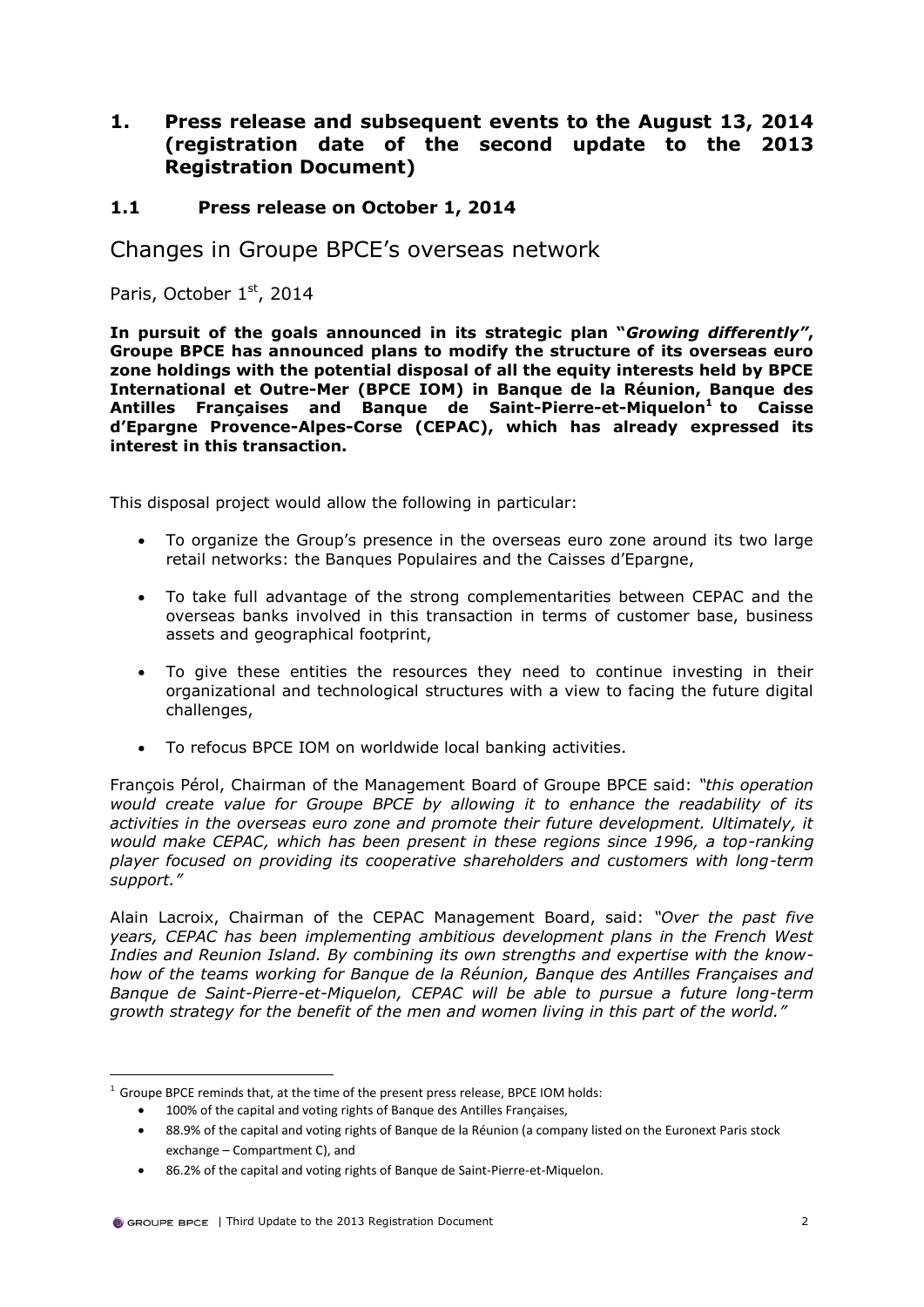# 1. Press release and subsequent events to the August 13, 2014 (registration date of the second update to the 2013 Registration Document)

## 1.1 Press release on October 1, 2014

### Changes in Groupe BPCE's overseas network

Paris, October 1st, 2014

**In pursuit of the goals announced in its strategic plan "*Growing differently*", Groupe BPCE has announced plans to modify the structure of its overseas euro zone holdings with the potential disposal of all the equity interests held by BPCE International et Outre-Mer (BPCE IOM) in Banque de la Réunion, Banque des Antilles Françaises and Banque de Saint-Pierre-et-Miquelon[1] to Caisse d'Epargne Provence-Alpes-Corse (CEPAC), which has already expressed its interest in this transaction.**

This disposal project would allow the following in particular:

- To organize the Group's presence in the overseas euro zone around its two large retail networks: the Banques Populaires and the Caisses d'Epargne,
- To take full advantage of the strong complementarities between CEPAC and the overseas banks involved in this transaction in terms of customer base, business assets and geographical footprint,
- To give these entities the resources they need to continue investing in their organizational and technological structures with a view to facing the future digital challenges,
- To refocus BPCE IOM on worldwide local banking activities.

François Pérol, Chairman of the Management Board of Groupe BPCE said: *"this operation would create value for Groupe BPCE by allowing it to enhance the readability of its activities in the overseas euro zone and promote their future development. Ultimately, it would make CEPAC, which has been present in these regions since 1996, a top-ranking player focused on providing its cooperative shareholders and customers with long-term support."*

Alain Lacroix, Chairman of the CEPAC Management Board, said: *"Over the past five years, CEPAC has been implementing ambitious development plans in the French West Indies and Reunion Island. By combining its own strengths and expertise with the know-how of the teams working for Banque de la Réunion, Banque des Antilles Françaises and Banque de Saint-Pierre-et-Miquelon, CEPAC will be able to pursue a future long-term growth strategy for the benefit of the men and women living in this part of the world."*

---

[1] Groupe BPCE reminds that, at the time of the present press release, BPCE IOM holds:

- 100% of the capital and voting rights of Banque des Antilles Françaises,
- 88.9% of the capital and voting rights of Banque de la Réunion (a company listed on the Euronext Paris stock exchange – Compartment C), and
- 86.2% of the capital and voting rights of Banque de Saint-Pierre-et-Miquelon.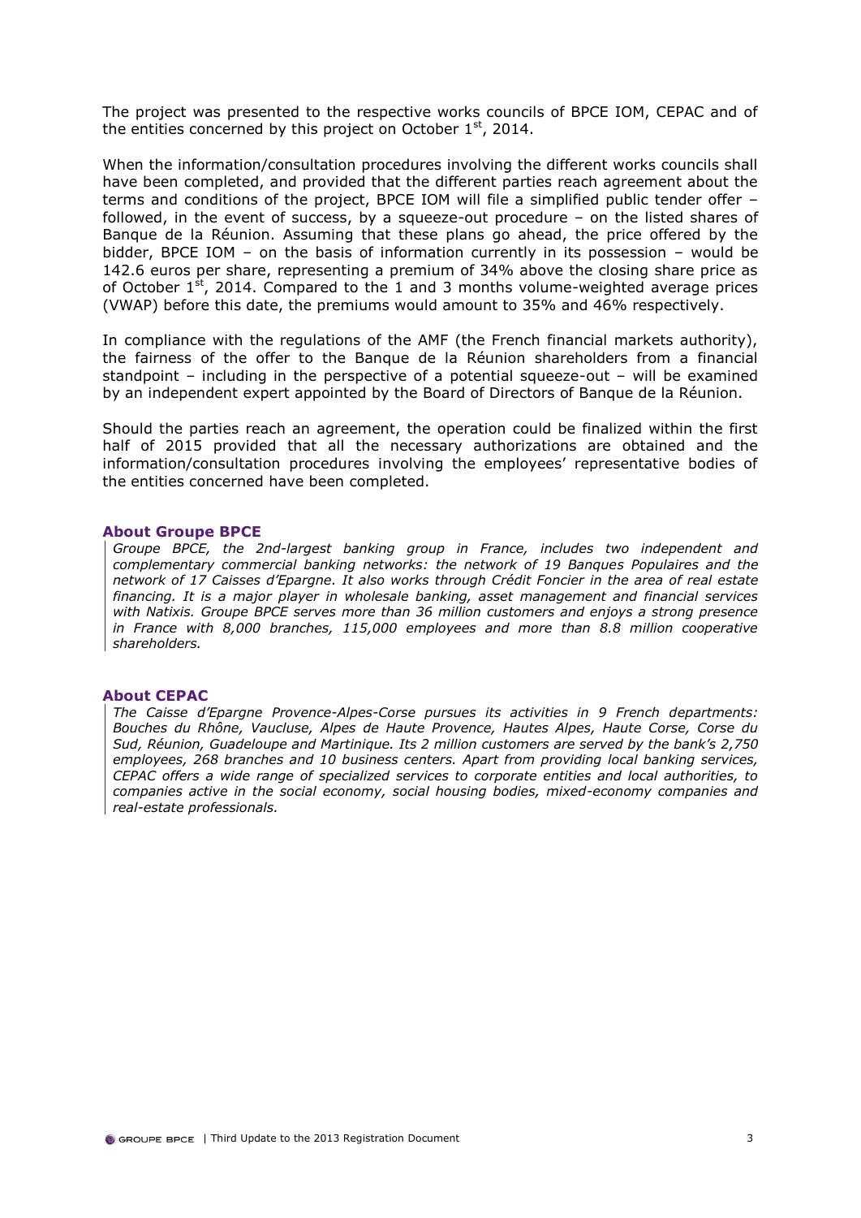The project was presented to the respective works councils of BPCE IOM, CEPAC and of the entities concerned by this project on October 1st, 2014.

When the information/consultation procedures involving the different works councils shall have been completed, and provided that the different parties reach agreement about the terms and conditions of the project, BPCE IOM will file a simplified public tender offer – followed, in the event of success, by a squeeze-out procedure – on the listed shares of Banque de la Réunion. Assuming that these plans go ahead, the price offered by the bidder, BPCE IOM – on the basis of information currently in its possession – would be 142.6 euros per share, representing a premium of 34% above the closing share price as of October 1st, 2014. Compared to the 1 and 3 months volume-weighted average prices (VWAP) before this date, the premiums would amount to 35% and 46% respectively.

In compliance with the regulations of the AMF (the French financial markets authority), the fairness of the offer to the Banque de la Réunion shareholders from a financial standpoint – including in the perspective of a potential squeeze-out – will be examined by an independent expert appointed by the Board of Directors of Banque de la Réunion.

Should the parties reach an agreement, the operation could be finalized within the first half of 2015 provided that all the necessary authorizations are obtained and the information/consultation procedures involving the employees' representative bodies of the entities concerned have been completed.

**About Groupe BPCE**

*Groupe BPCE, the 2nd-largest banking group in France, includes two independent and complementary commercial banking networks: the network of 19 Banques Populaires and the network of 17 Caisses d'Epargne. It also works through Crédit Foncier in the area of real estate financing. It is a major player in wholesale banking, asset management and financial services with Natixis. Groupe BPCE serves more than 36 million customers and enjoys a strong presence in France with 8,000 branches, 115,000 employees and more than 8.8 million cooperative shareholders.*

**About CEPAC**

*The Caisse d'Epargne Provence-Alpes-Corse pursues its activities in 9 French departments: Bouches du Rhône, Vaucluse, Alpes de Haute Provence, Hautes Alpes, Haute Corse, Corse du Sud, Réunion, Guadeloupe and Martinique. Its 2 million customers are served by the bank's 2,750 employees, 268 branches and 10 business centers. Apart from providing local banking services, CEPAC offers a wide range of specialized services to corporate entities and local authorities, to companies active in the social economy, social housing bodies, mixed-economy companies and real-estate professionals.*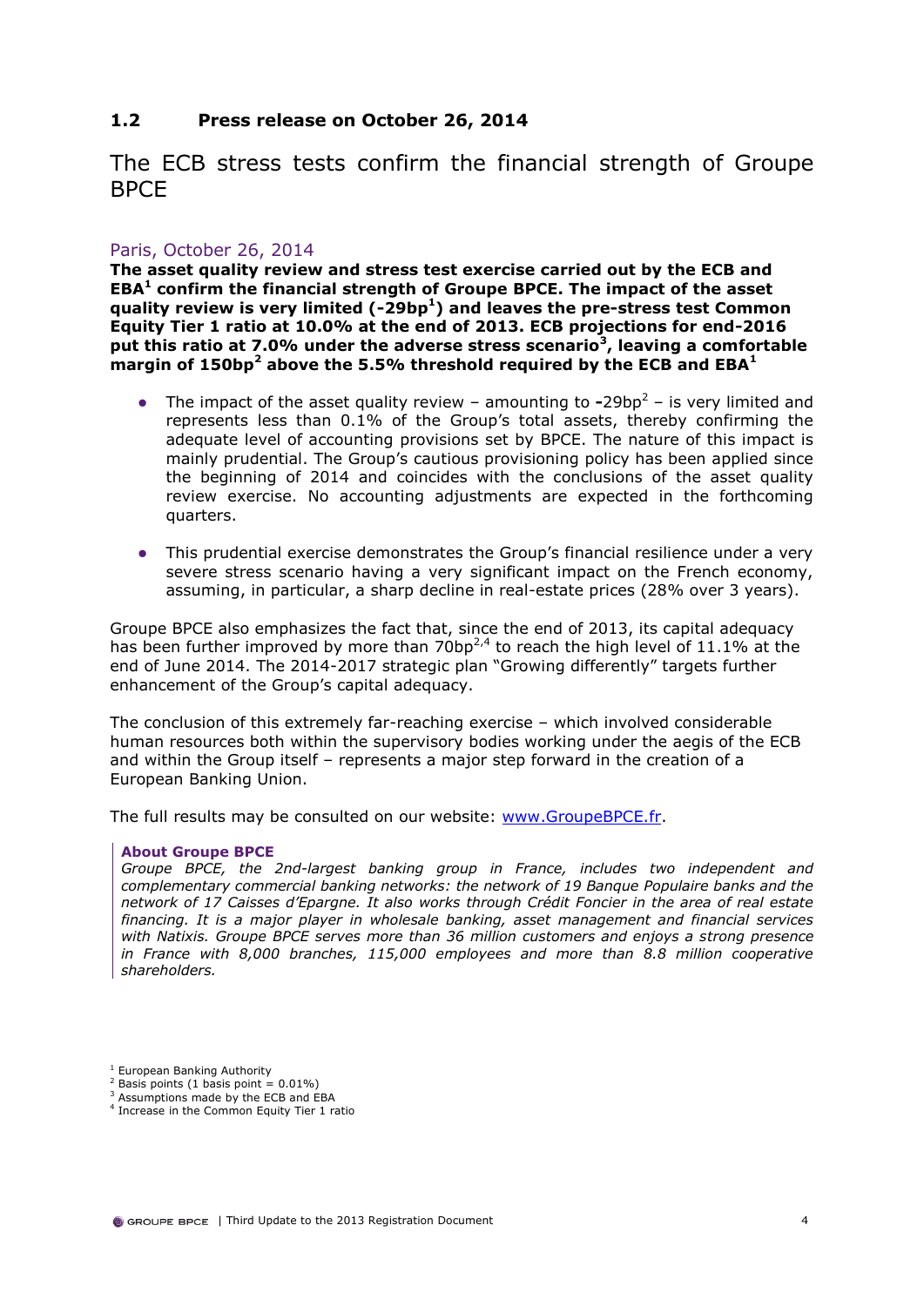## 1.2 Press release on October 26, 2014

# The ECB stress tests confirm the financial strength of Groupe BPCE

Paris, October 26, 2014

**The asset quality review and stress test exercise carried out by the ECB and EBA[1] confirm the financial strength of Groupe BPCE. The impact of the asset quality review is very limited (-29bp[1]) and leaves the pre-stress test Common Equity Tier 1 ratio at 10.0% at the end of 2013. ECB projections for end-2016 put this ratio at 7.0% under the adverse stress scenario[3], leaving a comfortable margin of 150bp[2] above the 5.5% threshold required by the ECB and EBA[1]**

- The impact of the asset quality review – amounting to **-**29bp[2] – is very limited and represents less than 0.1% of the Group's total assets, thereby confirming the adequate level of accounting provisions set by BPCE. The nature of this impact is mainly prudential. The Group's cautious provisioning policy has been applied since the beginning of 2014 and coincides with the conclusions of the asset quality review exercise. No accounting adjustments are expected in the forthcoming quarters.
- This prudential exercise demonstrates the Group's financial resilience under a very severe stress scenario having a very significant impact on the French economy, assuming, in particular, a sharp decline in real-estate prices (28% over 3 years).

Groupe BPCE also emphasizes the fact that, since the end of 2013, its capital adequacy has been further improved by more than 70bp[2,4] to reach the high level of 11.1% at the end of June 2014. The 2014-2017 strategic plan "Growing differently" targets further enhancement of the Group's capital adequacy.

The conclusion of this extremely far-reaching exercise – which involved considerable human resources both within the supervisory bodies working under the aegis of the ECB and within the Group itself – represents a major step forward in the creation of a European Banking Union.

The full results may be consulted on our website: [www.GroupeBPCE.fr](www.GroupeBPCE.fr).

**About Groupe BPCE**

*Groupe BPCE, the 2nd-largest banking group in France, includes two independent and complementary commercial banking networks: the network of 19 Banque Populaire banks and the network of 17 Caisses d'Epargne. It also works through Crédit Foncier in the area of real estate financing. It is a major player in wholesale banking, asset management and financial services with Natixis. Groupe BPCE serves more than 36 million customers and enjoys a strong presence in France with 8,000 branches, 115,000 employees and more than 8.8 million cooperative shareholders.*

[1] European Banking Authority
[2] Basis points (1 basis point = 0.01%)
[3] Assumptions made by the ECB and EBA
[4] Increase in the Common Equity Tier 1 ratio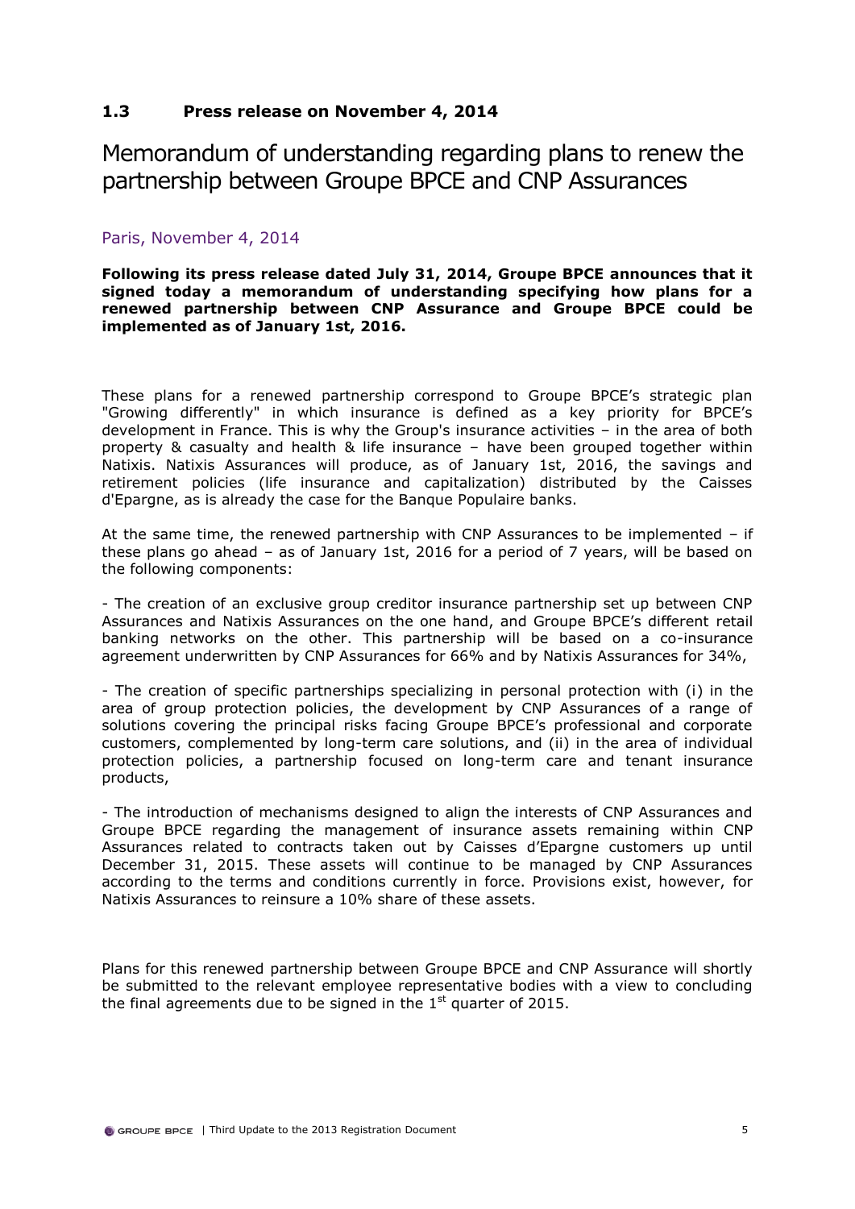### 1.3 Press release on November 4, 2014

## Memorandum of understanding regarding plans to renew the partnership between Groupe BPCE and CNP Assurances

Paris, November 4, 2014

**Following its press release dated July 31, 2014, Groupe BPCE announces that it signed today a memorandum of understanding specifying how plans for a renewed partnership between CNP Assurance and Groupe BPCE could be implemented as of January 1st, 2016.**

These plans for a renewed partnership correspond to Groupe BPCE's strategic plan "Growing differently" in which insurance is defined as a key priority for BPCE's development in France. This is why the Group's insurance activities – in the area of both property & casualty and health & life insurance – have been grouped together within Natixis. Natixis Assurances will produce, as of January 1st, 2016, the savings and retirement policies (life insurance and capitalization) distributed by the Caisses d'Epargne, as is already the case for the Banque Populaire banks.

At the same time, the renewed partnership with CNP Assurances to be implemented – if these plans go ahead – as of January 1st, 2016 for a period of 7 years, will be based on the following components:

- The creation of an exclusive group creditor insurance partnership set up between CNP Assurances and Natixis Assurances on the one hand, and Groupe BPCE's different retail banking networks on the other. This partnership will be based on a co-insurance agreement underwritten by CNP Assurances for 66% and by Natixis Assurances for 34%,

- The creation of specific partnerships specializing in personal protection with (i) in the area of group protection policies, the development by CNP Assurances of a range of solutions covering the principal risks facing Groupe BPCE's professional and corporate customers, complemented by long-term care solutions, and (ii) in the area of individual protection policies, a partnership focused on long-term care and tenant insurance products,

- The introduction of mechanisms designed to align the interests of CNP Assurances and Groupe BPCE regarding the management of insurance assets remaining within CNP Assurances related to contracts taken out by Caisses d'Epargne customers up until December 31, 2015. These assets will continue to be managed by CNP Assurances according to the terms and conditions currently in force. Provisions exist, however, for Natixis Assurances to reinsure a 10% share of these assets.

Plans for this renewed partnership between Groupe BPCE and CNP Assurance will shortly be submitted to the relevant employee representative bodies with a view to concluding the final agreements due to be signed in the 1st quarter of 2015.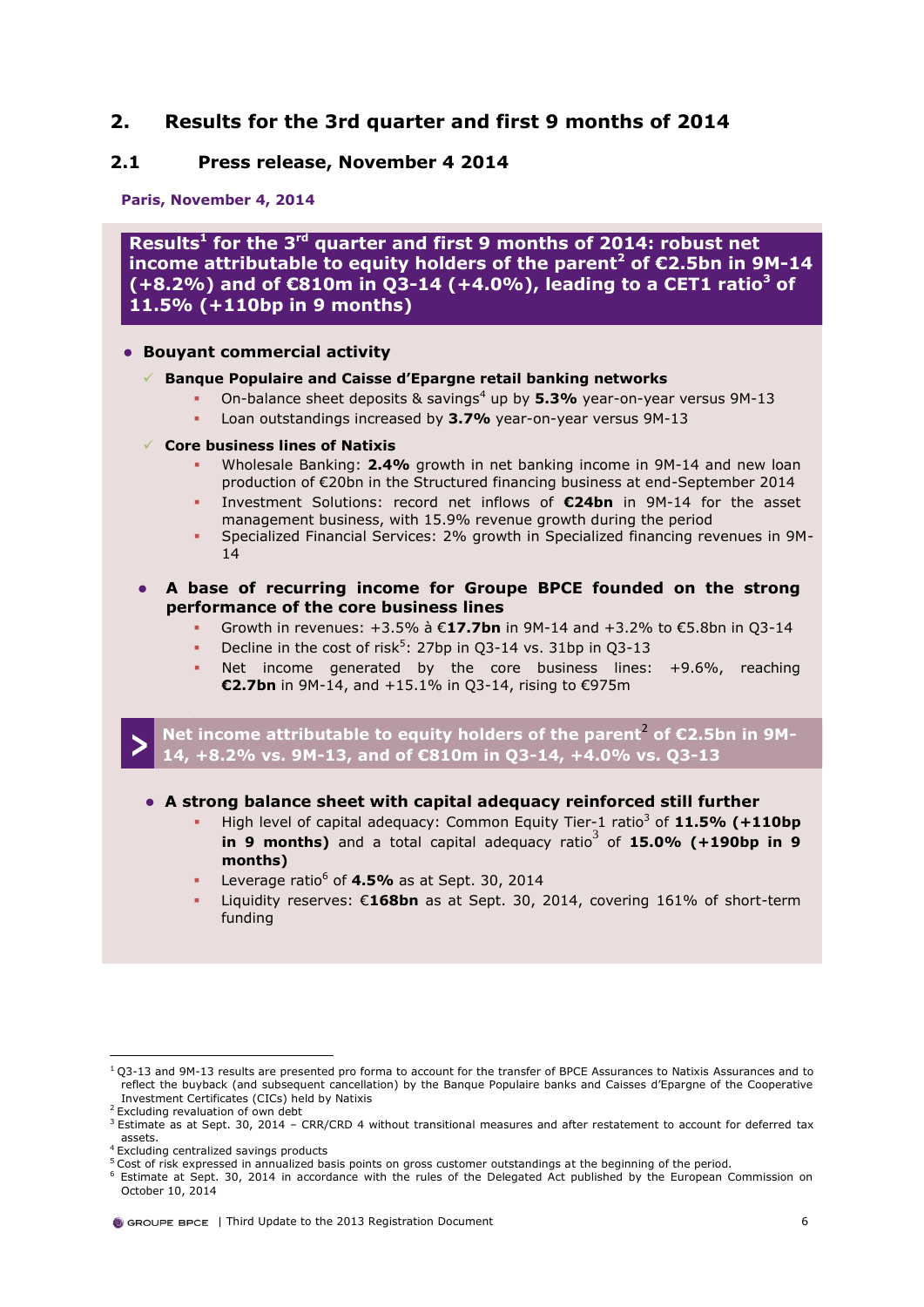## 2. Results for the 3rd quarter and first 9 months of 2014

### 2.1 Press release, November 4 2014

**Paris, November 4, 2014**

**Results[1] for the 3rd quarter and first 9 months of 2014: robust net income attributable to equity holders of the parent[2] of €2.5bn in 9M-14 (+8.2%) and of €810m in Q3-14 (+4.0%), leading to a CET1 ratio[3] of 11.5% (+110bp in 9 months)**

- **Bouyant commercial activity**
  - **Banque Populaire and Caisse d'Epargne retail banking networks**
    - On-balance sheet deposits & savings[4] up by **5.3%** year-on-year versus 9M-13
    - Loan outstandings increased by **3.7%** year-on-year versus 9M-13
  - **Core business lines of Natixis**
    - Wholesale Banking: **2.4%** growth in net banking income in 9M-14 and new loan production of €20bn in the Structured financing business at end-September 2014
    - Investment Solutions: record net inflows of **€24bn** in 9M-14 for the asset management business, with 15.9% revenue growth during the period
    - Specialized Financial Services: 2% growth in Specialized financing revenues in 9M-14

- **A base of recurring income for Groupe BPCE founded on the strong performance of the core business lines**
  - Growth in revenues: +3.5% à **€17.7bn** in 9M-14 and +3.2% to €5.8bn in Q3-14
  - Decline in the cost of risk[5]: 27bp in Q3-14 vs. 31bp in Q3-13
  - Net income generated by the core business lines: +9.6%, reaching **€2.7bn** in 9M-14, and +15.1% in Q3-14, rising to €975m

**> Net income attributable to equity holders of the parent[2] of €2.5bn in 9M-14, +8.2% vs. 9M-13, and of €810m in Q3-14, +4.0% vs. Q3-13**

- **A strong balance sheet with capital adequacy reinforced still further**
  - High level of capital adequacy: Common Equity Tier-1 ratio[3] of **11.5% (+110bp in 9 months)** and a total capital adequacy ratio[3] of **15.0% (+190bp in 9 months)**
  - Leverage ratio[6] of **4.5%** as at Sept. 30, 2014
  - Liquidity reserves: €**168bn** as at Sept. 30, 2014, covering 161% of short-term funding

---

[1] Q3-13 and 9M-13 results are presented pro forma to account for the transfer of BPCE Assurances to Natixis Assurances and to reflect the buyback (and subsequent cancellation) by the Banque Populaire banks and Caisses d'Epargne of the Cooperative Investment Certificates (CICs) held by Natixis

[2] Excluding revaluation of own debt

[3] Estimate as at Sept. 30, 2014 – CRR/CRD 4 without transitional measures and after restatement to account for deferred tax assets.

[4] Excluding centralized savings products

[5] Cost of risk expressed in annualized basis points on gross customer outstandings at the beginning of the period.

[6] Estimate at Sept. 30, 2014 in accordance with the rules of the Delegated Act published by the European Commission on October 10, 2014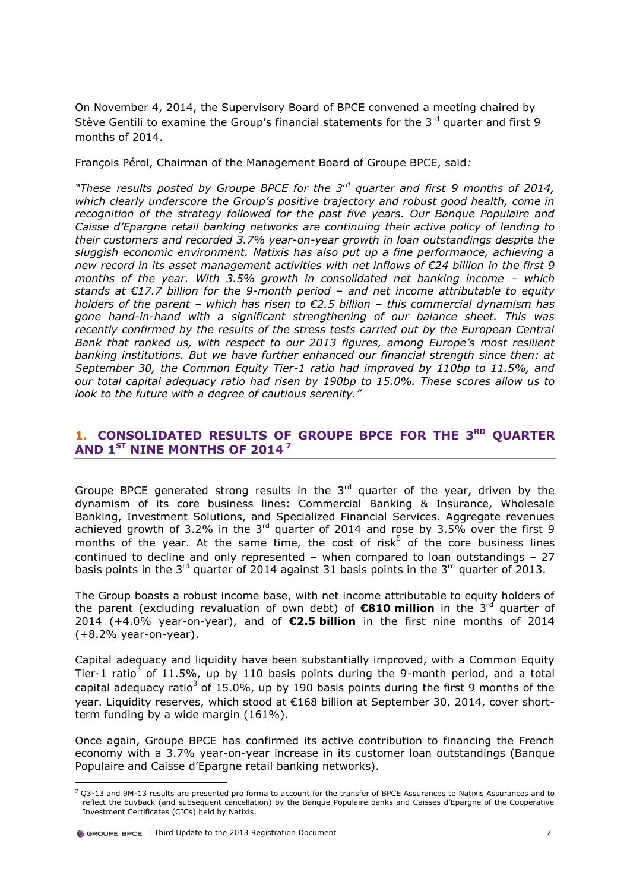On November 4, 2014, the Supervisory Board of BPCE convened a meeting chaired by Stève Gentili to examine the Group's financial statements for the 3rd quarter and first 9 months of 2014.

François Pérol, Chairman of the Management Board of Groupe BPCE, said*:*

*"These results posted by Groupe BPCE for the 3rd quarter and first 9 months of 2014, which clearly underscore the Group's positive trajectory and robust good health, come in recognition of the strategy followed for the past five years. Our Banque Populaire and Caisse d'Epargne retail banking networks are continuing their active policy of lending to their customers and recorded 3.7% year-on-year growth in loan outstandings despite the sluggish economic environment. Natixis has also put up a fine performance, achieving a new record in its asset management activities with net inflows of €24 billion in the first 9 months of the year. With 3.5% growth in consolidated net banking income – which stands at €17.7 billion for the 9-month period – and net income attributable to equity holders of the parent – which has risen to €2.5 billion – this commercial dynamism has gone hand-in-hand with a significant strengthening of our balance sheet. This was recently confirmed by the results of the stress tests carried out by the European Central Bank that ranked us, with respect to our 2013 figures, among Europe's most resilient banking institutions. But we have further enhanced our financial strength since then: at September 30, the Common Equity Tier-1 ratio had improved by 110bp to 11.5%, and our total capital adequacy ratio had risen by 190bp to 15.0%. These scores allow us to look to the future with a degree of cautious serenity."*

## 1. CONSOLIDATED RESULTS OF GROUPE BPCE FOR THE 3RD QUARTER AND 1ST NINE MONTHS OF 2014 [7]

Groupe BPCE generated strong results in the 3rd quarter of the year, driven by the dynamism of its core business lines: Commercial Banking & Insurance, Wholesale Banking, Investment Solutions, and Specialized Financial Services. Aggregate revenues achieved growth of 3.2% in the 3rd quarter of 2014 and rose by 3.5% over the first 9 months of the year. At the same time, the cost of risk[5] of the core business lines continued to decline and only represented – when compared to loan outstandings – 27 basis points in the 3rd quarter of 2014 against 31 basis points in the 3rd quarter of 2013.

The Group boasts a robust income base, with net income attributable to equity holders of the parent (excluding revaluation of own debt) of **€810 million** in the 3rd quarter of 2014 (+4.0% year-on-year), and of **€2.5 billion** in the first nine months of 2014 (+8.2% year-on-year).

Capital adequacy and liquidity have been substantially improved, with a Common Equity Tier-1 ratio[3] of 11.5%, up by 110 basis points during the 9-month period, and a total capital adequacy ratio[3] of 15.0%, up by 190 basis points during the first 9 months of the year. Liquidity reserves, which stood at €168 billion at September 30, 2014, cover short-term funding by a wide margin (161%).

Once again, Groupe BPCE has confirmed its active contribution to financing the French economy with a 3.7% year-on-year increase in its customer loan outstandings (Banque Populaire and Caisse d'Epargne retail banking networks).

[7] Q3-13 and 9M-13 results are presented pro forma to account for the transfer of BPCE Assurances to Natixis Assurances and to reflect the buyback (and subsequent cancellation) by the Banque Populaire banks and Caisses d'Epargne of the Cooperative Investment Certificates (CICs) held by Natixis.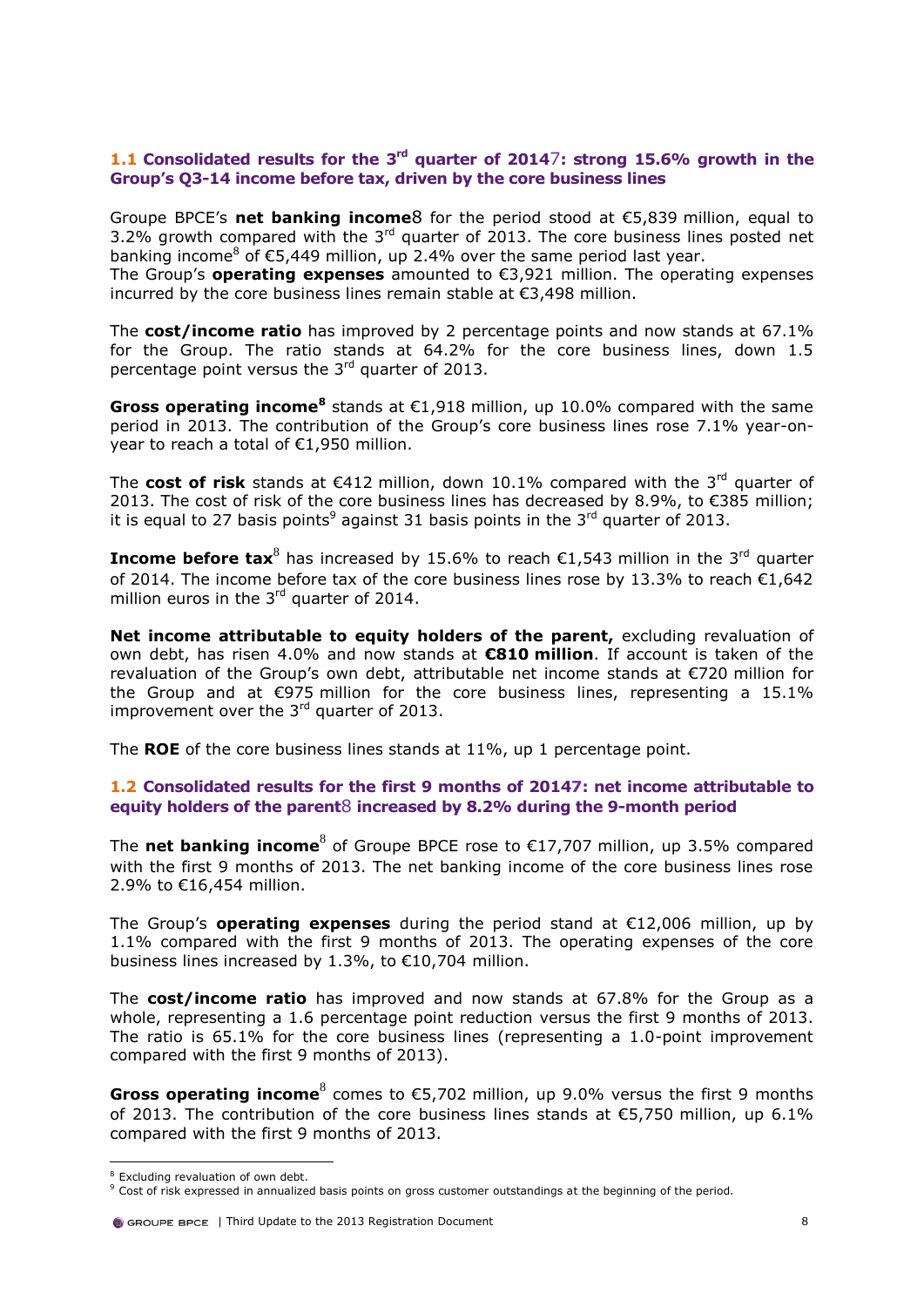### 1.1 Consolidated results for the 3rd quarter of 20147: strong 15.6% growth in the Group's Q3-14 income before tax, driven by the core business lines

Groupe BPCE's **net banking income**8 for the period stood at €5,839 million, equal to 3.2% growth compared with the 3rd quarter of 2013. The core business lines posted net banking income[8] of €5,449 million, up 2.4% over the same period last year.
The Group's **operating expenses** amounted to €3,921 million. The operating expenses incurred by the core business lines remain stable at €3,498 million.

The **cost/income ratio** has improved by 2 percentage points and now stands at 67.1% for the Group. The ratio stands at 64.2% for the core business lines, down 1.5 percentage point versus the 3rd quarter of 2013.

**Gross operating income[8]** stands at €1,918 million, up 10.0% compared with the same period in 2013. The contribution of the Group's core business lines rose 7.1% year-on-year to reach a total of €1,950 million.

The **cost of risk** stands at €412 million, down 10.1% compared with the 3rd quarter of 2013. The cost of risk of the core business lines has decreased by 8.9%, to €385 million; it is equal to 27 basis points[9] against 31 basis points in the 3rd quarter of 2013.

**Income before tax**[8] has increased by 15.6% to reach €1,543 million in the 3rd quarter of 2014. The income before tax of the core business lines rose by 13.3% to reach €1,642 million euros in the 3rd quarter of 2014.

**Net income attributable to equity holders of the parent,** excluding revaluation of own debt, has risen 4.0% and now stands at **€810 million**. If account is taken of the revaluation of the Group's own debt, attributable net income stands at €720 million for the Group and at €975 million for the core business lines, representing a 15.1% improvement over the 3rd quarter of 2013.

The **ROE** of the core business lines stands at 11%, up 1 percentage point.

### 1.2 Consolidated results for the first 9 months of 20147: net income attributable to equity holders of the parent8 increased by 8.2% during the 9-month period

The **net banking income**[8] of Groupe BPCE rose to €17,707 million, up 3.5% compared with the first 9 months of 2013. The net banking income of the core business lines rose 2.9% to €16,454 million.

The Group's **operating expenses** during the period stand at €12,006 million, up by 1.1% compared with the first 9 months of 2013. The operating expenses of the core business lines increased by 1.3%, to €10,704 million.

The **cost/income ratio** has improved and now stands at 67.8% for the Group as a whole, representing a 1.6 percentage point reduction versus the first 9 months of 2013. The ratio is 65.1% for the core business lines (representing a 1.0-point improvement compared with the first 9 months of 2013).

**Gross operating income**[8] comes to €5,702 million, up 9.0% versus the first 9 months of 2013. The contribution of the core business lines stands at €5,750 million, up 6.1% compared with the first 9 months of 2013.

---

[8] Excluding revaluation of own debt.
[9] Cost of risk expressed in annualized basis points on gross customer outstandings at the beginning of the period.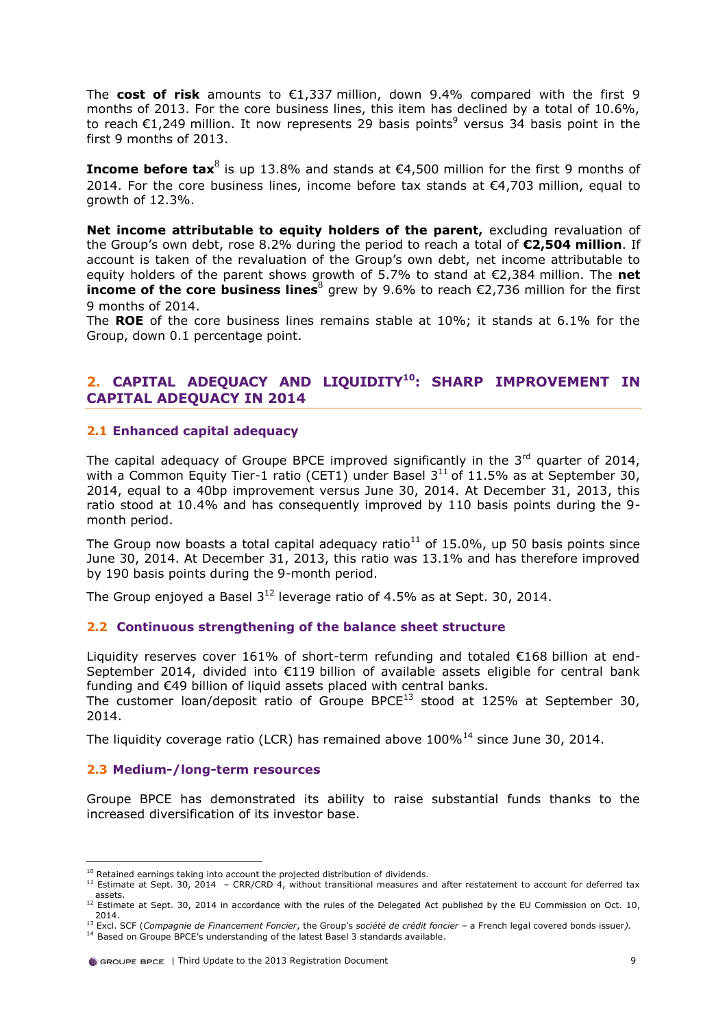The **cost of risk** amounts to €1,337 million, down 9.4% compared with the first 9 months of 2013. For the core business lines, this item has declined by a total of 10.6%, to reach €1,249 million. It now represents 29 basis points[9] versus 34 basis point in the first 9 months of 2013.

**Income before tax**[8] is up 13.8% and stands at €4,500 million for the first 9 months of 2014. For the core business lines, income before tax stands at €4,703 million, equal to growth of 12.3%.

**Net income attributable to equity holders of the parent,** excluding revaluation of the Group's own debt, rose 8.2% during the period to reach a total of **€2,504 million**. If account is taken of the revaluation of the Group's own debt, net income attributable to equity holders of the parent shows growth of 5.7% to stand at €2,384 million. The **net income of the core business lines**[8] grew by 9.6% to reach €2,736 million for the first 9 months of 2014.

The **ROE** of the core business lines remains stable at 10%; it stands at 6.1% for the Group, down 0.1 percentage point.

## 2. CAPITAL ADEQUACY AND LIQUIDITY[10]: SHARP IMPROVEMENT IN CAPITAL ADEQUACY IN 2014

### 2.1 Enhanced capital adequacy

The capital adequacy of Groupe BPCE improved significantly in the 3rd quarter of 2014, with a Common Equity Tier-1 ratio (CET1) under Basel 3[11] of 11.5% as at September 30, 2014, equal to a 40bp improvement versus June 30, 2014. At December 31, 2013, this ratio stood at 10.4% and has consequently improved by 110 basis points during the 9-month period.

The Group now boasts a total capital adequacy ratio[11] of 15.0%, up 50 basis points since June 30, 2014. At December 31, 2013, this ratio was 13.1% and has therefore improved by 190 basis points during the 9-month period.

The Group enjoyed a Basel 3[12] leverage ratio of 4.5% as at Sept. 30, 2014.

### 2.2 Continuous strengthening of the balance sheet structure

Liquidity reserves cover 161% of short-term refunding and totaled €168 billion at end-September 2014, divided into €119 billion of available assets eligible for central bank funding and €49 billion of liquid assets placed with central banks.

The customer loan/deposit ratio of Groupe BPCE[13] stood at 125% at September 30, 2014.

The liquidity coverage ratio (LCR) has remained above 100%[14] since June 30, 2014.

### 2.3 Medium-/long-term resources

Groupe BPCE has demonstrated its ability to raise substantial funds thanks to the increased diversification of its investor base.

---

[10] Retained earnings taking into account the projected distribution of dividends.

[11] Estimate at Sept. 30, 2014 – CRR/CRD 4, without transitional measures and after restatement to account for deferred tax assets.

[12] Estimate at Sept. 30, 2014 in accordance with the rules of the Delegated Act published by the EU Commission on Oct. 10, 2014.

[13] Excl. SCF (*Compagnie de Financement Foncier*, the Group's *société de crédit foncier* – a French legal covered bonds issuer*).*

[14] Based on Groupe BPCE's understanding of the latest Basel 3 standards available.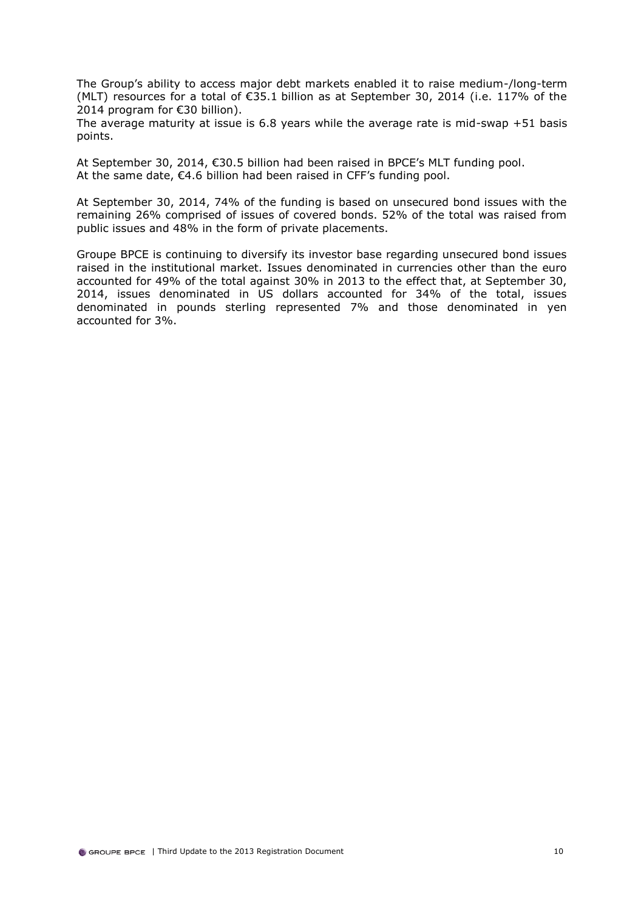The Group's ability to access major debt markets enabled it to raise medium-/long-term (MLT) resources for a total of €35.1 billion as at September 30, 2014 (i.e. 117% of the 2014 program for €30 billion).
The average maturity at issue is 6.8 years while the average rate is mid-swap +51 basis points.

At September 30, 2014, €30.5 billion had been raised in BPCE's MLT funding pool.
At the same date, €4.6 billion had been raised in CFF's funding pool.

At September 30, 2014, 74% of the funding is based on unsecured bond issues with the remaining 26% comprised of issues of covered bonds. 52% of the total was raised from public issues and 48% in the form of private placements.

Groupe BPCE is continuing to diversify its investor base regarding unsecured bond issues raised in the institutional market. Issues denominated in currencies other than the euro accounted for 49% of the total against 30% in 2013 to the effect that, at September 30, 2014, issues denominated in US dollars accounted for 34% of the total, issues denominated in pounds sterling represented 7% and those denominated in yen accounted for 3%.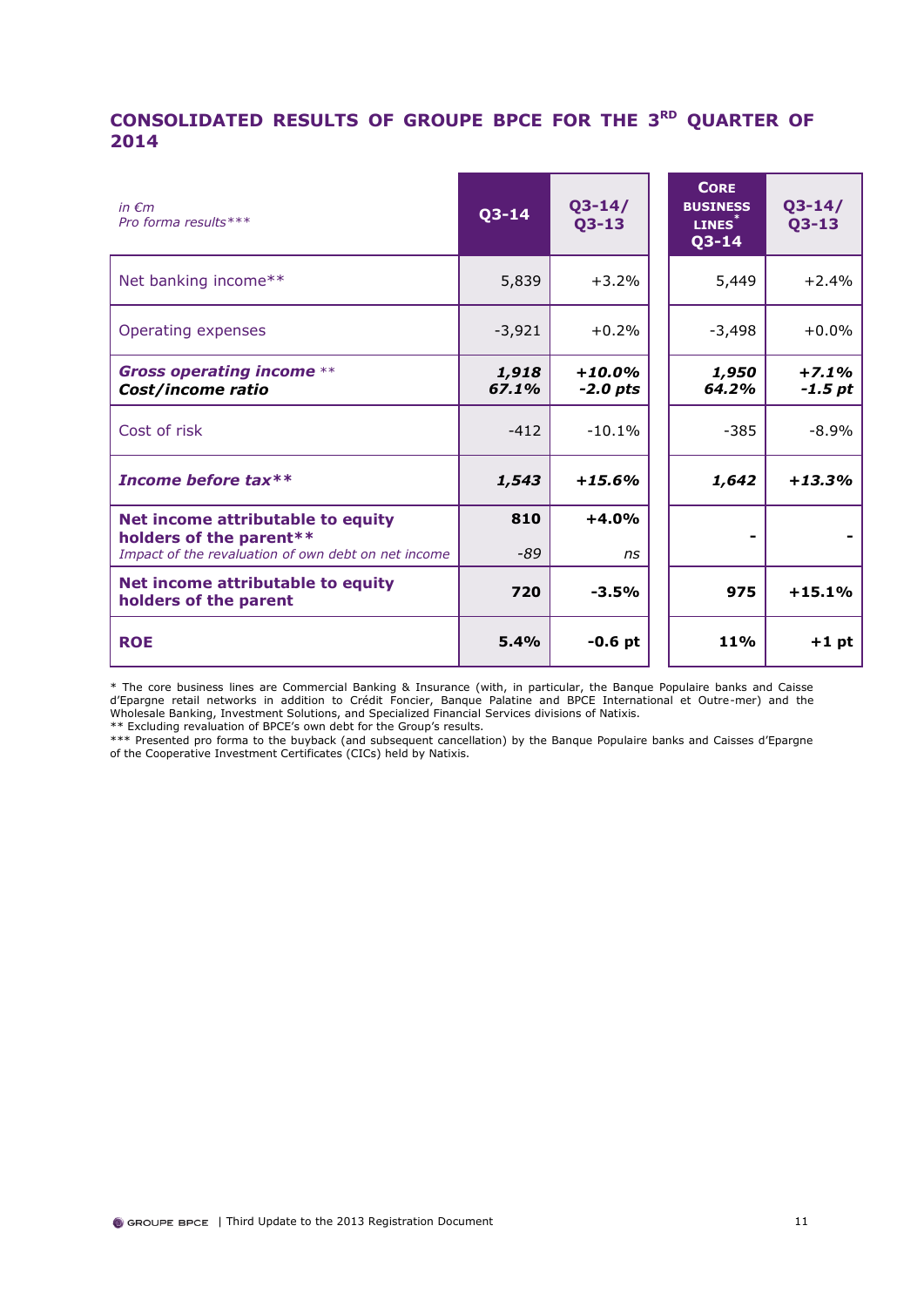## CONSOLIDATED RESULTS OF GROUPE BPCE FOR THE 3RD QUARTER OF 2014

| *in €m*<br>*Pro forma results**** | Q3-14 | Q3-14/<br>Q3-13 | Core business lines*<br>Q3-14 | Q3-14/<br>Q3-13 |
|---|---|---|---|---|
| Net banking income** | 5,839 | +3.2% | 5,449 | +2.4% |
| Operating expenses | -3,921 | +0.2% | -3,498 | +0.0% |
| ***Gross operating income*** **<br>***Cost/income ratio*** | ***1,918***<br>***67.1%*** | ***+10.0%***<br>***-2.0 pts*** | ***1,950***<br>***64.2%*** | ***+7.1%***<br>***-1.5 pt*** |
| Cost of risk | -412 | -10.1% | -385 | -8.9% |
| ***Income before tax**** | ***1,543*** | ***+15.6%*** | ***1,642*** | ***+13.3%*** |
| **Net income attributable to equity holders of the parent****<br>*Impact of the revaluation of own debt on net income* | **810**<br>*-89* | **+4.0%**<br>*ns* | - | - |
| **Net income attributable to equity holders of the parent** | **720** | **-3.5%** | **975** | **+15.1%** |
| **ROE** | **5.4%** | **-0.6 pt** | **11%** | **+1 pt** |

\* The core business lines are Commercial Banking & Insurance (with, in particular, the Banque Populaire banks and Caisse d'Epargne retail networks in addition to Crédit Foncier, Banque Palatine and BPCE International et Outre-mer) and the Wholesale Banking, Investment Solutions, and Specialized Financial Services divisions of Natixis.

** Excluding revaluation of BPCE's own debt for the Group's results.

*** Presented pro forma to the buyback (and subsequent cancellation) by the Banque Populaire banks and Caisses d'Epargne of the Cooperative Investment Certificates (CICs) held by Natixis.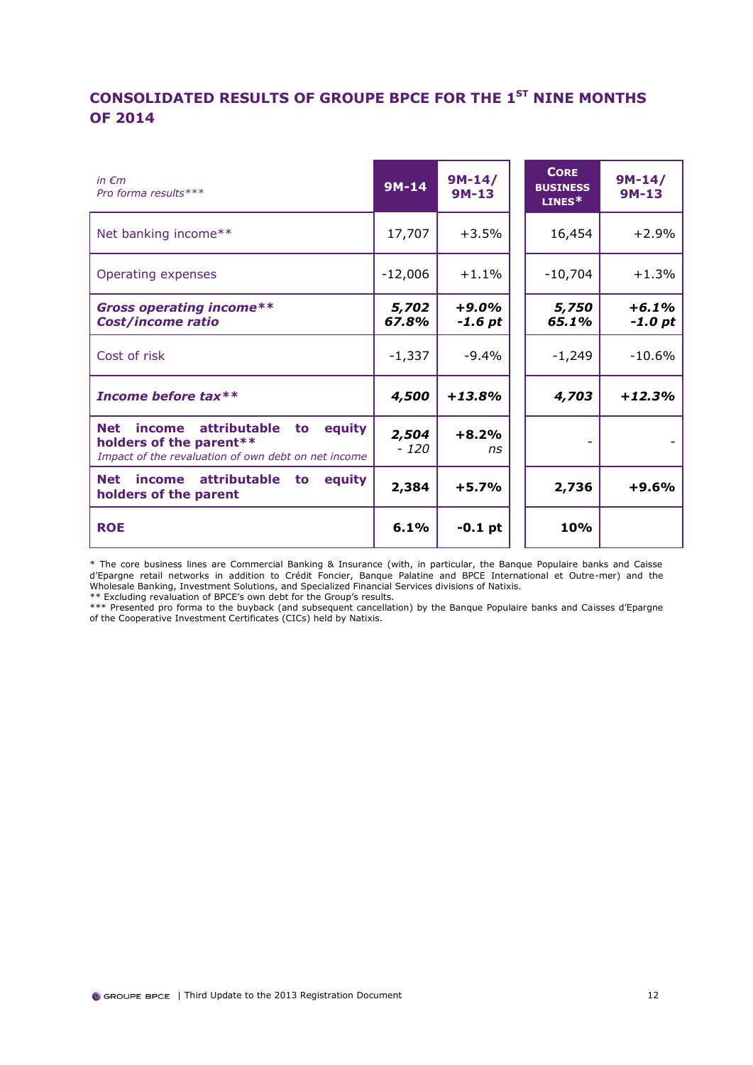## CONSOLIDATED RESULTS OF GROUPE BPCE FOR THE 1[ST] NINE MONTHS OF 2014

| *in €m* *Pro forma results\*\*\** | 9M-14 | 9M-14/ 9M-13 | CORE BUSINESS LINES* | 9M-14/ 9M-13 |
|---|---|---|---|---|
| Net banking income** | 17,707 | +3.5% | 16,454 | +2.9% |
| Operating expenses | -12,006 | +1.1% | -10,704 | +1.3% |
| ***Gross operating income\*\**** ***Cost/income ratio*** | ***5,702*** ***67.8%*** | ***+9.0%*** ***-1.6 pt*** | ***5,750*** ***65.1%*** | ***+6.1%*** ***-1.0 pt*** |
| Cost of risk | -1,337 | -9.4% | -1,249 | -10.6% |
| ***Income before tax\*\**** | ***4,500*** | ***+13.8%*** | ***4,703*** | ***+12.3%*** |
| **Net income attributable to equity holders of the parent\*\*** *Impact of the revaluation of own debt on net income* | **2,504** *- 120* | **+8.2%** *ns* | - | - |
| **Net income attributable to equity holders of the parent** | **2,384** | **+5.7%** | **2,736** | **+9.6%** |
| **ROE** | **6.1%** | **-0.1 pt** | **10%** | |

\* The core business lines are Commercial Banking & Insurance (with, in particular, the Banque Populaire banks and Caisse d'Epargne retail networks in addition to Crédit Foncier, Banque Palatine and BPCE International et Outre-mer) and the Wholesale Banking, Investment Solutions, and Specialized Financial Services divisions of Natixis.

\** Excluding revaluation of BPCE's own debt for the Group's results.

\*** Presented pro forma to the buyback (and subsequent cancellation) by the Banque Populaire banks and Caisses d'Epargne of the Cooperative Investment Certificates (CICs) held by Natixis.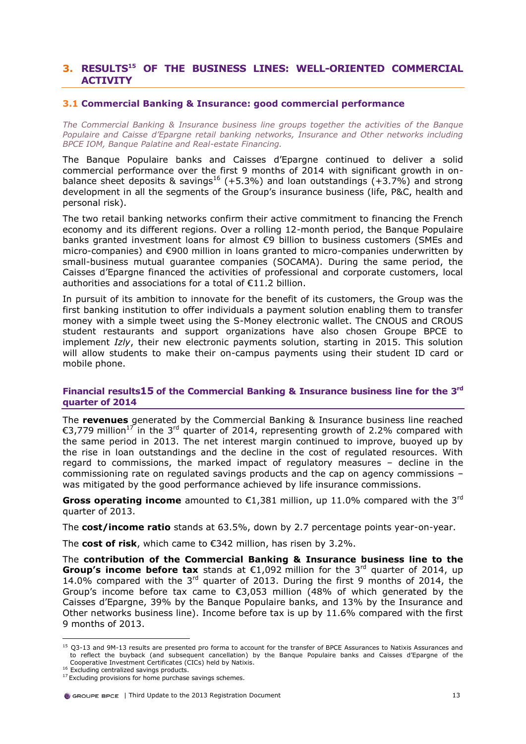## 3. RESULTS[15] OF THE BUSINESS LINES: WELL-ORIENTED COMMERCIAL ACTIVITY

### 3.1 Commercial Banking & Insurance: good commercial performance

*The Commercial Banking & Insurance business line groups together the activities of the Banque Populaire and Caisse d'Epargne retail banking networks, Insurance and Other networks including BPCE IOM, Banque Palatine and Real-estate Financing.*

The Banque Populaire banks and Caisses d'Epargne continued to deliver a solid commercial performance over the first 9 months of 2014 with significant growth in on-balance sheet deposits & savings[16] (+5.3%) and loan outstandings (+3.7%) and strong development in all the segments of the Group's insurance business (life, P&C, health and personal risk).

The two retail banking networks confirm their active commitment to financing the French economy and its different regions. Over a rolling 12-month period, the Banque Populaire banks granted investment loans for almost €9 billion to business customers (SMEs and micro-companies) and €900 million in loans granted to micro-companies underwritten by small-business mutual guarantee companies (SOCAMA). During the same period, the Caisses d'Epargne financed the activities of professional and corporate customers, local authorities and associations for a total of €11.2 billion.

In pursuit of its ambition to innovate for the benefit of its customers, the Group was the first banking institution to offer individuals a payment solution enabling them to transfer money with a simple tweet using the S-Money electronic wallet. The CNOUS and CROUS student restaurants and support organizations have also chosen Groupe BPCE to implement *Izly*, their new electronic payments solution, starting in 2015. This solution will allow students to make their on-campus payments using their student ID card or mobile phone.

#### Financial results15 of the Commercial Banking & Insurance business line for the 3rd quarter of 2014

The **revenues** generated by the Commercial Banking & Insurance business line reached €3,779 million[17] in the 3rd quarter of 2014, representing growth of 2.2% compared with the same period in 2013. The net interest margin continued to improve, buoyed up by the rise in loan outstandings and the decline in the cost of regulated resources. With regard to commissions, the marked impact of regulatory measures – decline in the commissioning rate on regulated savings products and the cap on agency commissions – was mitigated by the good performance achieved by life insurance commissions.

**Gross operating income** amounted to €1,381 million, up 11.0% compared with the 3rd quarter of 2013.

The **cost/income ratio** stands at 63.5%, down by 2.7 percentage points year-on-year.

The **cost of risk**, which came to €342 million, has risen by 3.2%.

The **contribution of the Commercial Banking & Insurance business line to the Group's income before tax** stands at €1,092 million for the 3rd quarter of 2014, up 14.0% compared with the 3rd quarter of 2013. During the first 9 months of 2014, the Group's income before tax came to €3,053 million (48% of which generated by the Caisses d'Epargne, 39% by the Banque Populaire banks, and 13% by the Insurance and Other networks business line). Income before tax is up by 11.6% compared with the first 9 months of 2013.

---

[15] Q3-13 and 9M-13 results are presented pro forma to account for the transfer of BPCE Assurances to Natixis Assurances and to reflect the buyback (and subsequent cancellation) by the Banque Populaire banks and Caisses d'Epargne of the Cooperative Investment Certificates (CICs) held by Natixis.

[16] Excluding centralized savings products.

[17] Excluding provisions for home purchase savings schemes.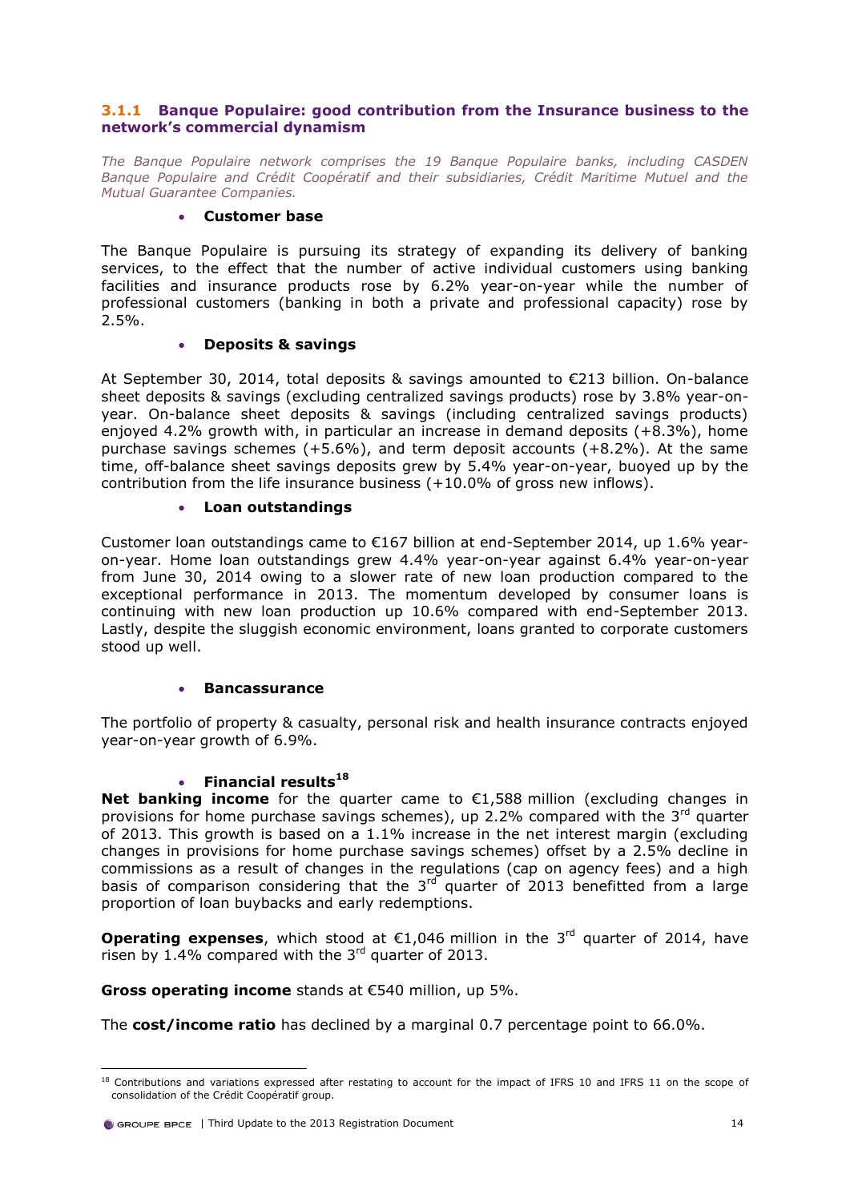### 3.1.1 Banque Populaire: good contribution from the Insurance business to the network's commercial dynamism

*The Banque Populaire network comprises the 19 Banque Populaire banks, including CASDEN Banque Populaire and Crédit Coopératif and their subsidiaries, Crédit Maritime Mutuel and the Mutual Guarantee Companies.*

- **Customer base**

The Banque Populaire is pursuing its strategy of expanding its delivery of banking services, to the effect that the number of active individual customers using banking facilities and insurance products rose by 6.2% year-on-year while the number of professional customers (banking in both a private and professional capacity) rose by 2.5%.

- **Deposits & savings**

At September 30, 2014, total deposits & savings amounted to €213 billion. On-balance sheet deposits & savings (excluding centralized savings products) rose by 3.8% year-on-year. On-balance sheet deposits & savings (including centralized savings products) enjoyed 4.2% growth with, in particular an increase in demand deposits (+8.3%), home purchase savings schemes (+5.6%), and term deposit accounts (+8.2%). At the same time, off-balance sheet savings deposits grew by 5.4% year-on-year, buoyed up by the contribution from the life insurance business (+10.0% of gross new inflows).

- **Loan outstandings**

Customer loan outstandings came to €167 billion at end-September 2014, up 1.6% year-on-year. Home loan outstandings grew 4.4% year-on-year against 6.4% year-on-year from June 30, 2014 owing to a slower rate of new loan production compared to the exceptional performance in 2013. The momentum developed by consumer loans is continuing with new loan production up 10.6% compared with end-September 2013. Lastly, despite the sluggish economic environment, loans granted to corporate customers stood up well.

- **Bancassurance**

The portfolio of property & casualty, personal risk and health insurance contracts enjoyed year-on-year growth of 6.9%.

- **Financial results**[18]

**Net banking income** for the quarter came to €1,588 million (excluding changes in provisions for home purchase savings schemes), up 2.2% compared with the 3rd quarter of 2013. This growth is based on a 1.1% increase in the net interest margin (excluding changes in provisions for home purchase savings schemes) offset by a 2.5% decline in commissions as a result of changes in the regulations (cap on agency fees) and a high basis of comparison considering that the 3rd quarter of 2013 benefitted from a large proportion of loan buybacks and early redemptions.

**Operating expenses**, which stood at €1,046 million in the 3rd quarter of 2014, have risen by 1.4% compared with the 3rd quarter of 2013.

**Gross operating income** stands at €540 million, up 5%.

The **cost/income ratio** has declined by a marginal 0.7 percentage point to 66.0%.

---

[18] Contributions and variations expressed after restating to account for the impact of IFRS 10 and IFRS 11 on the scope of consolidation of the Crédit Coopératif group.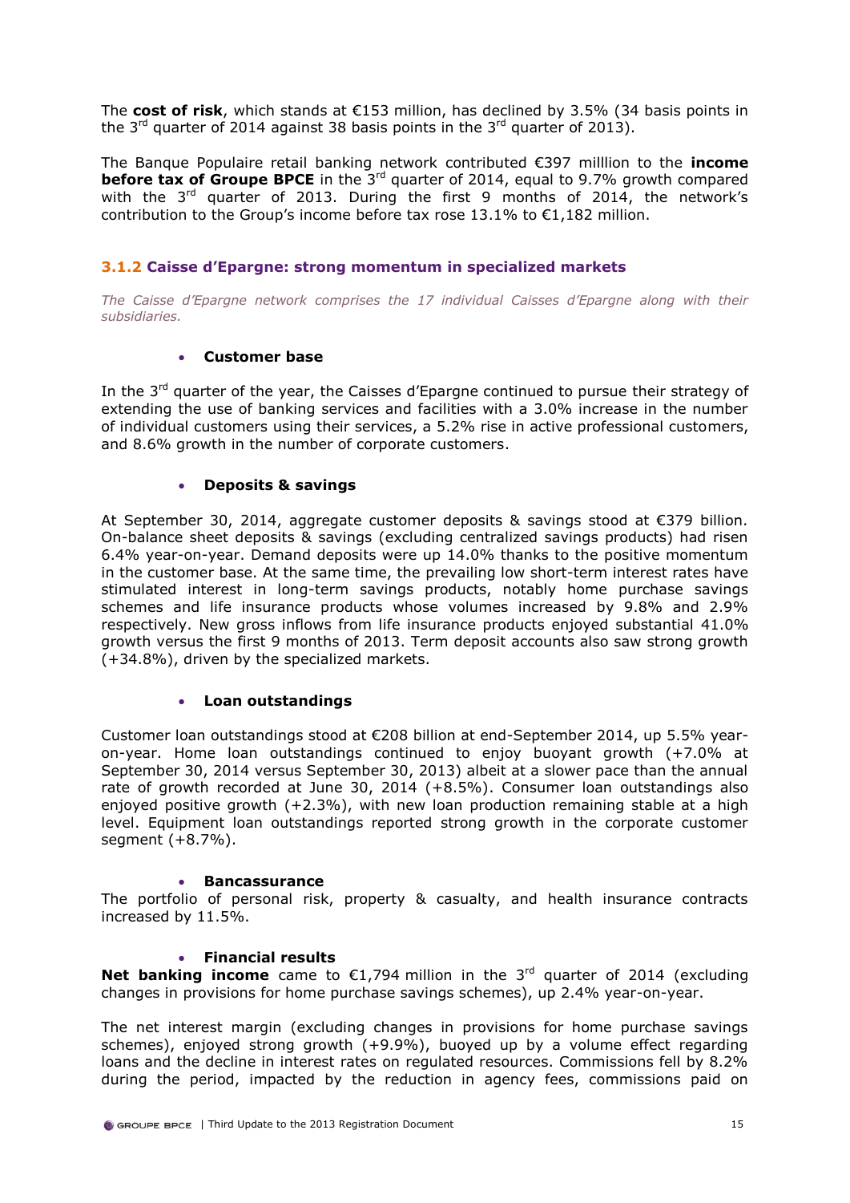The **cost of risk**, which stands at €153 million, has declined by 3.5% (34 basis points in the 3rd quarter of 2014 against 38 basis points in the 3rd quarter of 2013).

The Banque Populaire retail banking network contributed €397 milllion to the **income before tax of Groupe BPCE** in the 3rd quarter of 2014, equal to 9.7% growth compared with the 3rd quarter of 2013. During the first 9 months of 2014, the network's contribution to the Group's income before tax rose 13.1% to €1,182 million.

### 3.1.2 Caisse d'Epargne: strong momentum in specialized markets

*The Caisse d'Epargne network comprises the 17 individual Caisses d'Epargne along with their subsidiaries.*

- **Customer base**

In the 3rd quarter of the year, the Caisses d'Epargne continued to pursue their strategy of extending the use of banking services and facilities with a 3.0% increase in the number of individual customers using their services, a 5.2% rise in active professional customers, and 8.6% growth in the number of corporate customers.

- **Deposits & savings**

At September 30, 2014, aggregate customer deposits & savings stood at €379 billion. On-balance sheet deposits & savings (excluding centralized savings products) had risen 6.4% year-on-year. Demand deposits were up 14.0% thanks to the positive momentum in the customer base. At the same time, the prevailing low short-term interest rates have stimulated interest in long-term savings products, notably home purchase savings schemes and life insurance products whose volumes increased by 9.8% and 2.9% respectively. New gross inflows from life insurance products enjoyed substantial 41.0% growth versus the first 9 months of 2013. Term deposit accounts also saw strong growth (+34.8%), driven by the specialized markets.

- **Loan outstandings**

Customer loan outstandings stood at €208 billion at end-September 2014, up 5.5% year-on-year. Home loan outstandings continued to enjoy buoyant growth (+7.0% at September 30, 2014 versus September 30, 2013) albeit at a slower pace than the annual rate of growth recorded at June 30, 2014 (+8.5%). Consumer loan outstandings also enjoyed positive growth (+2.3%), with new loan production remaining stable at a high level. Equipment loan outstandings reported strong growth in the corporate customer segment (+8.7%).

- **Bancassurance**

The portfolio of personal risk, property & casualty, and health insurance contracts increased by 11.5%.

- **Financial results**

**Net banking income** came to €1,794 million in the 3rd quarter of 2014 (excluding changes in provisions for home purchase savings schemes), up 2.4% year-on-year.

The net interest margin (excluding changes in provisions for home purchase savings schemes), enjoyed strong growth (+9.9%), buoyed up by a volume effect regarding loans and the decline in interest rates on regulated resources. Commissions fell by 8.2% during the period, impacted by the reduction in agency fees, commissions paid on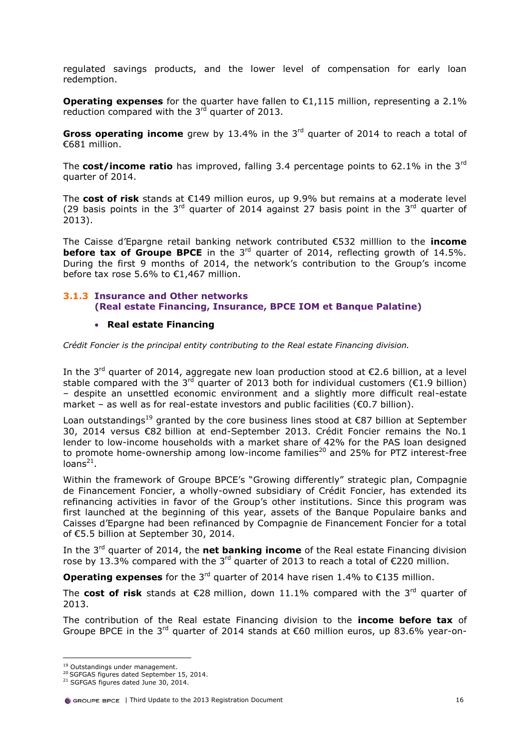regulated savings products, and the lower level of compensation for early loan redemption.

**Operating expenses** for the quarter have fallen to €1,115 million, representing a 2.1% reduction compared with the 3rd quarter of 2013.

**Gross operating income** grew by 13.4% in the 3rd quarter of 2014 to reach a total of €681 million.

The **cost/income ratio** has improved, falling 3.4 percentage points to 62.1% in the 3rd quarter of 2014.

The **cost of risk** stands at €149 million euros, up 9.9% but remains at a moderate level (29 basis points in the 3rd quarter of 2014 against 27 basis point in the 3rd quarter of 2013).

The Caisse d'Epargne retail banking network contributed €532 milllion to the **income before tax of Groupe BPCE** in the 3rd quarter of 2014, reflecting growth of 14.5%. During the first 9 months of 2014, the network's contribution to the Group's income before tax rose 5.6% to €1,467 million.

### 3.1.3 Insurance and Other networks (Real estate Financing, Insurance, BPCE IOM et Banque Palatine)

- **Real estate Financing**

*Crédit Foncier is the principal entity contributing to the Real estate Financing division.*

In the 3rd quarter of 2014, aggregate new loan production stood at €2.6 billion, at a level stable compared with the 3rd quarter of 2013 both for individual customers (€1.9 billion) – despite an unsettled economic environment and a slightly more difficult real-estate market – as well as for real-estate investors and public facilities (€0.7 billion).

Loan outstandings[19] granted by the core business lines stood at €87 billion at September 30, 2014 versus €82 billion at end-September 2013. Crédit Foncier remains the No.1 lender to low-income households with a market share of 42% for the PAS loan designed to promote home-ownership among low-income families[20] and 25% for PTZ interest-free loans[21].

Within the framework of Groupe BPCE's "Growing differently" strategic plan, Compagnie de Financement Foncier, a wholly-owned subsidiary of Crédit Foncier, has extended its refinancing activities in favor of the Group's other institutions. Since this program was first launched at the beginning of this year, assets of the Banque Populaire banks and Caisses d'Epargne had been refinanced by Compagnie de Financement Foncier for a total of €5.5 billion at September 30, 2014.

In the 3rd quarter of 2014, the **net banking income** of the Real estate Financing division rose by 13.3% compared with the 3rd quarter of 2013 to reach a total of €220 million.

**Operating expenses** for the 3rd quarter of 2014 have risen 1.4% to €135 million.

The **cost of risk** stands at €28 million, down 11.1% compared with the 3rd quarter of 2013.

The contribution of the Real estate Financing division to the **income before tax** of Groupe BPCE in the 3rd quarter of 2014 stands at €60 million euros, up 83.6% year-on-

[19] Outstandings under management.
[20] SGFGAS figures dated September 15, 2014.
[21] SGFGAS figures dated June 30, 2014.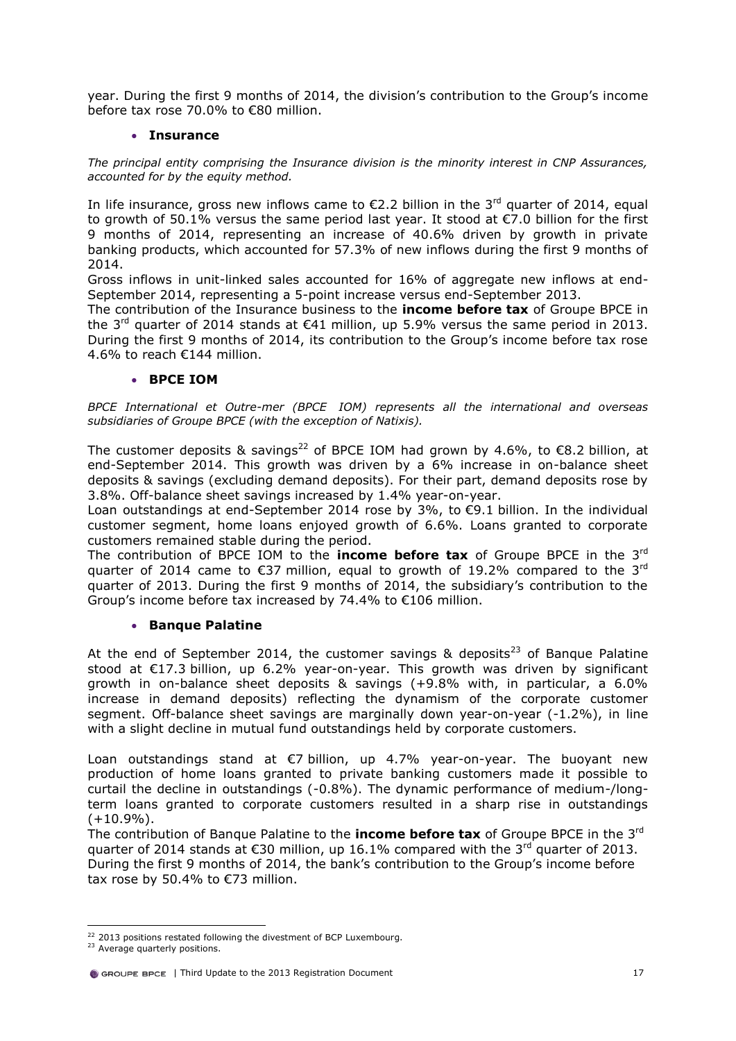year. During the first 9 months of 2014, the division's contribution to the Group's income before tax rose 70.0% to €80 million.

- **Insurance**

*The principal entity comprising the Insurance division is the minority interest in CNP Assurances, accounted for by the equity method.*

In life insurance, gross new inflows came to €2.2 billion in the 3rd quarter of 2014, equal to growth of 50.1% versus the same period last year. It stood at €7.0 billion for the first 9 months of 2014, representing an increase of 40.6% driven by growth in private banking products, which accounted for 57.3% of new inflows during the first 9 months of 2014.

Gross inflows in unit-linked sales accounted for 16% of aggregate new inflows at end-September 2014, representing a 5-point increase versus end-September 2013.

The contribution of the Insurance business to the **income before tax** of Groupe BPCE in the 3rd quarter of 2014 stands at €41 million, up 5.9% versus the same period in 2013. During the first 9 months of 2014, its contribution to the Group's income before tax rose 4.6% to reach €144 million.

- **BPCE IOM**

*BPCE International et Outre-mer (BPCE IOM) represents all the international and overseas subsidiaries of Groupe BPCE (with the exception of Natixis).*

The customer deposits & savings[22] of BPCE IOM had grown by 4.6%, to €8.2 billion, at end-September 2014. This growth was driven by a 6% increase in on-balance sheet deposits & savings (excluding demand deposits). For their part, demand deposits rose by 3.8%. Off-balance sheet savings increased by 1.4% year-on-year.

Loan outstandings at end-September 2014 rose by 3%, to €9.1 billion. In the individual customer segment, home loans enjoyed growth of 6.6%. Loans granted to corporate customers remained stable during the period.

The contribution of BPCE IOM to the **income before tax** of Groupe BPCE in the 3rd quarter of 2014 came to €37 million, equal to growth of 19.2% compared to the 3rd quarter of 2013. During the first 9 months of 2014, the subsidiary's contribution to the Group's income before tax increased by 74.4% to €106 million.

- **Banque Palatine**

At the end of September 2014, the customer savings & deposits[23] of Banque Palatine stood at €17.3 billion, up 6.2% year-on-year. This growth was driven by significant growth in on-balance sheet deposits & savings (+9.8% with, in particular, a 6.0% increase in demand deposits) reflecting the dynamism of the corporate customer segment. Off-balance sheet savings are marginally down year-on-year (-1.2%), in line with a slight decline in mutual fund outstandings held by corporate customers.

Loan outstandings stand at €7 billion, up 4.7% year-on-year. The buoyant new production of home loans granted to private banking customers made it possible to curtail the decline in outstandings (-0.8%). The dynamic performance of medium-/long-term loans granted to corporate customers resulted in a sharp rise in outstandings (+10.9%).

The contribution of Banque Palatine to the **income before tax** of Groupe BPCE in the 3rd quarter of 2014 stands at €30 million, up 16.1% compared with the 3rd quarter of 2013. During the first 9 months of 2014, the bank's contribution to the Group's income before tax rose by 50.4% to €73 million.

[22] 2013 positions restated following the divestment of BCP Luxembourg.

[23] Average quarterly positions.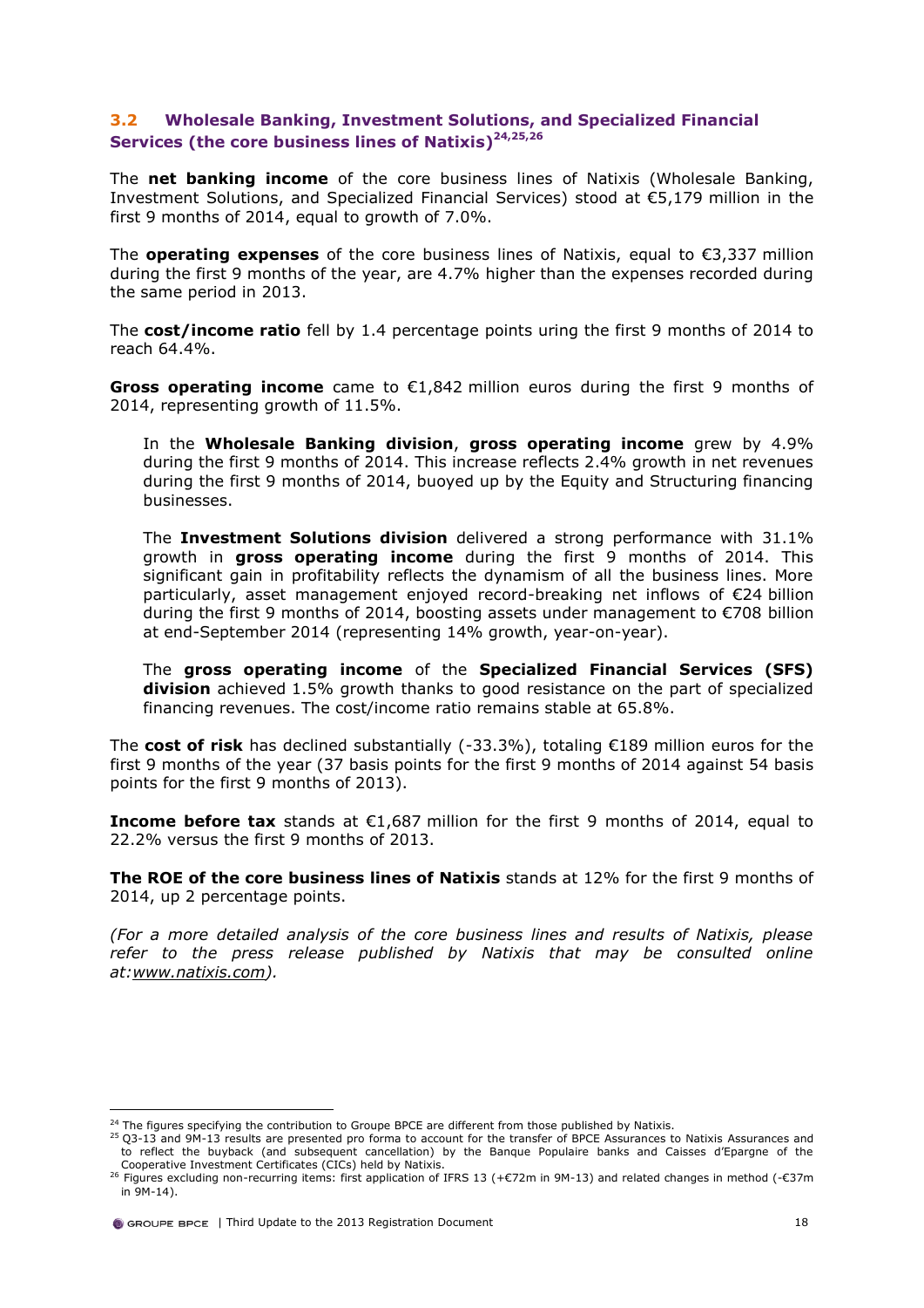### 3.2 Wholesale Banking, Investment Solutions, and Specialized Financial Services (the core business lines of Natixis)[24,25,26]

The **net banking income** of the core business lines of Natixis (Wholesale Banking, Investment Solutions, and Specialized Financial Services) stood at €5,179 million in the first 9 months of 2014, equal to growth of 7.0%.

The **operating expenses** of the core business lines of Natixis, equal to €3,337 million during the first 9 months of the year, are 4.7% higher than the expenses recorded during the same period in 2013.

The **cost/income ratio** fell by 1.4 percentage points uring the first 9 months of 2014 to reach 64.4%.

**Gross operating income** came to €1,842 million euros during the first 9 months of 2014, representing growth of 11.5%.

In the **Wholesale Banking division**, **gross operating income** grew by 4.9% during the first 9 months of 2014. This increase reflects 2.4% growth in net revenues during the first 9 months of 2014, buoyed up by the Equity and Structuring financing businesses.

The **Investment Solutions division** delivered a strong performance with 31.1% growth in **gross operating income** during the first 9 months of 2014. This significant gain in profitability reflects the dynamism of all the business lines. More particularly, asset management enjoyed record-breaking net inflows of €24 billion during the first 9 months of 2014, boosting assets under management to €708 billion at end-September 2014 (representing 14% growth, year-on-year).

The **gross operating income** of the **Specialized Financial Services (SFS) division** achieved 1.5% growth thanks to good resistance on the part of specialized financing revenues. The cost/income ratio remains stable at 65.8%.

The **cost of risk** has declined substantially (-33.3%), totaling €189 million euros for the first 9 months of the year (37 basis points for the first 9 months of 2014 against 54 basis points for the first 9 months of 2013).

**Income before tax** stands at €1,687 million for the first 9 months of 2014, equal to 22.2% versus the first 9 months of 2013.

**The ROE of the core business lines of Natixis** stands at 12% for the first 9 months of 2014, up 2 percentage points.

*(For a more detailed analysis of the core business lines and results of Natixis, please refer to the press release published by Natixis that may be consulted online at:www.natixis.com).*

---

[24] The figures specifying the contribution to Groupe BPCE are different from those published by Natixis.

[25] Q3-13 and 9M-13 results are presented pro forma to account for the transfer of BPCE Assurances to Natixis Assurances and to reflect the buyback (and subsequent cancellation) by the Banque Populaire banks and Caisses d'Epargne of the Cooperative Investment Certificates (CICs) held by Natixis.

[26] Figures excluding non-recurring items: first application of IFRS 13 (+€72m in 9M-13) and related changes in method (-€37m in 9M-14).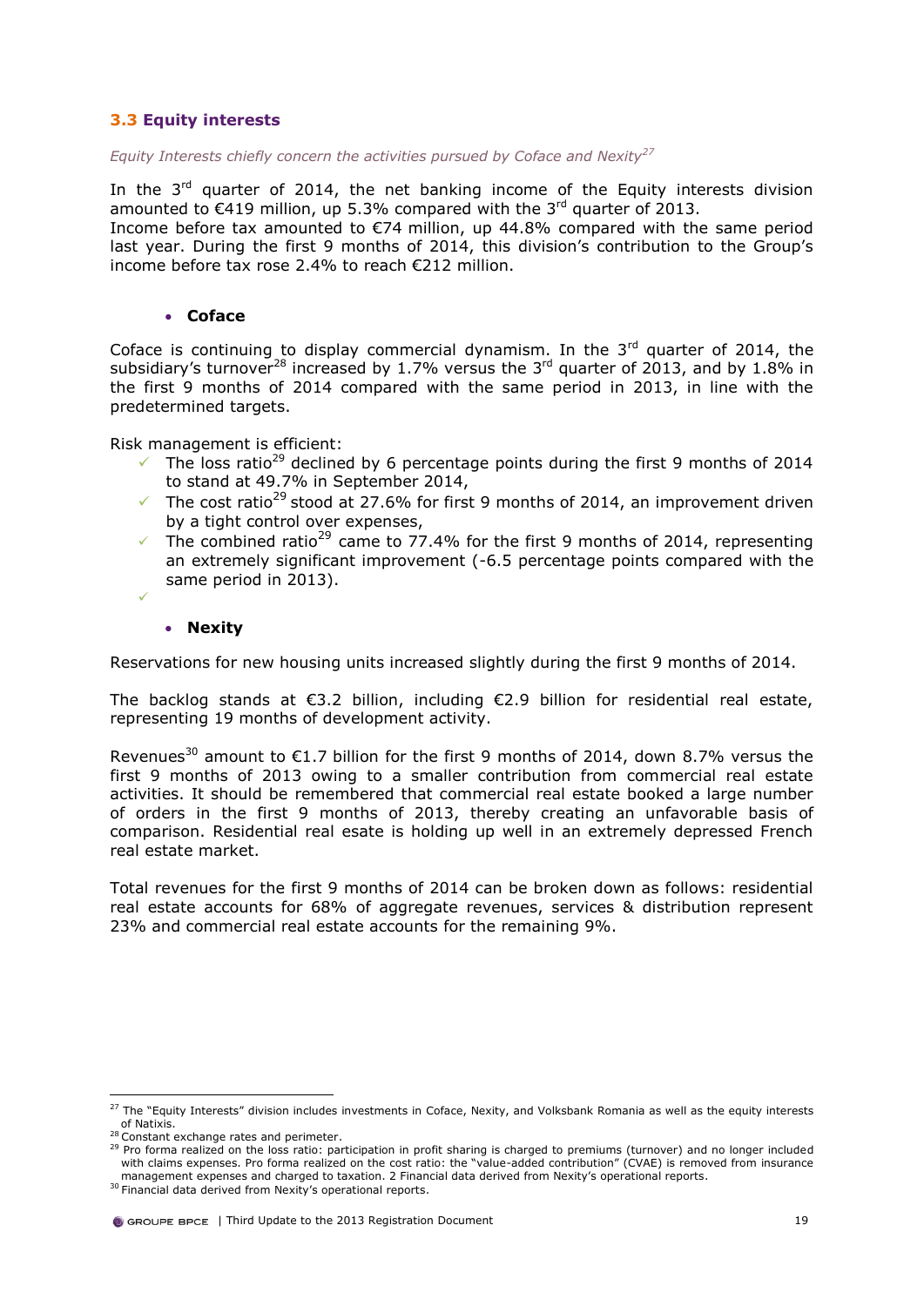## 3.3 Equity interests

*Equity Interests chiefly concern the activities pursued by Coface and Nexity[27]*

In the 3rd quarter of 2014, the net banking income of the Equity interests division amounted to €419 million, up 5.3% compared with the 3rd quarter of 2013.
Income before tax amounted to €74 million, up 44.8% compared with the same period last year. During the first 9 months of 2014, this division's contribution to the Group's income before tax rose 2.4% to reach €212 million.

- **Coface**

Coface is continuing to display commercial dynamism. In the 3rd quarter of 2014, the subsidiary's turnover[28] increased by 1.7% versus the 3rd quarter of 2013, and by 1.8% in the first 9 months of 2014 compared with the same period in 2013, in line with the predetermined targets.

Risk management is efficient:

- ✓ The loss ratio[29] declined by 6 percentage points during the first 9 months of 2014 to stand at 49.7% in September 2014,
- ✓ The cost ratio[29] stood at 27.6% for first 9 months of 2014, an improvement driven by a tight control over expenses,
- ✓ The combined ratio[29] came to 77.4% for the first 9 months of 2014, representing an extremely significant improvement (-6.5 percentage points compared with the same period in 2013).

- **Nexity**

Reservations for new housing units increased slightly during the first 9 months of 2014.

The backlog stands at €3.2 billion, including €2.9 billion for residential real estate, representing 19 months of development activity.

Revenues[30] amount to €1.7 billion for the first 9 months of 2014, down 8.7% versus the first 9 months of 2013 owing to a smaller contribution from commercial real estate activities. It should be remembered that commercial real estate booked a large number of orders in the first 9 months of 2013, thereby creating an unfavorable basis of comparison. Residential real esate is holding up well in an extremely depressed French real estate market.

Total revenues for the first 9 months of 2014 can be broken down as follows: residential real estate accounts for 68% of aggregate revenues, services & distribution represent 23% and commercial real estate accounts for the remaining 9%.

---

[27] The "Equity Interests" division includes investments in Coface, Nexity, and Volksbank Romania as well as the equity interests of Natixis.

[28] Constant exchange rates and perimeter.

[29] Pro forma realized on the loss ratio: participation in profit sharing is charged to premiums (turnover) and no longer included with claims expenses. Pro forma realized on the cost ratio: the "value-added contribution" (CVAE) is removed from insurance management expenses and charged to taxation. 2 Financial data derived from Nexity's operational reports.

[30] Financial data derived from Nexity's operational reports.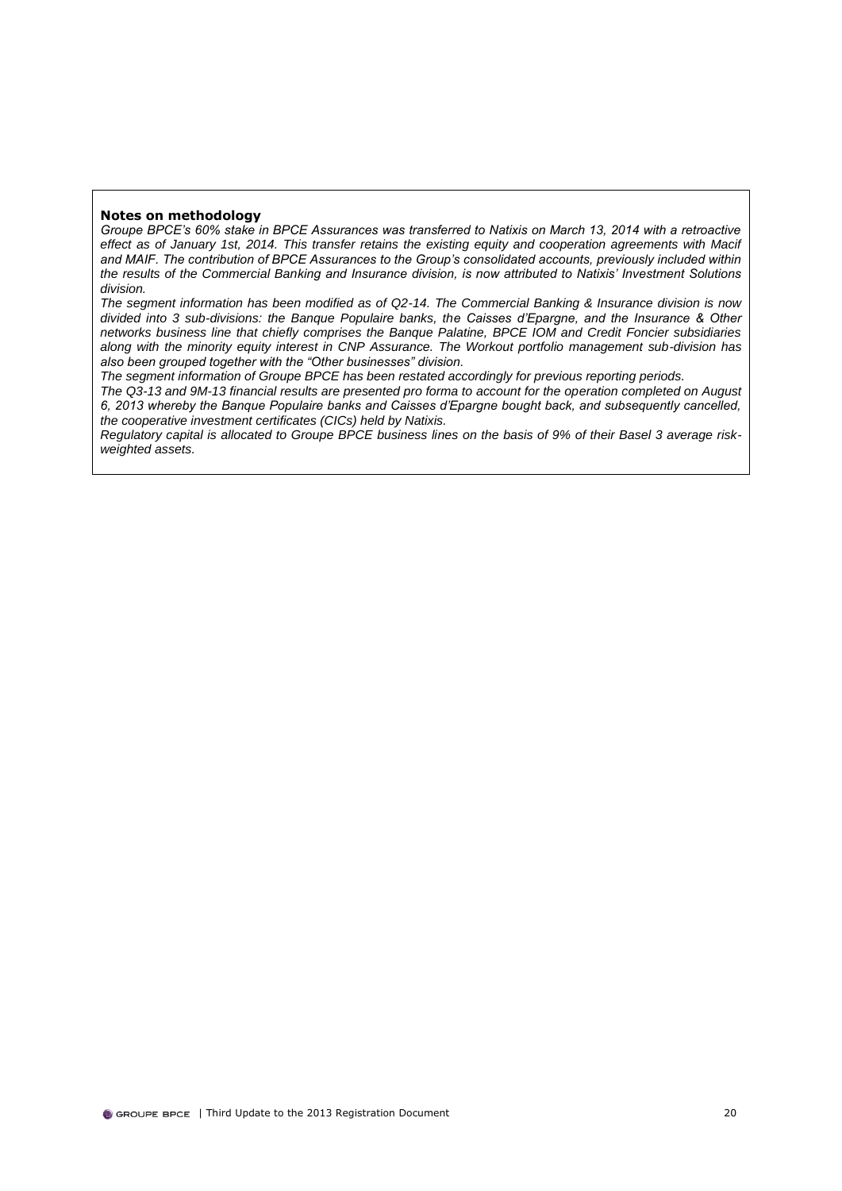**Notes on methodology**

*Groupe BPCE's 60% stake in BPCE Assurances was transferred to Natixis on March 13, 2014 with a retroactive effect as of January 1st, 2014. This transfer retains the existing equity and cooperation agreements with Macif and MAIF. The contribution of BPCE Assurances to the Group's consolidated accounts, previously included within the results of the Commercial Banking and Insurance division, is now attributed to Natixis' Investment Solutions division.*

*The segment information has been modified as of Q2-14. The Commercial Banking & Insurance division is now divided into 3 sub-divisions: the Banque Populaire banks, the Caisses d'Epargne, and the Insurance & Other networks business line that chiefly comprises the Banque Palatine, BPCE IOM and Credit Foncier subsidiaries along with the minority equity interest in CNP Assurance. The Workout portfolio management sub-division has also been grouped together with the "Other businesses" division.*

*The segment information of Groupe BPCE has been restated accordingly for previous reporting periods.*

*The Q3-13 and 9M-13 financial results are presented pro forma to account for the operation completed on August 6, 2013 whereby the Banque Populaire banks and Caisses d'Epargne bought back, and subsequently cancelled, the cooperative investment certificates (CICs) held by Natixis.*

*Regulatory capital is allocated to Groupe BPCE business lines on the basis of 9% of their Basel 3 average risk-weighted assets.*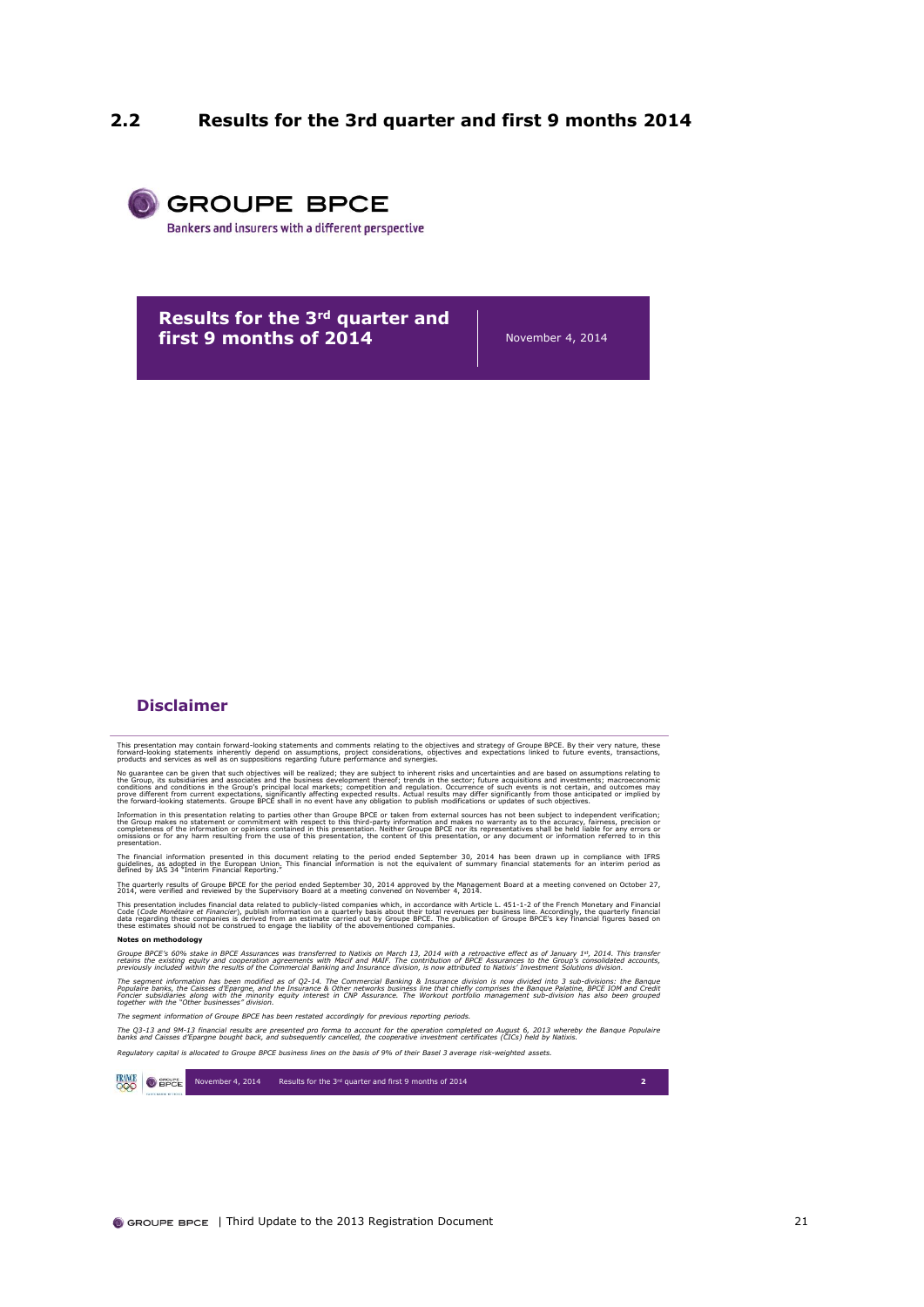## 2.2 Results for the 3rd quarter and first 9 months 2014

**GROUPE BPCE**

Bankers and insurers with a different perspective

**Results for the 3rd quarter and first 9 months of 2014**

November 4, 2014

### Disclaimer

This presentation may contain forward-looking statements and comments relating to the objectives and strategy of Groupe BPCE. By their very nature, these forward-looking statements inherently depend on assumptions, project considerations, objectives and expectations linked to future events, transactions, products and services as well as on suppositions regarding future performance and synergies.

No guarantee can be given that such objectives will be realized; they are subject to inherent risks and uncertainties and are based on assumptions relating to the Group, its subsidiaries and associates and the business development thereof; trends in the sector; future acquisitions and investments; macroeconomic conditions and conditions in the Group's principal local markets; competition and regulation. Occurrence of such events is not certain, and outcomes may prove different from current expectations, significantly affecting expected results. Actual results may differ significantly from those anticipated or implied by the forward-looking statements. Groupe BPCE shall in no event have any obligation to publish modifications or updates of such objectives.

Information in this presentation relating to parties other than Groupe BPCE or taken from external sources has not been subject to independent verification; the Group makes no statement or commitment with respect to this third-party information and makes no warranty as to the accuracy, fairness, precision or completeness of the information or opinions contained in this presentation. Neither Groupe BPCE nor its representatives shall be held liable for any errors or omissions or for any harm resulting from the use of this presentation, the content of this presentation, or any document or information referred to in this presentation.

The financial information presented in this document relating to the period ended September 30, 2014 has been drawn up in compliance with IFRS guidelines, as adopted in the European Union. This financial information is not the equivalent of summary financial statements for an interim period as defined by IAS 34 "Interim Financial Reporting."

The quarterly results of Groupe BPCE for the period ended September 30, 2014 approved by the Management Board at a meeting convened on October 27, 2014, were verified and reviewed by the Supervisory Board at a meeting convened on November 4, 2014.

This presentation includes financial data related to publicly-listed companies which, in accordance with Article L. 451-1-2 of the French Monetary and Financial Code (*Code Monétaire et Financier*), publish information on a quarterly basis about their total revenues per business line. Accordingly, the quarterly financial data regarding these companies is derived from an estimate carried out by Groupe BPCE. The publication of Groupe BPCE's key financial figures based on these estimates should not be construed to engage the liability of the abovementioned companies.

**Notes on methodology**

*Groupe BPCE's 60% stake in BPCE Assurances was transferred to Natixis on March 13, 2014 with a retroactive effect as of January 1st, 2014. This transfer retains the existing equity and cooperation agreements with Macif and MAIF. The contribution of BPCE Assurances to the Group's consolidated accounts, previously included within the results of the Commercial Banking and Insurance division, is now attributed to Natixis' Investment Solutions division.*

*The segment information has been modified as of Q2-14. The Commercial Banking & Insurance division is now divided into 3 sub-divisions: the Banque Populaire banks, the Caisses d'Epargne, and the Insurance & Other networks business line that chiefly comprises the Banque Palatine, BPCE IOM and Credit Foncier subsidiaries along with the minority equity interest in CNP Assurance. The Workout portfolio management sub-division has also been grouped together with the "Other businesses" division.*

*The segment information of Groupe BPCE has been restated accordingly for previous reporting periods.*

*The Q3-13 and 9M-13 financial results are presented pro forma to account for the operation completed on August 6, 2013 whereby the Banque Populaire banks and Caisses d'Epargne bought back, and subsequently cancelled, the cooperative investment certificates (CICs) held by Natixis.*

*Regulatory capital is allocated to Groupe BPCE business lines on the basis of 9% of their Basel 3 average risk-weighted assets.*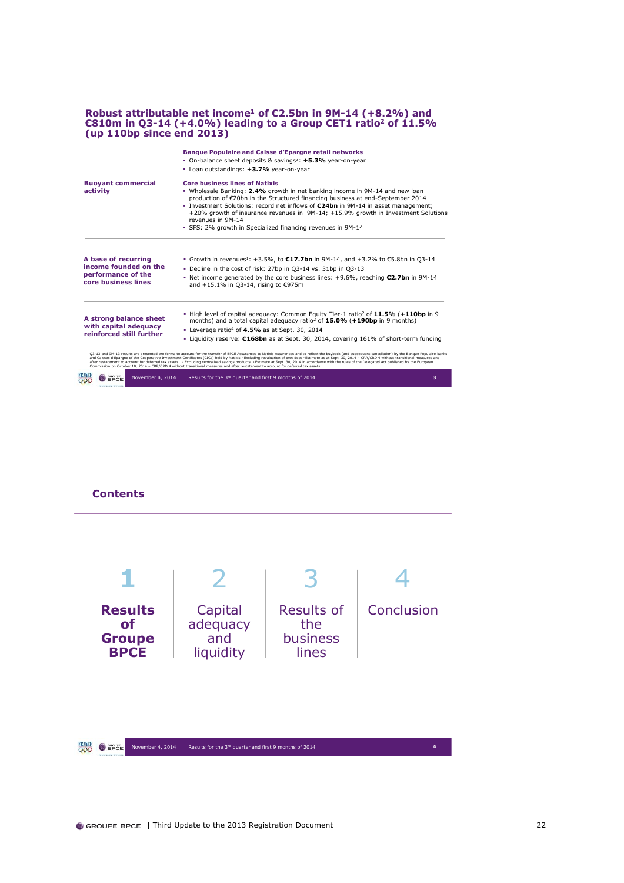## Robust attributable net income[1] of €2.5bn in 9M-14 (+8.2%) and €810m in Q3-14 (+4.0%) leading to a Group CET1 ratio[2] of 11.5% (up 110bp since end 2013)

| | |
|---|---|
| **Buoyant commercial activity** | **Banque Populaire and Caisse d'Epargne retail networks**<br>▪ On-balance sheet deposits & savings[3]: **+5.3%** year-on-year<br>▪ Loan outstandings: **+3.7%** year-on-year<br>**Core business lines of Natixis**<br>▪ Wholesale Banking: **2.4%** growth in net banking income in 9M-14 and new loan production of €20bn in the Structured financing business at end-September 2014<br>▪ Investment Solutions: record net inflows of **€24bn** in 9M-14 in asset management; +20% growth of insurance revenues in 9M-14; +15.9% growth in Investment Solutions revenues in 9M-14<br>▪ SFS: 2% growth in Specialized financing revenues in 9M-14 |
| **A base of recurring income founded on the performance of the core business lines** | ▪ Growth in revenues[1]: +3.5%, to **€17.7bn** in 9M-14, and +3.2% to €5.8bn in Q3-14<br>▪ Decline in the cost of risk: 27bp in Q3-14 vs. 31bp in Q3-13<br>▪ Net income generated by the core business lines: +9.6%, reaching **€2.7bn** in 9M-14 and +15.1% in Q3-14, rising to €975m |
| **A strong balance sheet with capital adequacy reinforced still further** | ▪ High level of capital adequacy: Common Equity Tier-1 ratio[2] of **11.5%** (**+110bp** in 9 months) and a total capital adequacy ratio[2] of **15.0%** (**+190bp** in 9 months)<br>▪ Leverage ratio[4] of **4.5%** as at Sept. 30, 2014<br>▪ Liquidity reserve: **€168bn** as at Sept. 30, 2014, covering 161% of short-term funding |

Q3-13 and 9M-13 results are presented pro forma to account for the transfer of BPCE Assurances to Natixis Assurances and to reflect the buyback (and subsequent cancellation) by the Banque Populaire banks and Caisses d'Epargne of the Cooperative Investment Certificates (CICs) held by Natixis [1] Excluding revaluation of own debt [2] Estimate as at Sept. 30, 2014 – CRR/CRD 4 without transitional measures and after restatement to account for deferred tax assets [3] Excluding centralized savings products [4] Estimate at Sept. 30, 2014 in accordance with the rules of the Delegated Act published by the European Commission on October 10, 2014 – CRR/CRD 4 without transitional measures and after restatement to account for deferred tax assets

November 4, 2014 — Results for the 3rd quarter and first 9 months of 2014 — 3

## Contents

| 1 | 2 | 3 | 4 |
|---|---|---|---|
| **Results of Groupe BPCE** | Capital adequacy and liquidity | Results of the business lines | Conclusion |

November 4, 2014 — Results for the 3rd quarter and first 9 months of 2014 — 4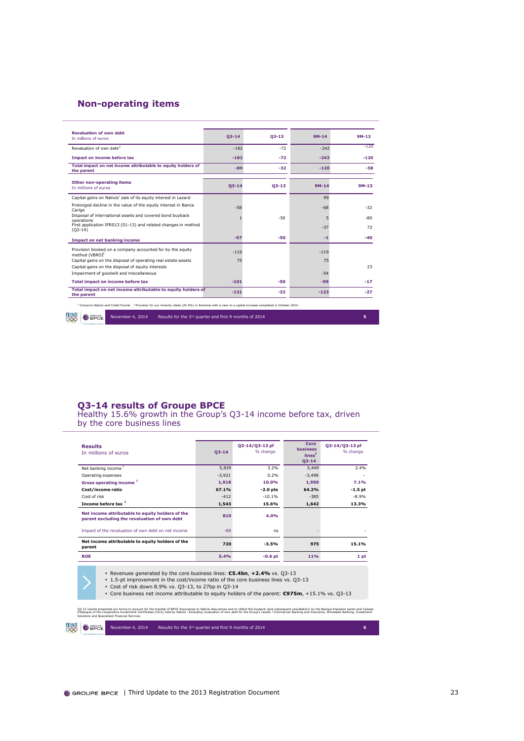## Non-operating items

| Revaluation of own debt<br>In millions of euros | Q3-14 | Q3-13 | 9M-14 | 9M-13 |
|---|---|---|---|---|
| Revaluation of own debt[1] | -182 | -72 | -242 | -120 |
| **Impact on income before tax** | **-182** | **-72** | **-242** | **-120** |
| **Total impact on net income attributable to equity holders of the parent** | **-89** | **-32** | **-120** | **-58** |

| Other non-operating items<br>In millions of euros | Q3-14 | Q3-13 | 9M-14 | 9M-13 |
|---|---|---|---|---|
| Capital gains on Natixis' sale of its equity interest in Lazard | | | 99 | |
| Prolonged decline in the value of the equity interest in Banca Carige | -58 | | -68 | -32 |
| Disposal of international assets and covered bond buyback operations | 1 | -50 | 5 | -80 |
| First application IFRS13 (S1-13) and related changes in method (Q2-14) | | | -37 | 72 |
| **Impact on net banking income** | **-57** | **-50** | **-1** | **-40** |
| Provision booked on a company accounted for by the equity method (VBRO)[2] | -119 | | -119 | |
| Capital gains on the disposal of operating real estate assets | 75 | | 75 | |
| Capital gains on the disposal of equity interests | | | | 23 |
| Impairment of goodwill and miscellaneous | | | -54 | |
| **Total impact on income before tax** | **-101** | **-50** | **-99** | **-17** |
| **Total impact on net income attributable to equity holders of the parent** | **-131** | **-32** | **-123** | **-27** |

[1] Concerns Natixis and Crédit Foncier [2] Provision for our minority stake (24.5%) in Romania with a view to a capital increase completed in October 2014

November 4, 2014 Results for the 3rd quarter and first 9 months of 2014

## Q3-14 results of Groupe BPCE

Healthy 15.6% growth in the Group's Q3-14 income before tax, driven by the core business lines

| Results<br>In millions of euros | Q3-14 | Q3-14/Q3-13 pf<br>% change | Core business lines[2]<br>Q3-14 | Q3-14/Q3-13 pf<br>% change |
|---|---|---|---|---|
| Net banking income[1] | 5,839 | 3.2% | 5,449 | 2.4% |
| Operating expenses | -3,921 | 0.2% | -3,498 | - |
| **Gross operating income[1]** | **1,918** | **10.0%** | **1,950** | **7.1%** |
| **Cost/income ratio** | **67.1%** | **-2.0 pts** | **64.2%** | **-1.5 pt** |
| Cost of risk | -412 | -10.1% | -385 | -8.9% |
| **Income before tax[1]** | **1,543** | **15.6%** | **1,642** | **13.3%** |
| **Net income attributable to equity holders of the parent excluding the revaluation of own debt** | **810** | **4.0%** | | |
| Impact of the revaluation of own debt on net income | -89 | ns | - | - |
| **Net income attributable to equity holders of the parent** | **720** | **-3.5%** | **975** | **15.1%** |
| **ROE** | **5.4%** | **-0.6 pt** | **11%** | **1 pt** |

- Revenues generated by the core business lines: **€5.4bn**, **+2.4%** vs. Q3-13
- 1.5-pt improvement in the cost/income ratio of the core business lines vs. Q3-13
- Cost of risk down 8.9% vs. Q3-13, to 27bp in Q3-14
- Core business net income attributable to equity holders of the parent: **€975m**, +15.1% vs. Q3-13

Q3-13 results presented pro forma to account for the transfer of BPCE Assurances to Natixis Assurances and to reflect the buyback (and subsequent cancellation) by the Banque Populaire banks and Caisses d'Epargne of the Cooperative Investment Certificates (CICs) held by Natixis [1] Excluding revaluation of own debt for the Group's results [2] Commercial Banking and Insurance, Wholesale Banking, Investment Solutions and Specialized Financial Services

November 4, 2014 Results for the 3rd quarter and first 9 months of 2014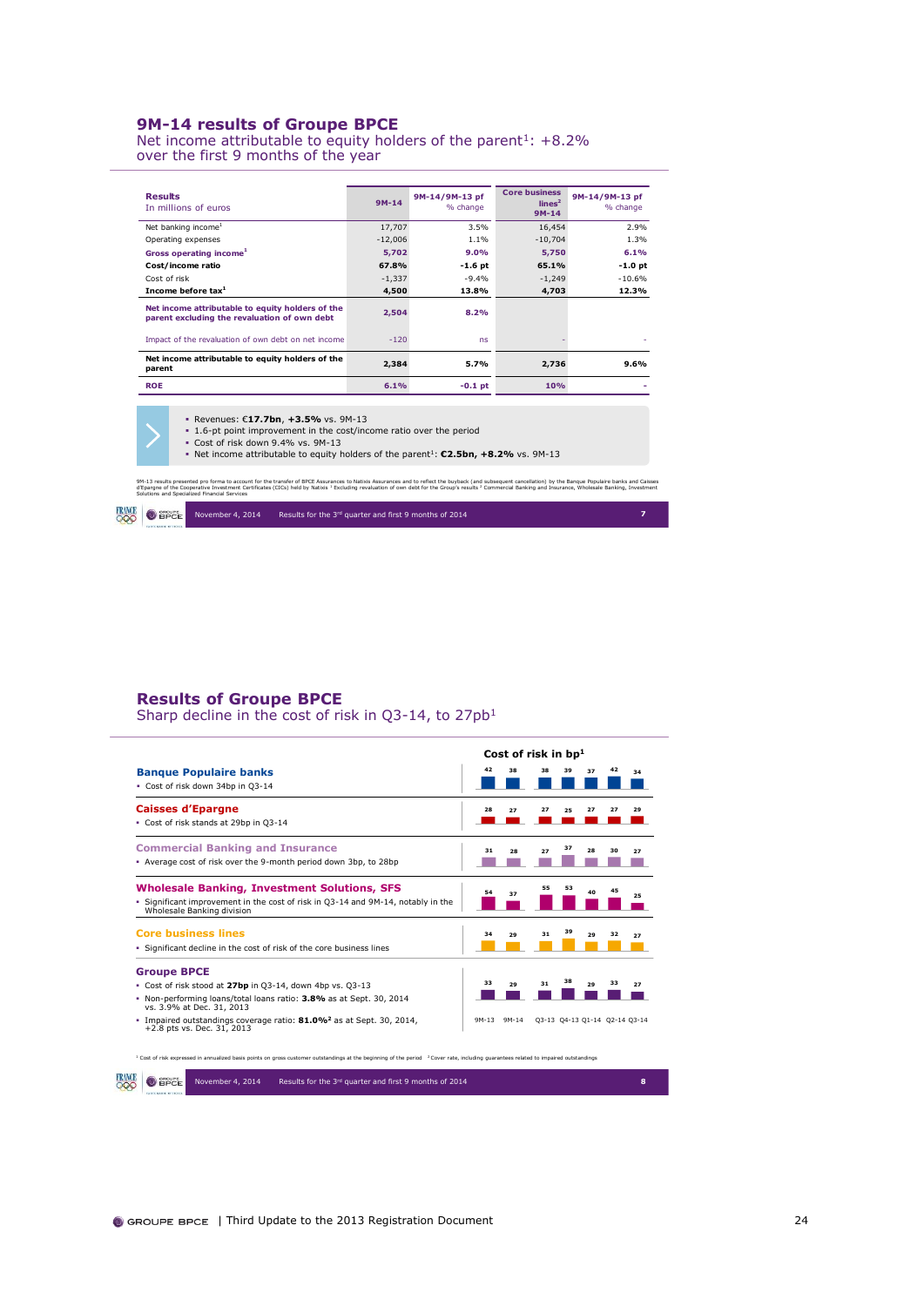## 9M-14 results of Groupe BPCE

Net income attributable to equity holders of the parent[1]: +8.2% over the first 9 months of the year

| Results<br>In millions of euros | 9M-14 | 9M-14/9M-13 pf<br>% change | Core business lines[2]<br>9M-14 | 9M-14/9M-13 pf<br>% change |
|---|---|---|---|---|
| Net banking income[1] | 17,707 | 3.5% | 16,454 | 2.9% |
| Operating expenses | -12,006 | 1.1% | -10,704 | 1.3% |
| **Gross operating income[1]** | **5,702** | **9.0%** | **5,750** | **6.1%** |
| **Cost/income ratio** | **67.8%** | **-1.6 pt** | **65.1%** | **-1.0 pt** |
| Cost of risk | -1,337 | -9.4% | -1,249 | -10.6% |
| **Income before tax[1]** | **4,500** | **13.8%** | **4,703** | **12.3%** |
| **Net income attributable to equity holders of the parent excluding the revaluation of own debt** | **2,504** | **8.2%** | | |
| Impact of the revaluation of own debt on net income | -120 | ns | - | - |
| **Net income attributable to equity holders of the parent** | **2,384** | **5.7%** | **2,736** | **9.6%** |
| **ROE** | **6.1%** | **-0.1 pt** | **10%** | **-** |

- Revenues: €**17.7bn**, **+3.5%** vs. 9M-13
- 1.6-pt point improvement in the cost/income ratio over the period
- Cost of risk down 9.4% vs. 9M-13
- Net income attributable to equity holders of the parent[1]: **€2.5bn, +8.2%** vs. 9M-13

9M-13 results presented pro forma to account for the transfer of BPCE Assurances to Natixis Assurances and to reflect the buyback (and subsequent cancellation) by the Banque Populaire banks and Caisses d'Epargne of the Cooperative Investment Certificates (CICs) held by Natixis [1] Excluding revaluation of own debt for the Group's results [2] Commercial Banking and Insurance, Wholesale Banking, Investment Solutions and Specialized Financial Services

November 4, 2014 Results for the 3rd quarter and first 9 months of 2014

## Results of Groupe BPCE

Sharp decline in the cost of risk in Q3-14, to 27pb[1]

**Cost of risk in bp[1]**

| | 9M-13 | 9M-14 | Q3-13 | Q4-13 | Q1-14 | Q2-14 | Q3-14 |
|---|---|---|---|---|---|---|---|
| **Banque Populaire banks** – Cost of risk down 34bp in Q3-14 | 42 | 38 | 38 | 39 | 37 | 42 | 34 |
| **Caisses d'Epargne** – Cost of risk stands at 29bp in Q3-14 | 28 | 27 | 27 | 25 | 27 | 27 | 29 |
| **Commercial Banking and Insurance** – Average cost of risk over the 9-month period down 3bp, to 28bp | 31 | 28 | 27 | 37 | 28 | 30 | 27 |
| **Wholesale Banking, Investment Solutions, SFS** – Significant improvement in the cost of risk in Q3-14 and 9M-14, notably in the Wholesale Banking division | 54 | 37 | 55 | 53 | 40 | 45 | 25 |
| **Core business lines** – Significant decline in the cost of risk of the core business lines | 34 | 29 | 31 | 39 | 29 | 32 | 27 |
| **Groupe BPCE** | 33 | 29 | 31 | 38 | 29 | 33 | 27 |

**Groupe BPCE**
- Cost of risk stood at **27bp** in Q3-14, down 4bp vs. Q3-13
- Non-performing loans/total loans ratio: **3.8%** as at Sept. 30, 2014 vs. 3.9% at Dec. 31, 2013
- Impaired outstandings coverage ratio: **81.0%[2]** as at Sept. 30, 2014, +2.8 pts vs. Dec. 31, 2013

[1] Cost of risk expressed in annualized basis points on gross customer outstandings at the beginning of the period [2] Cover rate, including guarantees related to impaired outstandings

November 4, 2014 Results for the 3rd quarter and first 9 months of 2014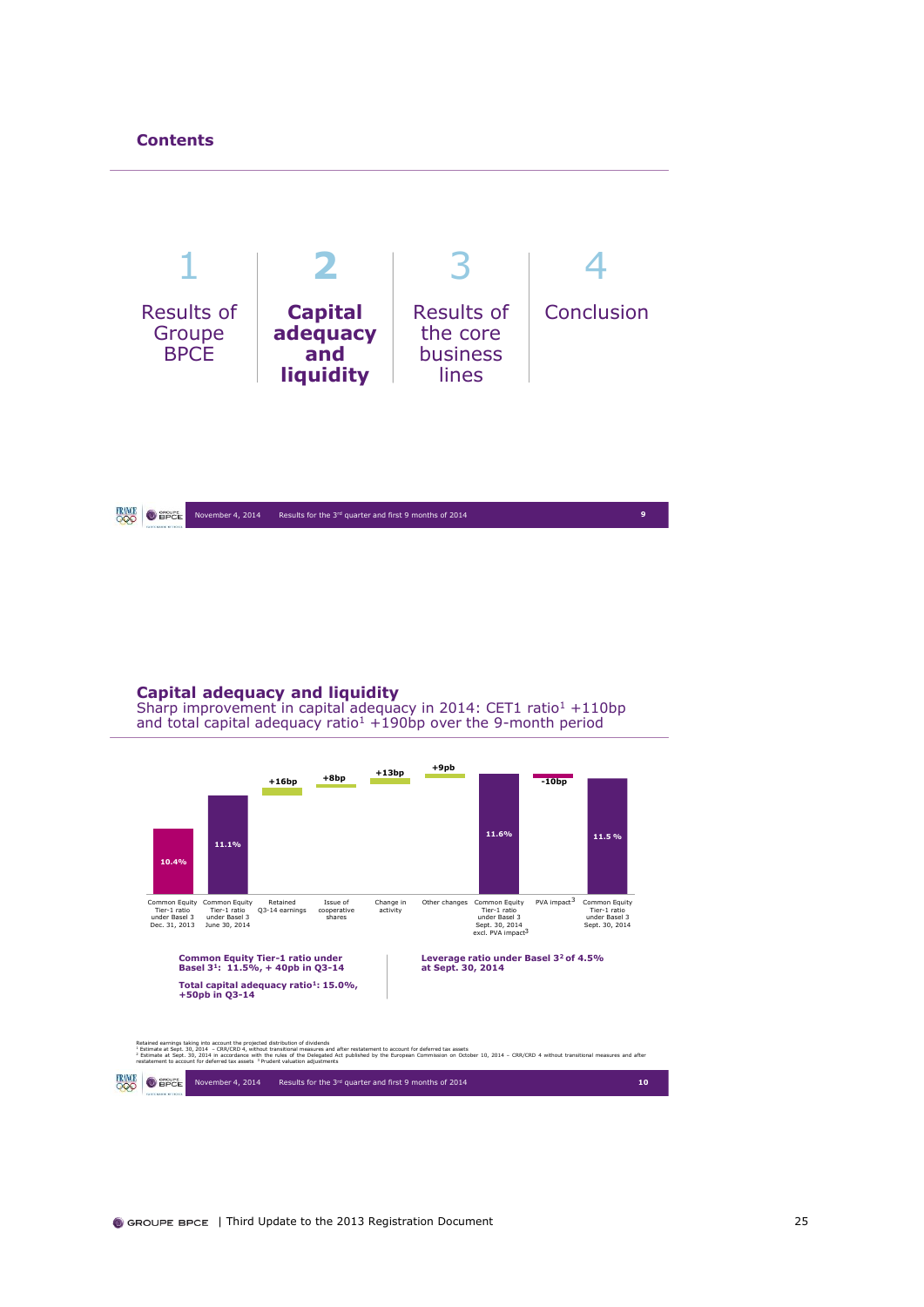**Contents**

| 1 | 2 | 3 | 4 |
|---|---|---|---|
| Results of Groupe BPCE | **Capital adequacy and liquidity** | Results of the core business lines | Conclusion |

## Capital adequacy and liquidity

Sharp improvement in capital adequacy in 2014: CET1 ratio[1] +110bp and total capital adequacy ratio[1] +190bp over the 9-month period

| Common Equity Tier-1 ratio under Basel 3 Dec. 31, 2013 | Common Equity Tier-1 ratio under Basel 3 June 30, 2014 | Retained Q3-14 earnings | Issue of cooperative shares | Change in activity | Other changes | Common Equity Tier-1 ratio under Basel 3 Sept. 30, 2014 excl. PVA impact[3] | PVA impact[3] | Common Equity Tier-1 ratio under Basel 3 Sept. 30, 2014 |
|---|---|---|---|---|---|---|---|---|
| 10.4% | 11.1% | +16bp | +8bp | +13bp | +9pb | 11.6% | -10bp | 11.5 % |

**Common Equity Tier-1 ratio under Basel 3[1]: 11.5%, + 40pb in Q3-14**

**Total capital adequacy ratio[1]: 15.0%, +50pb in Q3-14**

**Leverage ratio under Basel 3[2] of 4.5% at Sept. 30, 2014**

Retained earnings taking into account the projected distribution of dividends
[1] Estimate at Sept. 30, 2014 – CRR/CRD 4, without transitional measures and after restatement to account for deferred tax assets
[2] Estimate at Sept. 30, 2014 in accordance with the rules of the Delegated Act published by the European Commission on October 10, 2014 – CRR/CRD 4 without transitional measures and after restatement to account for deferred tax assets [3] Prudent valuation adjustments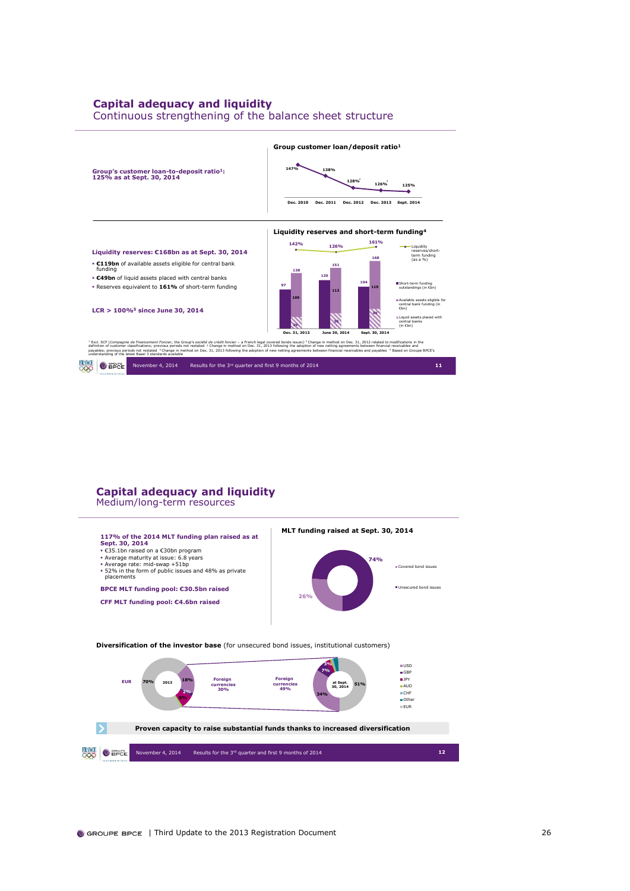## Capital adequacy and liquidity
Continuous strengthening of the balance sheet structure

**Group's customer loan-to-deposit ratio[1]: 125% as at Sept. 30, 2014**

**Group customer loan/deposit ratio[1]**

| Dec. 2010 | Dec. 2011 | Dec. 2012 | Dec. 2013 | Sept. 2014 |
|---|---|---|---|---|
| 147% | 138% | 128%[2] | 126%[3] | 125% |

**Liquidity reserves: €168bn as at Sept. 30, 2014**

- **€119bn** of available assets eligible for central bank funding
- **€49bn** of liquid assets placed with central banks
- Reserves equivalent to **161%** of short-term funding

**LCR > 100%[5] since June 30, 2014**

**Liquidity reserves and short-term funding[4]**

| | Dec. 31, 2013 | June 30, 2014 | Sept. 30, 2014 |
|---|---|---|---|
| Liquidity reserves/short-term funding (as a %) | 142% | 126% | 161% |
| Short-term funding outstandings (in €bn) | 97 | 120 | 104 |
| Total liquidity reserves (in €bn) | 138 | 151 | 168 |
| Available assets eligible for central bank funding (in €bn) | 109 | 113 | 119 |
| Liquid assets placed with central banks (in €bn) | 29 | 38 | 49 |

[1] Excl. SCF (*Compagnie de Financement Foncier*, the Group's *société de crédit foncier* – a French legal covered bonds issuer) [2] Change in method on Dec. 31, 2012 related to modifications in the definition of customer classifications; previous periods not restated [3] Change in method on Dec. 31, 2013 following the adoption of new netting agreements between financial receivables and payables; previous periods not restated [4] Change in method on Dec. 31, 2013 following the adoption of new netting agreements between financial receivables and payables [5] Based on Groupe BPCE's understanding of the latest Basel 3 standards available

November 4, 2014 Results for the 3rd quarter and first 9 months of 2014

## Capital adequacy and liquidity
Medium/long-term resources

**117% of the 2014 MLT funding plan raised as at Sept. 30, 2014**

- €35.1bn raised on a €30bn program
- Average maturity at issue: 6.8 years
- Average rate: mid-swap +51bp
- 52% in the form of public issues and 48% as private placements

**BPCE MLT funding pool: €30.5bn raised**

**CFF MLT funding pool: €4.6bn raised**

**MLT funding raised at Sept. 30, 2014**

- Covered bond issues: 26%
- Unsecured bond issues: 74%

**Diversification of the investor base** (for unsecured bond issues, institutional customers)

| | 2013 | at Sept. 30, 2014 |
|---|---|---|
| EUR | 70% | 51% |
| Foreign currencies | 30% | 49% |
| USD | 18% | 34% |
| GBP | | 7% |
| JPY | 8% | 3% |
| AUD | 2% | |

**Proven capacity to raise substantial funds thanks to increased diversification**

November 4, 2014 Results for the 3rd quarter and first 9 months of 2014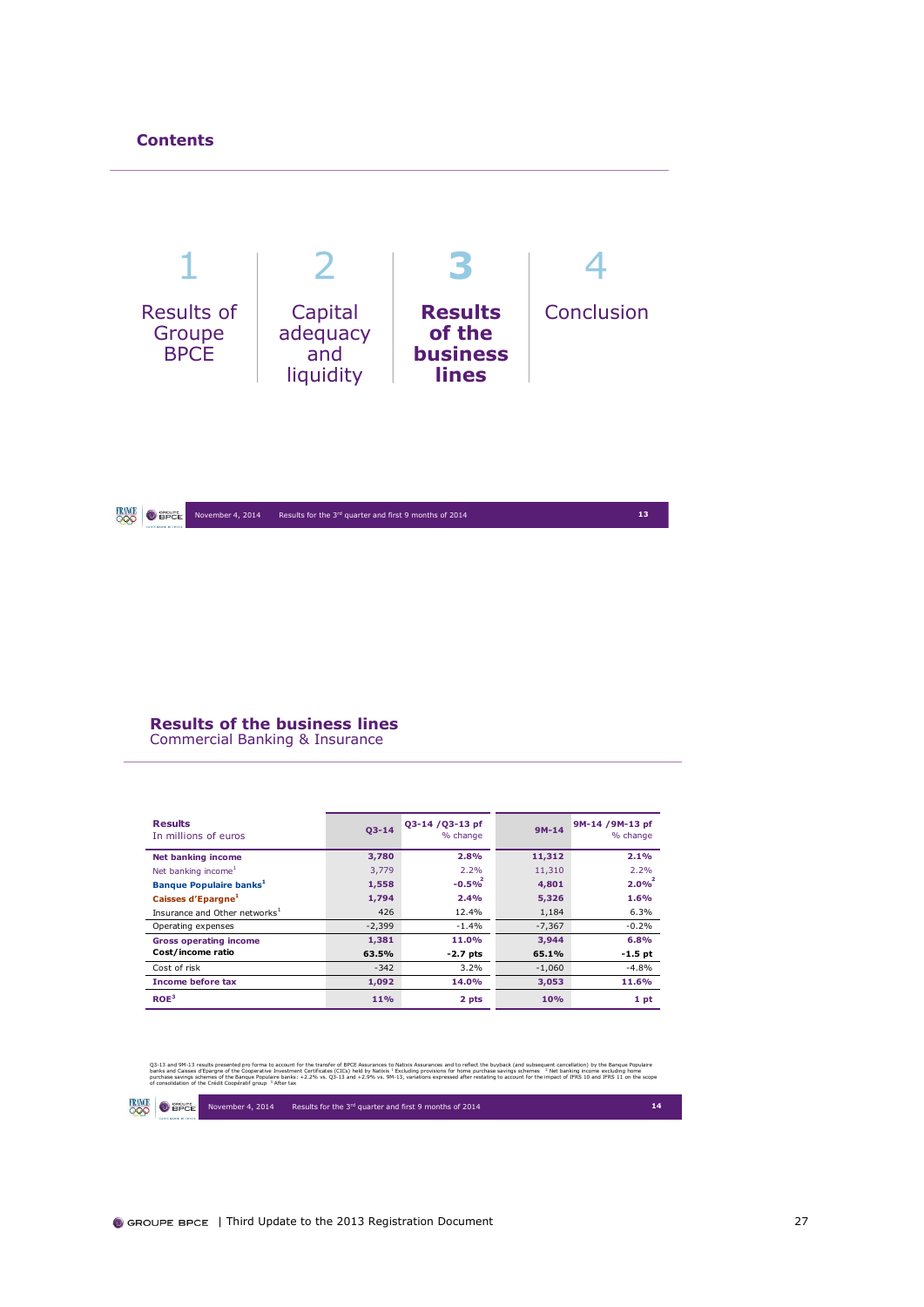## Contents

| 1 | 2 | 3 | 4 |
|---|---|---|---|
| Results of Groupe BPCE | Capital adequacy and liquidity | **Results of the business lines** | Conclusion |

November 4, 2014 — Results for the 3rd quarter and first 9 months of 2014 — 13

## Results of the business lines

Commercial Banking & Insurance

| **Results** In millions of euros | Q3-14 | Q3-14 /Q3-13 pf % change | 9M-14 | 9M-14 /9M-13 pf % change |
|---|---|---|---|---|
| **Net banking income** | 3,780 | 2.8% | 11,312 | 2.1% |
| Net banking income[1] | 3,779 | 2.2% | 11,310 | 2.2% |
| **Banque Populaire banks**[1] | 1,558 | -0.5%[2] | 4,801 | 2.0%[2] |
| **Caisses d'Epargne**[1] | 1,794 | 2.4% | 5,326 | 1.6% |
| Insurance and Other networks[1] | 426 | 12.4% | 1,184 | 6.3% |
| Operating expenses | -2,399 | -1.4% | -7,367 | -0.2% |
| **Gross operating income** | 1,381 | 11.0% | 3,944 | 6.8% |
| **Cost/income ratio** | 63.5% | -2.7 pts | 65.1% | -1.5 pt |
| Cost of risk | -342 | 3.2% | -1,060 | -4.8% |
| **Income before tax** | 1,092 | 14.0% | 3,053 | 11.6% |
| **ROE**[3] | 11% | 2 pts | 10% | 1 pt |

Q3-13 and 9M-13 results presented pro forma to account for the transfer of BPCE Assurances to Natixis Assurances and to reflect the buyback (and subsequent cancellation) by the Banque Populaire banks and Caisses d'Epargne of the Cooperative Investment Certificates (CICs) held by Natixis [1] Excluding provisions for home purchase savings schemes [2] Net banking income excluding home purchase savings schemes of the Banque Populaire banks: +2.2% vs. Q3-13 and +2.9% vs. 9M-13, variations expressed after restating to account for the impact of IFRS 10 and IFRS 11 on the scope of consolidation of the Crédit Coopératif group [3] After tax

November 4, 2014 — Results for the 3rd quarter and first 9 months of 2014 — 14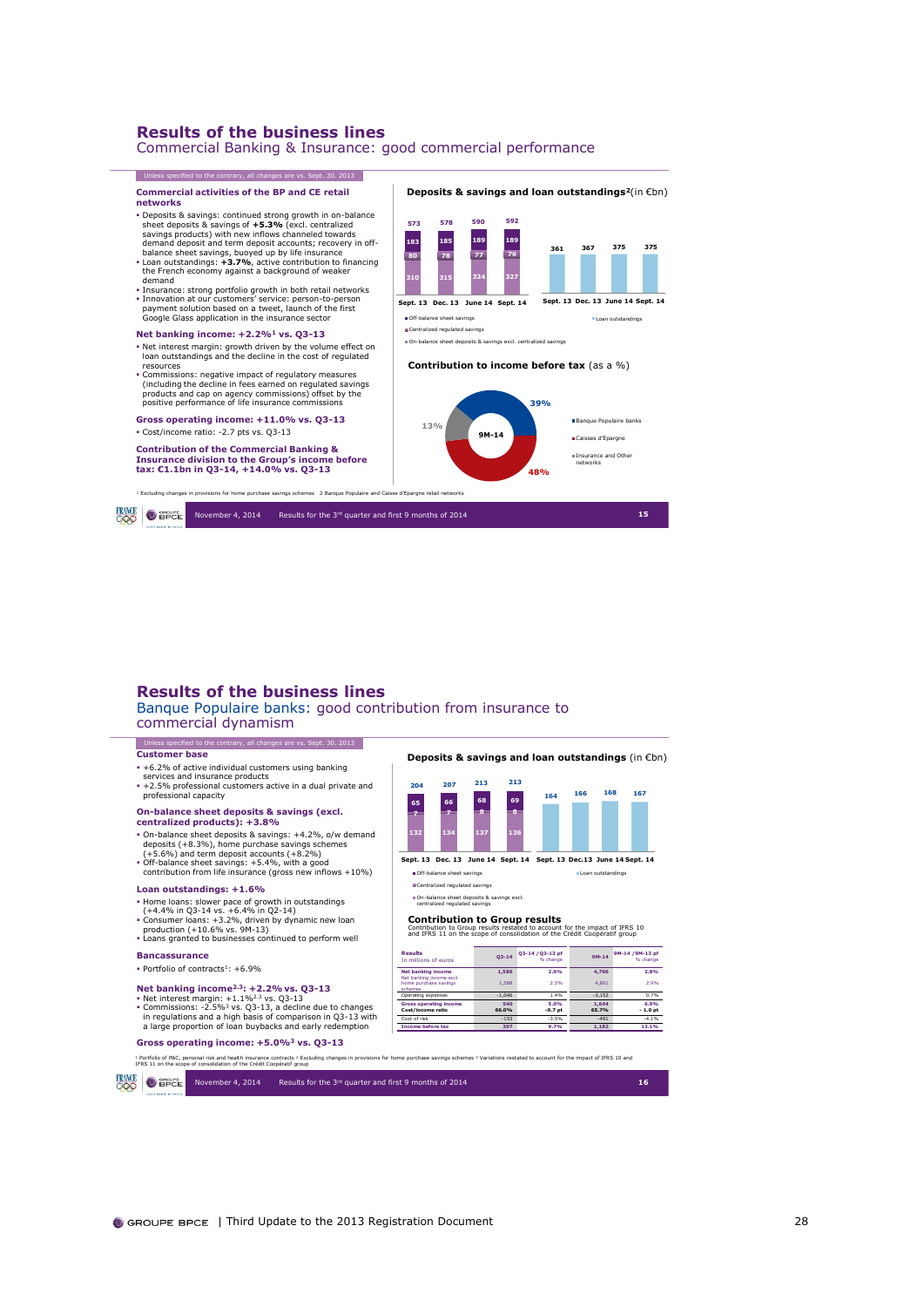# Results of the business lines

## Commercial Banking & Insurance: good commercial performance

Unless specified to the contrary, all changes are vs. Sept. 30, 2013

### Commercial activities of the BP and CE retail networks

- Deposits & savings: continued strong growth in on-balance sheet deposits & savings of **+5.3%** (excl. centralized savings products) with new inflows channeled towards demand deposit and term deposit accounts; recovery in off-balance sheet savings, buoyed up by life insurance
- Loan outstandings: **+3.7%**, active contribution to financing the French economy against a background of weaker demand
- Insurance: strong portfolio growth in both retail networks
- Innovation at our customers' service: person-to-person payment solution based on a tweet, launch of the first Google Glass application in the insurance sector

### Net banking income: +2.2%[1] vs. Q3-13

- Net interest margin: growth driven by the volume effect on loan outstandings and the decline in the cost of regulated resources
- Commissions: negative impact of regulatory measures (including the decline in fees earned on regulated savings products and cap on agency commissions) offset by the positive performance of life insurance commissions

### Gross operating income: +11.0% vs. Q3-13

- Cost/income ratio: -2.7 pts vs. Q3-13

### Contribution of the Commercial Banking & Insurance division to the Group's income before tax: €1.1bn in Q3-14, +14.0% vs. Q3-13

**Deposits & savings and loan outstandings[2]** (in €bn)

| | Sept. 13 | Dec. 13 | June 14 | Sept. 14 |
|---|---|---|---|---|
| Off-balance sheet savings | 183 | 185 | 189 | 189 |
| Centralized regulated savings | 80 | 78 | 77 | 76 |
| On-balance sheet deposits & savings excl. centralized savings | 310 | 315 | 324 | 327 |
| Total | 573 | 578 | 590 | 592 |
| Loan outstandings | 361 | 367 | 375 | 375 |

**Contribution to income before tax** (as a %)

9M-14: Banque Populaire banks 39%; Caisses d'Epargne 48%; Insurance and Other networks 13%

[1] Excluding changes in provisions for home purchase savings schemes [2] Banque Populaire and Caisse d'Epargne retail networks

# Results of the business lines

## Banque Populaire banks: good contribution from insurance to commercial dynamism

Unless specified to the contrary, all changes are vs. Sept. 30, 2013

### Customer base

- +6.2% of active individual customers using banking services and insurance products
- +2.5% professional customers active in a dual private and professional capacity

### On-balance sheet deposits & savings (excl. centralized products): +3.8%

- On-balance sheet deposits & savings: +4.2%, o/w demand deposits (+8.3%), home purchase savings schemes (+5.6%) and term deposit accounts (+8.2%)
- Off-balance sheet savings: +5.4%, with a good contribution from life insurance (gross new inflows +10%)

### Loan outstandings: +1.6%

- Home loans: slower pace of growth in outstandings (+4.4% in Q3-14 vs. +6.4% in Q2-14)
- Consumer loans: +3.2%, driven by dynamic new loan production (+10.6% vs. 9M-13)
- Loans granted to businesses continued to perform well

### Bancassurance

- Portfolio of contracts[1]: +6.9%

### Net banking income[2,3]: +2.2% vs. Q3-13

- Net interest margin: +1.1%[2,3] vs. Q3-13
- Commissions: -2.5%[3] vs. Q3-13, a decline due to changes in regulations and a high basis of comparison in Q3-13 with a large proportion of loan buybacks and early redemption

### Gross operating income: +5.0%[3] vs. Q3-13

**Deposits & savings and loan outstandings** (in €bn)

| | Sept. 13 | Dec. 13 | June 14 | Sept. 14 |
|---|---|---|---|---|
| Off-balance sheet savings | 65 | 66 | 68 | 69 |
| Centralized regulated savings | 7 | 7 | 8 | 8 |
| On-balance sheet deposits & savings excl. centralized regulated savings | 132 | 134 | 137 | 136 |
| Total | 204 | 207 | 213 | 213 |
| Loan outstandings | 164 | 166 | 168 | 167 |

**Contribution to Group results**

Contribution to Group results restated to account for the impact of IFRS 10 and IFRS 11 on the scope of consolidation of the Crédit Coopératif group

| Results in millions of euros | Q3-14 | Q3-14 / Q3-13 pf % change | 9M-14 | 9M-14 / 9M-13 pf % change |
|---|---|---|---|---|
| **Net banking income** | 1,586 | 2.6% | 4,796 | 2.8% |
| Net banking income excl. home purchase savings schemes | 1,588 | 2.2% | 4,801 | 2.9% |
| Operating expenses | -1,046 | 1.4% | -3,152 | 0.7% |
| **Gross operating income** | 540 | 5.0% | 1,644 | 6.9% |
| **Cost/income ratio** | 66.0% | -0.7 pt | 65.7% | - 1.0 pt |
| Cost of risk | -153 | -3.5% | -491 | -4.1% |
| **Income before tax** | 397 | 9.7% | 1,182 | 13.1% |

[1] Portfolio of P&C, personal risk and health insurance contracts [2] Excluding changes in provisions for home purchase savings schemes [3] Variations restated to account for the impact of IFRS 10 and IFRS 11 on the scope of consolidation of the Crédit Coopératif group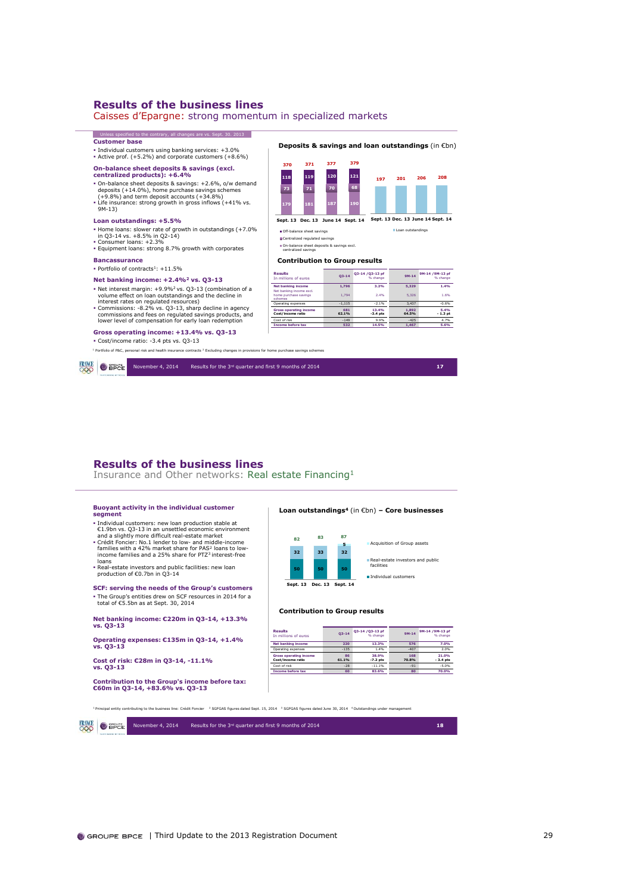# Results of the business lines

## Caisses d'Epargne: strong momentum in specialized markets

Unless specified to the contrary, all changes are vs. Sept. 30, 2013

**Customer base**

- Individual customers using banking services: +3.0%
- Active prof. (+5.2%) and corporate customers (+8.6%)

**On-balance sheet deposits & savings (excl. centralized products): +6.4%**

- On-balance sheet deposits & savings: +2.6%, o/w demand deposits (+14.0%), home purchase savings schemes (+9.8%) and term deposit accounts (+34.8%)
- Life insurance: strong growth in gross inflows (+41% vs. 9M-13)

**Loan outstandings: +5.5%**

- Home loans: slower rate of growth in outstandings (+7.0% in Q3-14 vs. +8.5% in Q2-14)
- Consumer loans: +2.3%
- Equipment loans: strong 8.7% growth with corporates

**Bancassurance**

- Portfolio of contracts[1]: +11.5%

**Net banking income: +2.4%[2] vs. Q3-13**

- Net interest margin: +9.9%[2] vs. Q3-13 (combination of a volume effect on loan outstandings and the decline in interest rates on regulated resources)
- Commissions: -8.2% vs. Q3-13, sharp decline in agency commissions and fees on regulated savings products, and lower level of compensation for early loan redemption

**Gross operating income: +13.4% vs. Q3-13**

- Cost/income ratio: -3.4 pts vs. Q3-13

**Deposits & savings and loan outstandings** (in €bn)

| | Sept. 13 | Dec. 13 | June 14 | Sept. 14 |
|---|---|---|---|---|
| Off-balance sheet savings | 118 | 119 | 120 | 121 |
| Centralized regulated savings | 73 | 71 | 70 | 68 |
| On-balance sheet deposits & savings excl. centralized savings | 179 | 181 | 187 | 190 |
| Total | 370 | 371 | 377 | 379 |
| Loan outstandings | 197 | 201 | 206 | 208 |

**Contribution to Group results**

| Results In millions of euros | Q3-14 | Q3-14 / Q3-13 pf % change | 9M-14 | 9M-14 / 9M-13 pf % change |
|---|---|---|---|---|
| Net banking income | 1,796 | 3.2% | 5,329 | 1.4% |
| Net banking income excl. home purchase savings schemes | 1,794 | 2.4% | 5,326 | 1.6% |
| Operating expenses | -1,115 | -2.1% | 3,437 | -0.6% |
| Gross operating income | 681 | 13.4% | 1,892 | 5.4% |
| Cost/income ratio | 62.1% | -3.4 pts | 64.5% | - 1.3 pt |
| Cost of risk | -149 | 9.9% | -425 | 4.7% |
| Income before tax | 532 | 14.5% | 1,467 | 5.6% |

[1] Portfolio of P&C, personal risk and health insurance contracts [2] Excluding changes in provisions for home purchase savings schemes

# Results of the business lines

## Insurance and Other networks: Real estate Financing[1]

**Buoyant activity in the individual customer segment**

- Individual customers: new loan production stable at €1.9bn vs. Q3-13 in an unsettled economic environment and a slightly more difficult real-estate market
- Crédit Foncier: No.1 lender to low- and middle-income families with a 42% market share for PAS[2] loans to low-income families and a 25% share for PTZ[3] interest-free loans
- Real-estate investors and public facilities: new loan production of €0.7bn in Q3-14

**SCF: serving the needs of the Group's customers**

- The Group's entities drew on SCF resources in 2014 for a total of €5.5bn as at Sept. 30, 2014

**Net banking income: €220m in Q3-14, +13.3% vs. Q3-13**

**Operating expenses: €135m in Q3-14, +1.4% vs. Q3-13**

**Cost of risk: €28m in Q3-14, -11.1% vs. Q3-13**

**Contribution to the Group's income before tax: €60m in Q3-14, +83.6% vs. Q3-13**

**Loan outstandings[4]** (in €bn) **– Core businesses**

| | Sept. 13 | Dec. 13 | Sept. 14 |
|---|---|---|---|
| Acquisition of Group assets | | | 5 |
| Real-estate investors and public facilities | 32 | 33 | 32 |
| Individual customers | 50 | 50 | 50 |
| Total | 82 | 83 | 87 |

**Contribution to Group results**

| Results In millions of euros | Q3-14 | Q3-14 / Q3-13 pf % change | 9M-14 | 9M-14 / 9M-13 pf % change |
|---|---|---|---|---|
| Net banking income | 220 | 13.3% | 576 | 7.0% |
| Operating expenses | -135 | 1.4% | -407 | 2.0% |
| Gross operating income | 86 | 38.9% | 168 | 21.0% |
| Cost/income ratio | 61.1% | -7.2 pts | 70.8% | - 3.4 pts |
| Cost of risk | -28 | -11.1% | -91 | -5.0% |
| Income before tax | 60 | 83.6% | 80 | 70.0% |

[1] Principal entity contributing to the business line: Crédit Foncier [2] SGFGAS figures dated Sept. 15, 2014 [3] SGFGAS figures dated June 30, 2014 [4] Outstandings under management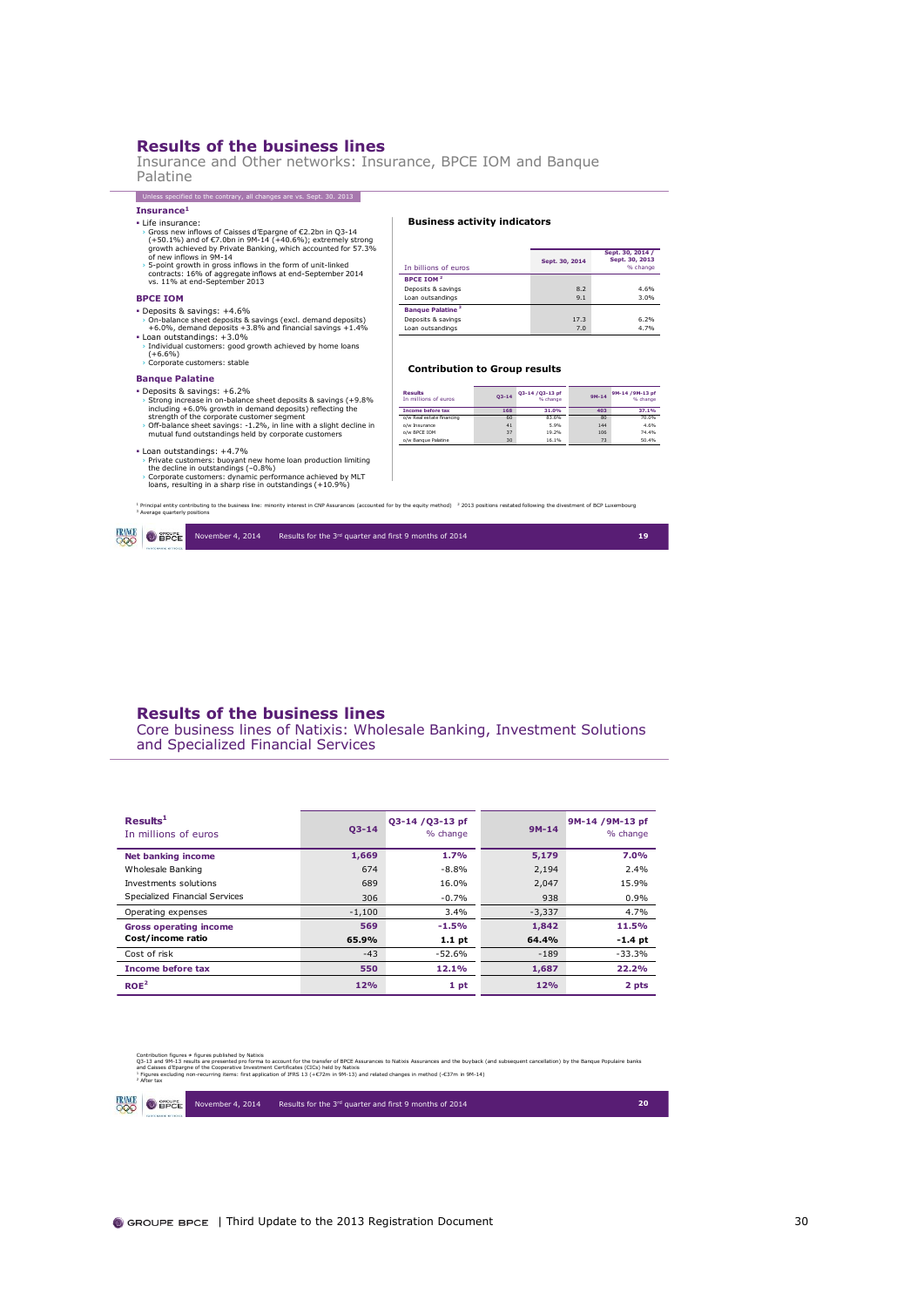# Results of the business lines

## Insurance and Other networks: Insurance, BPCE IOM and Banque Palatine

Unless specified to the contrary, all changes are vs. Sept. 30, 2013

### Insurance[1]

- Life insurance:
  - Gross new inflows of Caisses d'Epargne of €2.2bn in Q3-14 (+50.1%) and of €7.0bn in 9M-14 (+40.6%); extremely strong growth achieved by Private Banking, which accounted for 57.3% of new inflows in 9M-14
  - 5-point growth in gross inflows in the form of unit-linked contracts: 16% of aggregate inflows at end-September 2014 vs. 11% at end-September 2013

### BPCE IOM

- Deposits & savings: +4.6%
  - On-balance sheet deposits & savings (excl. demand deposits) +6.0%, demand deposits +3.8% and financial savings +1.4%
- Loan outstandings: +3.0%
  - Individual customers: good growth achieved by home loans (+6.6%)
  - Corporate customers: stable

### Banque Palatine

- Deposits & savings: +6.2%
  - Strong increase in on-balance sheet deposits & savings (+9.8% including +6.0% growth in demand deposits) reflecting the strength of the corporate customer segment
  - Off-balance sheet savings: -1.2%, in line with a slight decline in mutual fund outstandings held by corporate customers
- Loan outstandings: +4.7%
  - Private customers: buoyant new home loan production limiting the decline in outstandings (–0.8%)
  - Corporate customers: dynamic performance achieved by MLT loans, resulting in a sharp rise in outstandings (+10.9%)

**Business activity indicators**

| In billions of euros | Sept. 30, 2014 | Sept. 30, 2014 / Sept. 30, 2013 % change |
|---|---|---|
| **BPCE IOM**[2] | | |
| Deposits & savings | 8.2 | 4.6% |
| Loan outsandings | 9.1 | 3.0% |
| **Banque Palatine**[3] | | |
| Deposits & savings | 17.3 | 6.2% |
| Loan outsandings | 7.0 | 4.7% |

**Contribution to Group results**

| Results In millions of euros | Q3-14 | Q3-14 /Q3-13 pf % change | 9M-14 | 9M-14 /9M-13 pf % change |
|---|---|---|---|---|
| **Income before tax** | 168 | 31.0% | 403 | 37.1% |
| o/w Real estate financing | 60 | 83.6% | 80 | 70.0% |
| o/w Insurance | 41 | 5.9% | 144 | 4.6% |
| o/w BPCE IOM | 37 | 19.2% | 106 | 74.4% |
| o/w Banque Palatine | 30 | 16.1% | 73 | 50.4% |

[1] Principal entity contributing to the business line: minority interest in CNP Assurances (accounted for by the equity method) [2] 2013 positions restated following the divestment of BCP Luxembourg
[3] Average quarterly positions

November 4, 2014 Results for the 3rd quarter and first 9 months of 2014

# Results of the business lines

## Core business lines of Natixis: Wholesale Banking, Investment Solutions and Specialized Financial Services

| Results[1] In millions of euros | Q3-14 | Q3-14 /Q3-13 pf % change | 9M-14 | 9M-14 /9M-13 pf % change |
|---|---|---|---|---|
| **Net banking income** | **1,669** | **1.7%** | **5,179** | **7.0%** |
| Wholesale Banking | 674 | -8.8% | 2,194 | 2.4% |
| Investments solutions | 689 | 16.0% | 2,047 | 15.9% |
| Specialized Financial Services | 306 | -0.7% | 938 | 0.9% |
| Operating expenses | -1,100 | 3.4% | -3,337 | 4.7% |
| **Gross operating income** | **569** | **-1.5%** | **1,842** | **11.5%** |
| **Cost/income ratio** | **65.9%** | **1.1 pt** | **64.4%** | **-1.4 pt** |
| Cost of risk | -43 | -52.6% | -189 | -33.3% |
| **Income before tax** | **550** | **12.1%** | **1,687** | **22.2%** |
| **ROE**[2] | **12%** | **1 pt** | **12%** | **2 pts** |

Contribution figures ≠ figures published by Natixis
Q3-13 and 9M-13 results are presented pro forma to account for the transfer of BPCE Assurances to Natixis Assurances and the buyback (and subsequent cancellation) by the Banque Populaire banks and Caisses d'Epargne of the Cooperative Investment Certificates (CICs) held by Natixis
[1] Figures excluding non-recurring items: first application of IFRS 13 (+€72m in 9M-13) and related changes in method (-€37m in 9M-14)
[2] After tax

November 4, 2014 Results for the 3rd quarter and first 9 months of 2014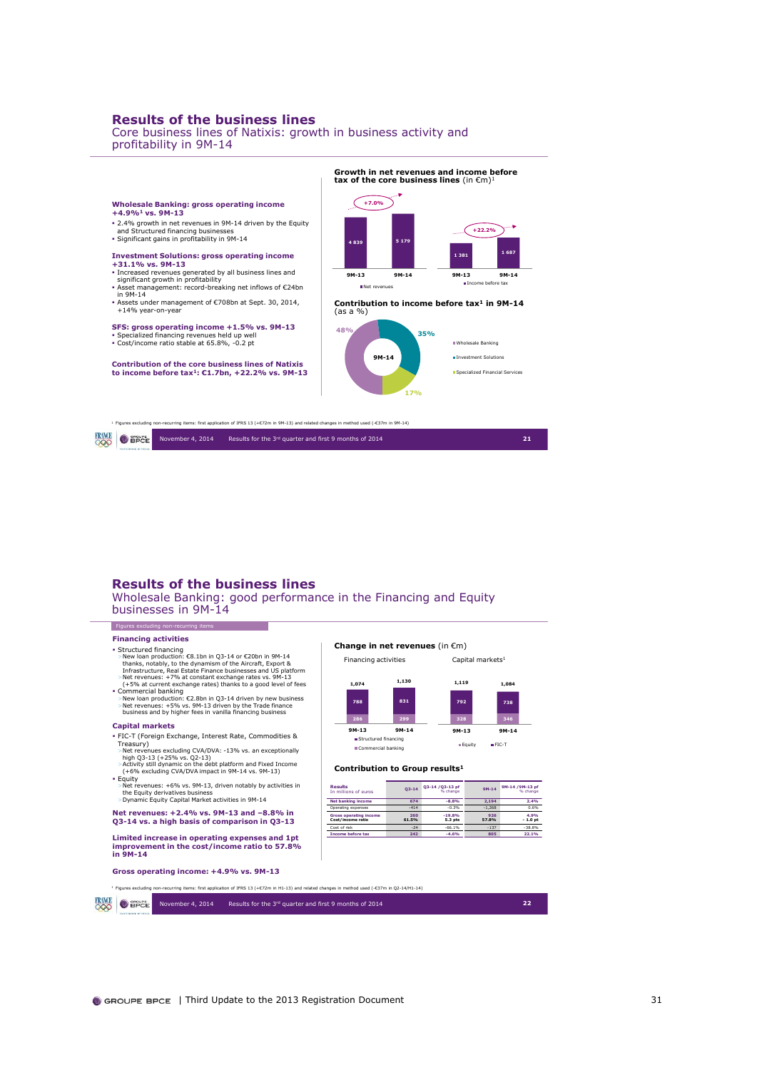## Results of the business lines

### Core business lines of Natixis: growth in business activity and profitability in 9M-14

**Wholesale Banking: gross operating income +4.9%[1] vs. 9M-13**

- 2.4% growth in net revenues in 9M-14 driven by the Equity and Structured financing businesses
- Significant gains in profitability in 9M-14

**Investment Solutions: gross operating income +31.1% vs. 9M-13**

- Increased revenues generated by all business lines and significant growth in profitability
- Asset management: record-breaking net inflows of €24bn in 9M-14
- Assets under management of €708bn at Sept. 30, 2014, +14% year-on-year

**SFS: gross operating income +1.5% vs. 9M-13**

- Specialized financing revenues held up well
- Cost/income ratio stable at 65.8%, -0.2 pt

**Contribution of the core business lines of Natixis to income before tax[1]: €1.7bn, +22.2% vs. 9M-13**

**Growth in net revenues and income before tax of the core business lines** (in €m)[1]

| | 9M-13 | 9M-14 | Change |
|---|---|---|---|
| Net revenues | 4 839 | 5 179 | +7.0% |
| Income before tax | 1 381 | 1 687 | +22.2% |

**Contribution to income before tax[1] in 9M-14** (as a %)

| 9M-14 | % |
|---|---|
| Wholesale Banking | 48% |
| Investment Solutions | 35% |
| Specialized Financial Services | 17% |

[1] Figures excluding non-recurring items: first application of IFRS 13 (+€72m in 9M-13) and related changes in method used (-€37m in 9M-14)

## Results of the business lines

### Wholesale Banking: good performance in the Financing and Equity businesses in 9M-14

Figures excluding non-recurring items

**Financing activities**

- Structured financing
  - New loan production: €8.1bn in Q3-14 or €20bn in 9M-14 thanks, notably, to the dynamism of the Aircraft, Export & Infrastructure, Real Estate Finance businesses and US platform
  - Net revenues: +7% at constant exchange rates vs. 9M-13 (+5% at current exchange rates) thanks to a good level of fees
- Commercial banking
  - New loan production: €2.8bn in Q3-14 driven by new business
  - Net revenues: +5% vs. 9M-13 driven by the Trade finance business and by higher fees in vanilla financing business

**Capital markets**

- FIC-T (Foreign Exchange, Interest Rate, Commodities & Treasury)
  - Net revenues excluding CVA/DVA: -13% vs. an exceptionally high Q3-13 (+25% vs. Q2-13)
  - Activity still dynamic on the debt platform and Fixed Income (+6% excluding CVA/DVA impact in 9M-14 vs. 9M-13)
- Equity
  - Net revenues: +6% vs. 9M-13, driven notably by activities in the Equity derivatives business
  - Dynamic Equity Capital Market activities in 9M-14

**Net revenues: +2.4% vs. 9M-13 and –8.8% in Q3-14 vs. a high basis of comparison in Q3-13**

**Limited increase in operating expenses and 1pt improvement in the cost/income ratio to 57.8% in 9M-14**

**Gross operating income: +4.9% vs. 9M-13**

**Change in net revenues** (in €m)

| | Financing activities 9M-13 | Financing activities 9M-14 | Capital markets[1] 9M-13 | Capital markets[1] 9M-14 |
|---|---|---|---|---|
| Structured financing / FIC-T | 788 | 831 | 792 | 738 |
| Commercial banking / Equity | 286 | 299 | 328 | 346 |
| Total | 1,074 | 1,130 | 1,119 | 1,084 |

**Contribution to Group results[1]**

| Results<br>In millions of euros | Q3-14 | Q3-14 /Q3-13 pf<br>% change | 9M-14 | 9M-14 /9M-13 pf<br>% change |
|---|---|---|---|---|
| Net banking income | 674 | -8.8% | 2,194 | 2.4% |
| Operating expenses | -414 | -0.3% | -1,268 | 0.6% |
| Gross operating income | 260 | -19.8% | 926 | 4.9% |
| Cost/income ratio | 61.5% | 5.3 pts | 57.8% | - 1.0 pt |
| Cost of risk | -24 | -66.1% | -137 | -38.9% |
| Income before tax | 242 | -4.6% | 805 | 22.1% |

[1] Figures excluding non-recurring items: first application of IFRS 13 (+€72m in H1-13) and related changes in method used (-€37m in Q2-14/H1-14)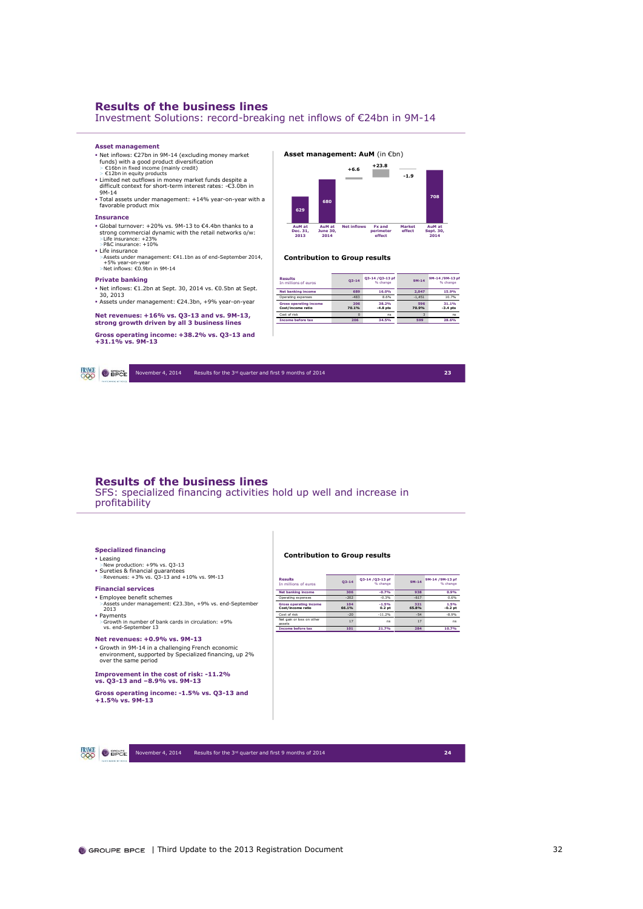## Results of the business lines

Investment Solutions: record-breaking net inflows of €24bn in 9M-14

### Asset management

- Net inflows: €27bn in 9M-14 (excluding money market funds) with a good product diversification
  - > €16bn in fixed income (mainly credit)
  - > €12bn in equity products
- Limited net outflows in money market funds despite a difficult context for short-term interest rates: -€3.0bn in 9M-14
- Total assets under management: +14% year-on-year with a favorable product mix

### Insurance

- Global turnover: +20% vs. 9M-13 to €4.4bn thanks to a strong commercial dynamic with the retail networks o/w:
  - > Life insurance: +23%
  - > P&C insurance: +10%
- Life insurance
  - > Assets under management: €41.1bn as of end-September 2014, +5% year-on-year
  - > Net inflows: €0.9bn in 9M-14

### Private banking

- Net inflows: €1.2bn at Sept. 30, 2014 vs. €0.5bn at Sept. 30, 2013
- Assets under management: €24.3bn, +9% year-on-year

**Net revenues: +16% vs. Q3-13 and vs. 9M-13, strong growth driven by all 3 business lines**

**Gross operating income: +38.2% vs. Q3-13 and +31.1% vs. 9M-13**

**Asset management: AuM** (in €bn)

| AuM at Dec. 31, 2013 | AuM at June 30, 2014 | Net inflows | Fx and perimeter effect | Market effect | AuM at Sept. 30, 2014 |
|---|---|---|---|---|---|
| 629 | 680 | +6.6 | +23.8 | -1.9 | 708 |

**Contribution to Group results**

| Results<br>In millions of euros | Q3-14 | Q3-14 /Q3-13 pf<br>% change | 9M-14 | 9M-14 /9M-13 pf<br>% change |
|---|---|---|---|---|
| Net banking income | 689 | 16.0% | 2,047 | 15.9% |
| Operating expenses | -483 | 8.6% | -1,451 | 10.7% |
| Gross operating income | 206 | 38.2% | 596 | 31.1% |
| Cost/income ratio | 70.1% | -4.8 pts | 70.9% | -3.4 pts |
| Cost of risk | 0 | ns | 3 | ns |
| Income before tax | 206 | 34.5% | 599 | 28.6% |

## Results of the business lines

SFS: specialized financing activities hold up well and increase in profitability

### Specialized financing

- Leasing
  - > New production: +9% vs. Q3-13
- Sureties & financial guarantees
  - > Revenues: +3% vs. Q3-13 and +10% vs. 9M-13

### Financial services

- Employee benefit schemes
  - > Assets under management: €23.3bn, +9% vs. end-September 2013
- Payments
  - > Growth in number of bank cards in circulation: +9% vs. end-September 13

**Net revenues: +0.9% vs. 9M-13**

- Growth in 9M-14 in a challenging French economic environment, supported by Specialized financing, up 2% over the same period

**Improvement in the cost of risk: -11.2% vs. Q3-13 and –8.9% vs. 9M-13**

**Gross operating income: -1.5% vs. Q3-13 and +1.5% vs. 9M-13**

**Contribution to Group results**

| Results<br>In millions of euros | Q3-14 | Q3-14 /Q3-13 pf<br>% change | 9M-14 | 9M-14 /9M-13 pf<br>% change |
|---|---|---|---|---|
| Net banking income | 306 | -0.7% | 938 | 0.9% |
| Operating expenses | -202 | -0.3% | -617 | 0.6% |
| Gross operating income | 104 | -1.5% | 321 | 1.5% |
| Cost/income ratio | 66.1% | 0.2 pt | 65.8% | -0.2 pt |
| Cost of risk | -20 | -11.2% | -54 | -8.9% |
| Net gain or loss on other assets | 17 | ns | 17 | ns |
| Income before tax | 101 | 21.7% | 284 | 10.7% |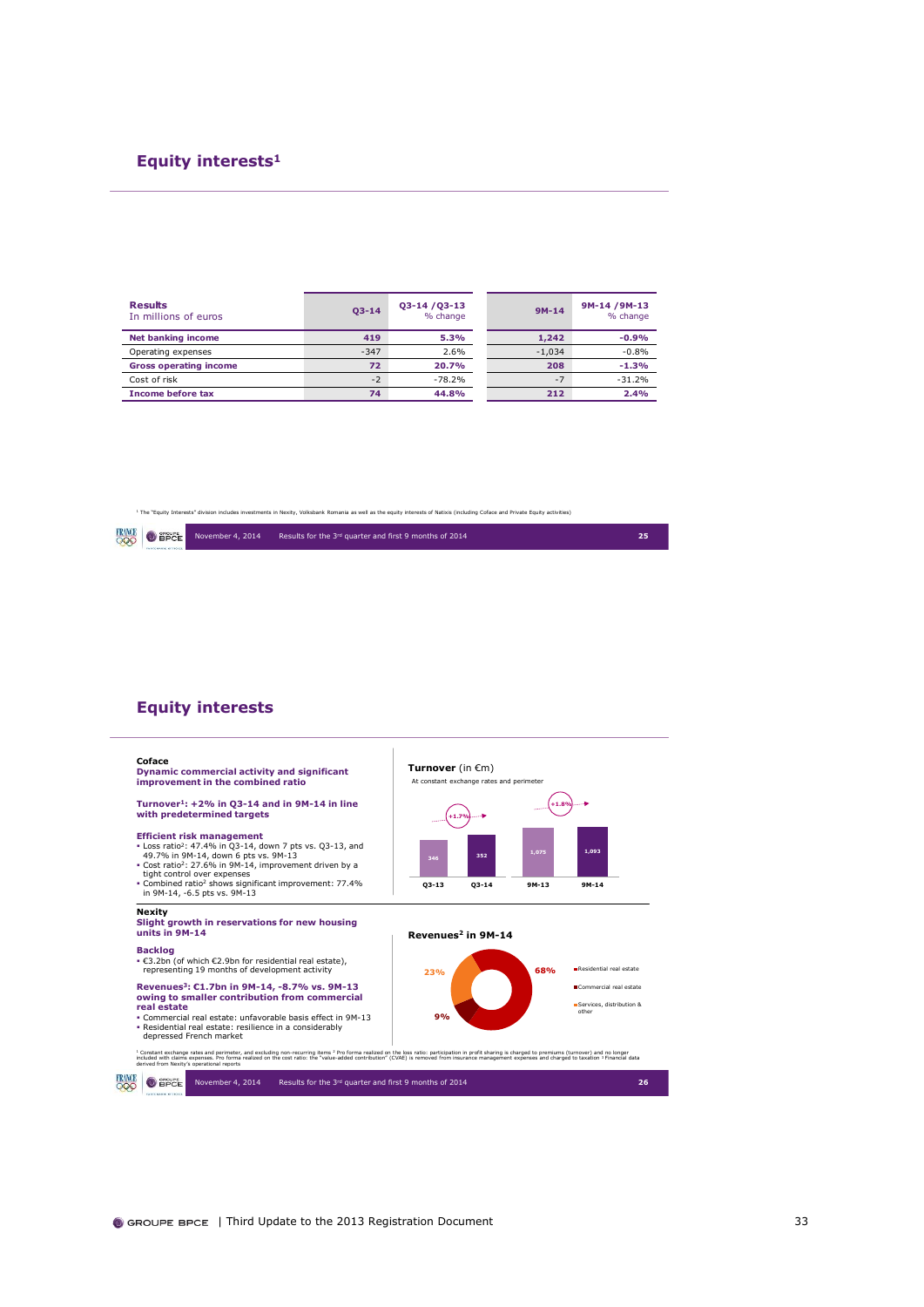## Equity interests[1]

| Results<br>In millions of euros | Q3-14 | Q3-14 /Q3-13<br>% change | 9M-14 | 9M-14 /9M-13<br>% change |
|---|---|---|---|---|
| **Net banking income** | **419** | **5.3%** | **1,242** | **-0.9%** |
| Operating expenses | -347 | 2.6% | -1,034 | -0.8% |
| **Gross operating income** | **72** | **20.7%** | **208** | **-1.3%** |
| Cost of risk | -2 | -78.2% | -7 | -31.2% |
| **Income before tax** | **74** | **44.8%** | **212** | **2.4%** |

[1] The "Equity Interests" division includes investments in Nexity, Volksbank Romania as well as the equity interests of Natixis (including Coface and Private Equity activities)

November 4, 2014 Results for the 3rd quarter and first 9 months of 2014

## Equity interests

**Coface**

**Dynamic commercial activity and significant improvement in the combined ratio**

**Turnover[1]: +2% in Q3-14 and in 9M-14 in line with predetermined targets**

**Efficient risk management**

- Loss ratio[2]: 47.4% in Q3-14, down 7 pts vs. Q3-13, and 49.7% in 9M-14, down 6 pts vs. 9M-13
- Cost ratio[2]: 27.6% in 9M-14, improvement driven by a tight control over expenses
- Combined ratio[2] shows significant improvement: 77.4% in 9M-14, -6.5 pts vs. 9M-13

**Turnover** (in €m)

At constant exchange rates and perimeter

| Q3-13 | Q3-14 | 9M-13 | 9M-14 |
|---|---|---|---|
| 346 | 352 | 1,075 | 1,093 |

Q3-14 vs. Q3-13: +1.7%; 9M-14 vs. 9M-13: +1.8%

**Nexity**

**Slight growth in reservations for new housing units in 9M-14**

**Backlog**

- €3.2bn (of which €2.9bn for residential real estate), representing 19 months of development activity

**Revenues[3]: €1.7bn in 9M-14, -8.7% vs. 9M-13 owing to smaller contribution from commercial real estate**

- Commercial real estate: unfavorable basis effect in 9M-13
- Residential real estate: resilience in a considerably depressed French market

**Revenues[2] in 9M-14**

- Residential real estate: 68%
- Commercial real estate: 9%
- Services, distribution & other: 23%

[1] Constant exchange rates and perimeter, and excluding non-recurring items [2] Pro forma realized on the loss ratio: participation in profit sharing is charged to premiums (turnover) and no longer included with claims expenses. Pro forma realized on the cost ratio: the "value-added contribution" (CVAE) is removed from insurance management expenses and charged to taxation [3] Financial data derived from Nexity's operational reports

November 4, 2014 Results for the 3rd quarter and first 9 months of 2014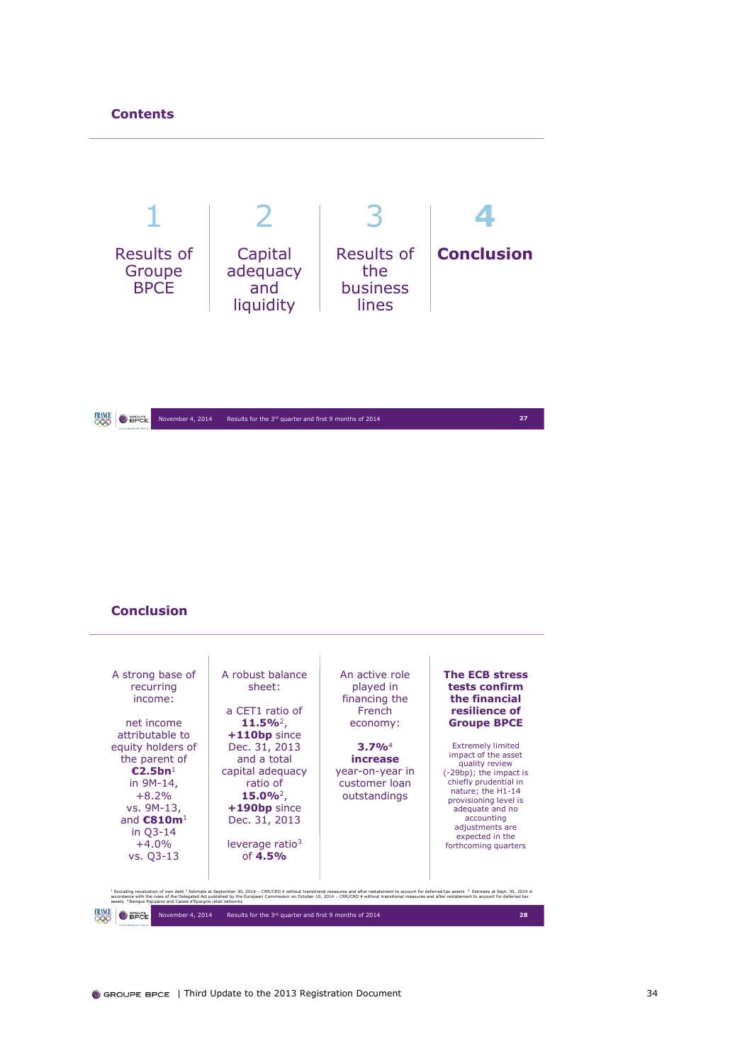## Contents

| 1 | 2 | 3 | 4 |
|---|---|---|---|
| Results of Groupe BPCE | Capital adequacy and liquidity | Results of the business lines | **Conclusion** |

## Conclusion

| A strong base of recurring income: | A robust balance sheet: | An active role played in financing the French economy: | **The ECB stress tests confirm the financial resilience of Groupe BPCE** |
|---|---|---|---|
| net income attributable to equity holders of the parent of **€2.5bn**[1] in 9M-14, +8.2% vs. 9M-13, and **€810m**[1] in Q3-14 +4.0% vs. Q3-13 | a CET1 ratio of **11.5%**[2], **+110bp** since Dec. 31, 2013 and a total capital adequacy ratio of **15.0%**[2], **+190bp** since Dec. 31, 2013<br><br>leverage ratio[3] of **4.5%** | **3.7%**[4] **increase** year-on-year in customer loan outstandings | Extremely limited impact of the asset quality review (-29bp); the impact is chiefly prudential in nature; the H1-14 provisioning level is adequate and no accounting adjustments are expected in the forthcoming quarters |

[1] Excluding revaluation of own debt [2] Estimate at September 30, 2014 – CRR/CRD 4 without transitional measures and after restatement to account for deferred tax assets [3] Estimate at Sept. 30, 2014 in accordance with the rules of the Delegated Act published by the European Commission on October 10, 2014 – CRR/CRD 4 without transitional measures and after restatement to account for deferred tax assets [4] Banque Populaire and Caisse d'Epargne retail networks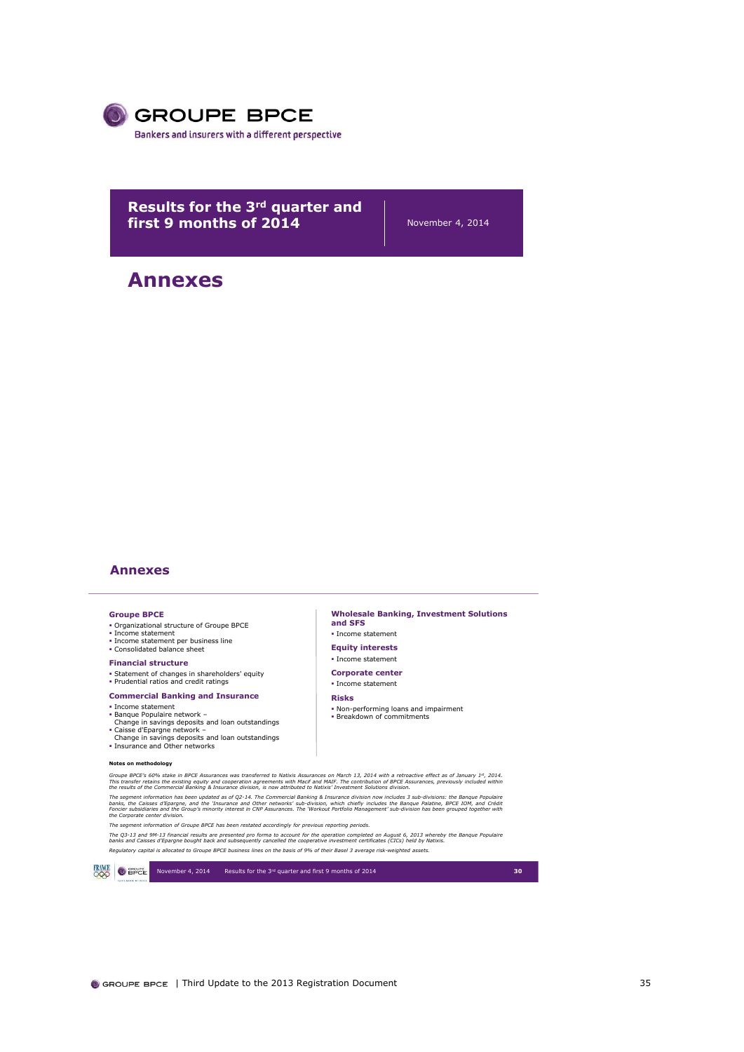# GROUPE BPCE

Bankers and insurers with a different perspective

**Results for the 3rd quarter and first 9 months of 2014**

November 4, 2014

# Annexes

## Annexes

### Groupe BPCE

- Organizational structure of Groupe BPCE
- Income statement
- Income statement per business line
- Consolidated balance sheet

### Financial structure

- Statement of changes in shareholders' equity
- Prudential ratios and credit ratings

### Commercial Banking and Insurance

- Income statement
- Banque Populaire network – Change in savings deposits and loan outstandings
- Caisse d'Epargne network – Change in savings deposits and loan outstandings
- Insurance and Other networks

### Wholesale Banking, Investment Solutions and SFS

- Income statement

### Equity interests

- Income statement

### Corporate center

- Income statement

### Risks

- Non-performing loans and impairment
- Breakdown of commitments

**Notes on methodology**

*Groupe BPCE's 60% stake in BPCE Assurances was transferred to Natixis Assurances on March 13, 2014 with a retroactive effect as of January 1st, 2014. This transfer retains the existing equity and cooperation agreements with Macif and MAIF. The contribution of BPCE Assurances, previously included within the results of the Commercial Banking & Insurance division, is now attributed to Natixis' Investment Solutions division.*

*The segment information has been updated as of Q2-14. The Commercial Banking & Insurance division now includes 3 sub-divisions: the Banque Populaire banks, the Caisses d'Epargne, and the 'Insurance and Other networks' sub-division, which chiefly includes the Banque Palatine, BPCE IOM, and Crédit Foncier subsidiaries and the Group's minority interest in CNP Assurances. The 'Workout Portfolio Management' sub-division has been grouped together with the Corporate center division.*

*The segment information of Groupe BPCE has been restated accordingly for previous reporting periods.*

*The Q3-13 and 9M-13 financial results are presented pro forma to account for the operation completed on August 6, 2013 whereby the Banque Populaire banks and Caisses d'Epargne bought back and subsequently cancelled the cooperative investment certificates (CICs) held by Natixis.*

*Regulatory capital is allocated to Groupe BPCE business lines on the basis of 9% of their Basel 3 average risk-weighted assets.*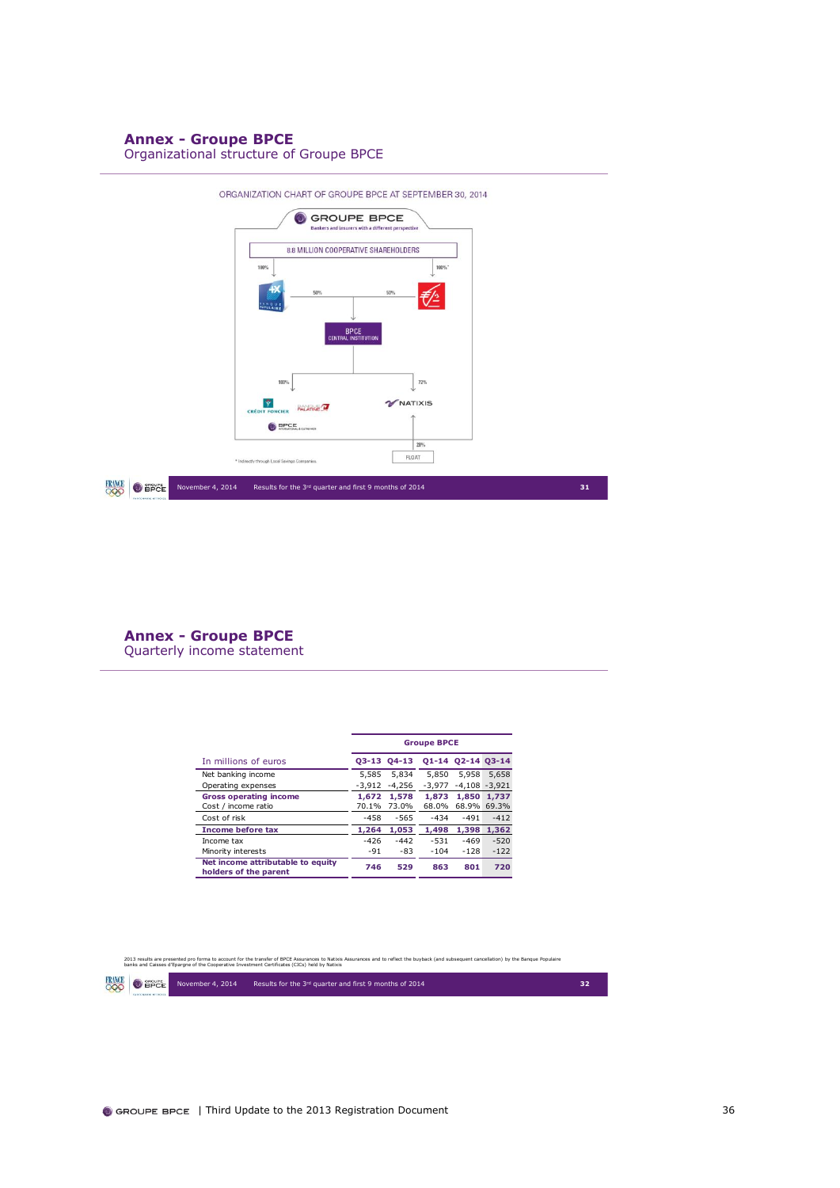## Annex - Groupe BPCE

### Organizational structure of Groupe BPCE

ORGANIZATION CHART OF GROUPE BPCE AT SEPTEMBER 30, 2014

GROUPE BPCE

Bankers and insurers with a different perspective

8.8 MILLION COOPERATIVE SHAREHOLDERS

100% — 100%*

50% — 50%

BPCE CENTRAL INSTITUTION

100% — 72%

CRÉDIT FONCIER — BANQUE PALATINE — NATIXIS

BPCE INTERNATIONAL & OUTRE-MER

28%

FLOAT

\* Indirectly through Local Savings Companies

November 4, 2014 — Results for the 3rd quarter and first 9 months of 2014

## Annex - Groupe BPCE

### Quarterly income statement

| In millions of euros | Q3-13 | Q4-13 | Q1-14 | Q2-14 | Q3-14 |
|---|---|---|---|---|---|
| | Groupe BPCE | | | | |
| Net banking income | 5,585 | 5,834 | 5,850 | 5,958 | 5,658 |
| Operating expenses | -3,912 | -4,256 | -3,977 | -4,108 | -3,921 |
| **Gross operating income** | **1,672** | **1,578** | **1,873** | **1,850** | **1,737** |
| Cost / income ratio | 70.1% | 73.0% | 68.0% | 68.9% | 69.3% |
| Cost of risk | -458 | -565 | -434 | -491 | -412 |
| **Income before tax** | **1,264** | **1,053** | **1,498** | **1,398** | **1,362** |
| Income tax | -426 | -442 | -531 | -469 | -520 |
| Minority interests | -91 | -83 | -104 | -128 | -122 |
| **Net income attributable to equity holders of the parent** | **746** | **529** | **863** | **801** | **720** |

2013 results are presented pro forma to account for the transfer of BPCE Assurances to Natixis Assurances and to reflect the buyback (and subsequent cancellation) by the Banque Populaire banks and Caisses d'Epargne of the Cooperative Investment Certificates (CICs) held by Natixis

November 4, 2014 — Results for the 3rd quarter and first 9 months of 2014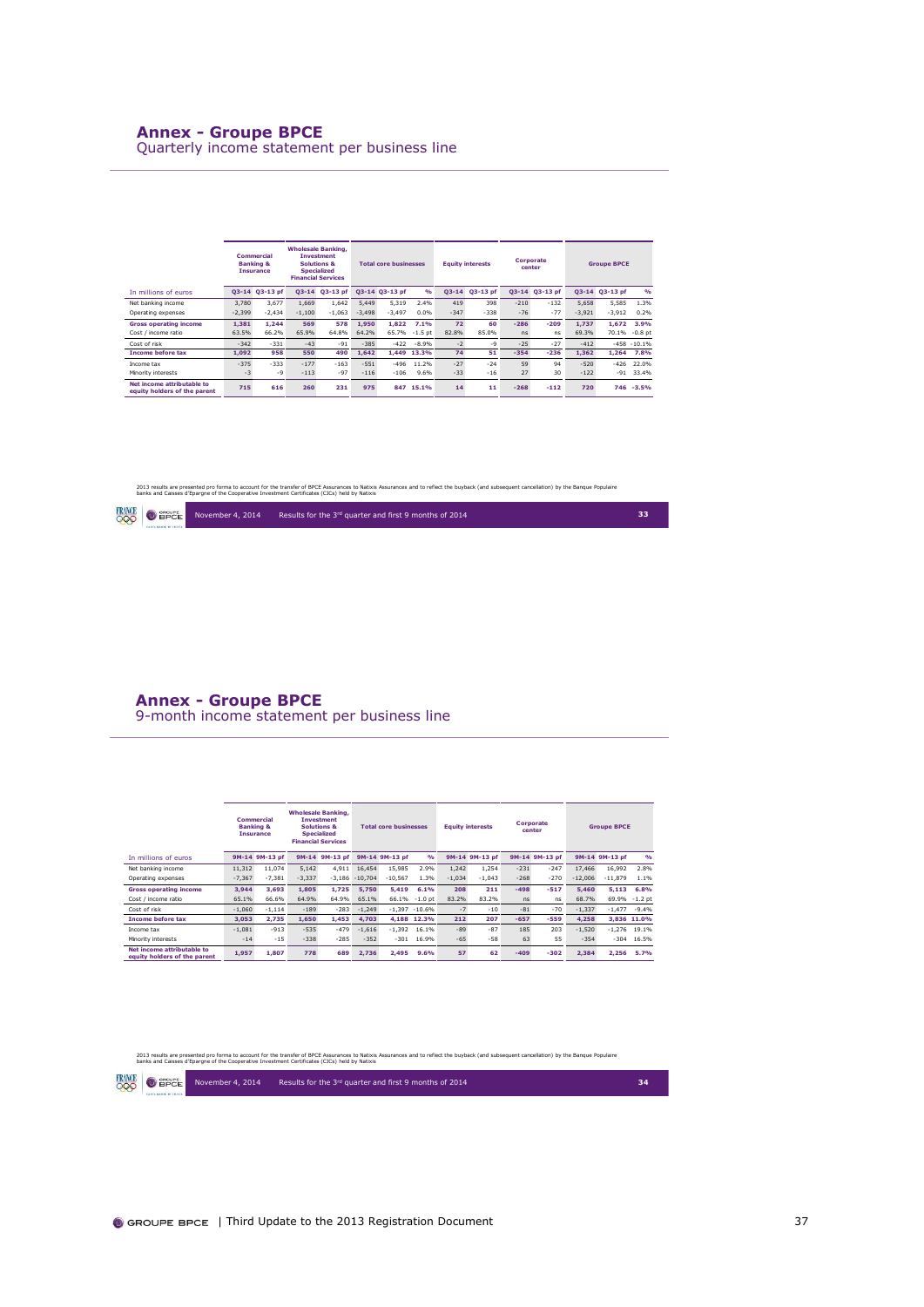## Annex - Groupe BPCE

### Quarterly income statement per business line

| In millions of euros | Commercial Banking & Insurance | | Wholesale Banking, Investment Solutions & Specialized Financial Services | | Total core businesses | | | Equity interests | | Corporate center | | Groupe BPCE | | |
|---|---|---|---|---|---|---|---|---|---|---|---|---|---|---|
| | Q3-14 | Q3-13 pf | Q3-14 | Q3-13 pf | Q3-14 | Q3-13 pf | % | Q3-14 | Q3-13 pf | Q3-14 | Q3-13 pf | Q3-14 | Q3-13 pf | % |
| Net banking income | 3,780 | 3,677 | 1,669 | 1,642 | 5,449 | 5,319 | 2.4% | 419 | 398 | -210 | -132 | 5,658 | 5,585 | 1.3% |
| Operating expenses | -2,399 | -2,434 | -1,100 | -1,063 | -3,498 | -3,497 | 0.0% | -347 | -338 | -76 | -77 | -3,921 | -3,912 | 0.2% |
| **Gross operating income** | **1,381** | **1,244** | **569** | **578** | **1,950** | **1,822** | **7.1%** | **72** | **60** | **-286** | **-209** | **1,737** | **1,672** | **3.9%** |
| Cost / income ratio | 63.5% | 66.2% | 65.9% | 64.8% | 64.2% | 65.7% | -1.5 pt | 82.8% | 85.0% | ns | ns | 69.3% | 70.1% | -0.8 pt |
| Cost of risk | -342 | -331 | -43 | -91 | -385 | -422 | -8.9% | -2 | -9 | -25 | -27 | -412 | -458 | -10.1% |
| **Income before tax** | **1,092** | **958** | **550** | **490** | **1,642** | **1,449** | **13.3%** | **74** | **51** | **-354** | **-236** | **1,362** | **1,264** | **7.8%** |
| Income tax | -375 | -333 | -177 | -163 | -551 | -496 | 11.2% | -27 | -24 | 59 | 94 | -520 | -426 | 22.0% |
| Minority interests | -3 | -9 | -113 | -97 | -116 | -106 | 9.6% | -33 | -16 | 27 | 30 | -122 | -91 | 33.4% |
| **Net income attributable to equity holders of the parent** | **715** | **616** | **260** | **231** | **975** | **847** | **15.1%** | **14** | **11** | **-268** | **-112** | **720** | **746** | **-3.5%** |

2013 results are presented pro forma to account for the transfer of BPCE Assurances to Natixis Assurances and to reflect the buyback (and subsequent cancellation) by the Banque Populaire banks and Caisses d'Epargne of the Cooperative Investment Certificates (CICs) held by Natixis

November 4, 2014 Results for the 3rd quarter and first 9 months of 2014

## Annex - Groupe BPCE

### 9-month income statement per business line

| In millions of euros | Commercial Banking & Insurance | | Wholesale Banking, Investment Solutions & Specialized Financial Services | | Total core businesses | | | Equity interests | | Corporate center | | Groupe BPCE | | |
|---|---|---|---|---|---|---|---|---|---|---|---|---|---|---|
| | 9M-14 | 9M-13 pf | 9M-14 | 9M-13 pf | 9M-14 | 9M-13 pf | % | 9M-14 | 9M-13 pf | 9M-14 | 9M-13 pf | 9M-14 | 9M-13 pf | % |
| Net banking income | 11,312 | 11,074 | 5,142 | 4,911 | 16,454 | 15,985 | 2.9% | 1,242 | 1,254 | -231 | -247 | 17,466 | 16,992 | 2.8% |
| Operating expenses | -7,367 | -7,381 | -3,337 | -3,186 | -10,704 | -10,567 | 1.3% | -1,034 | -1,043 | -268 | -270 | -12,006 | -11,879 | 1.1% |
| **Gross operating income** | **3,944** | **3,693** | **1,805** | **1,725** | **5,750** | **5,419** | **6.1%** | **208** | **211** | **-498** | **-517** | **5,460** | **5,113** | **6.8%** |
| Cost / income ratio | 65.1% | 66.6% | 64.9% | 64.9% | 65.1% | 66.1% | -1.0 pt | 83.2% | 83.2% | ns | ns | 68.7% | 69.9% | -1.2 pt |
| Cost of risk | -1,060 | -1,114 | -189 | -283 | -1,249 | -1,397 | -10.6% | -7 | -10 | -81 | -70 | -1,337 | -1,477 | -9.4% |
| **Income before tax** | **3,053** | **2,735** | **1,650** | **1,453** | **4,703** | **4,188** | **12.3%** | **212** | **207** | **-657** | **-559** | **4,258** | **3,836** | **11.0%** |
| Income tax | -1,081 | -913 | -535 | -479 | -1,616 | -1,392 | 16.1% | -89 | -87 | 185 | 203 | -1,520 | -1,276 | 19.1% |
| Minority interests | -14 | -15 | -338 | -285 | -352 | -301 | 16.9% | -65 | -58 | 63 | 55 | -354 | -304 | 16.5% |
| **Net income attributable to equity holders of the parent** | **1,957** | **1,807** | **778** | **689** | **2,736** | **2,495** | **9.6%** | **57** | **62** | **-409** | **-302** | **2,384** | **2,256** | **5.7%** |

2013 results are presented pro forma to account for the transfer of BPCE Assurances to Natixis Assurances and to reflect the buyback (and subsequent cancellation) by the Banque Populaire banks and Caisses d'Epargne of the Cooperative Investment Certificates (CICs) held by Natixis

November 4, 2014 Results for the 3rd quarter and first 9 months of 2014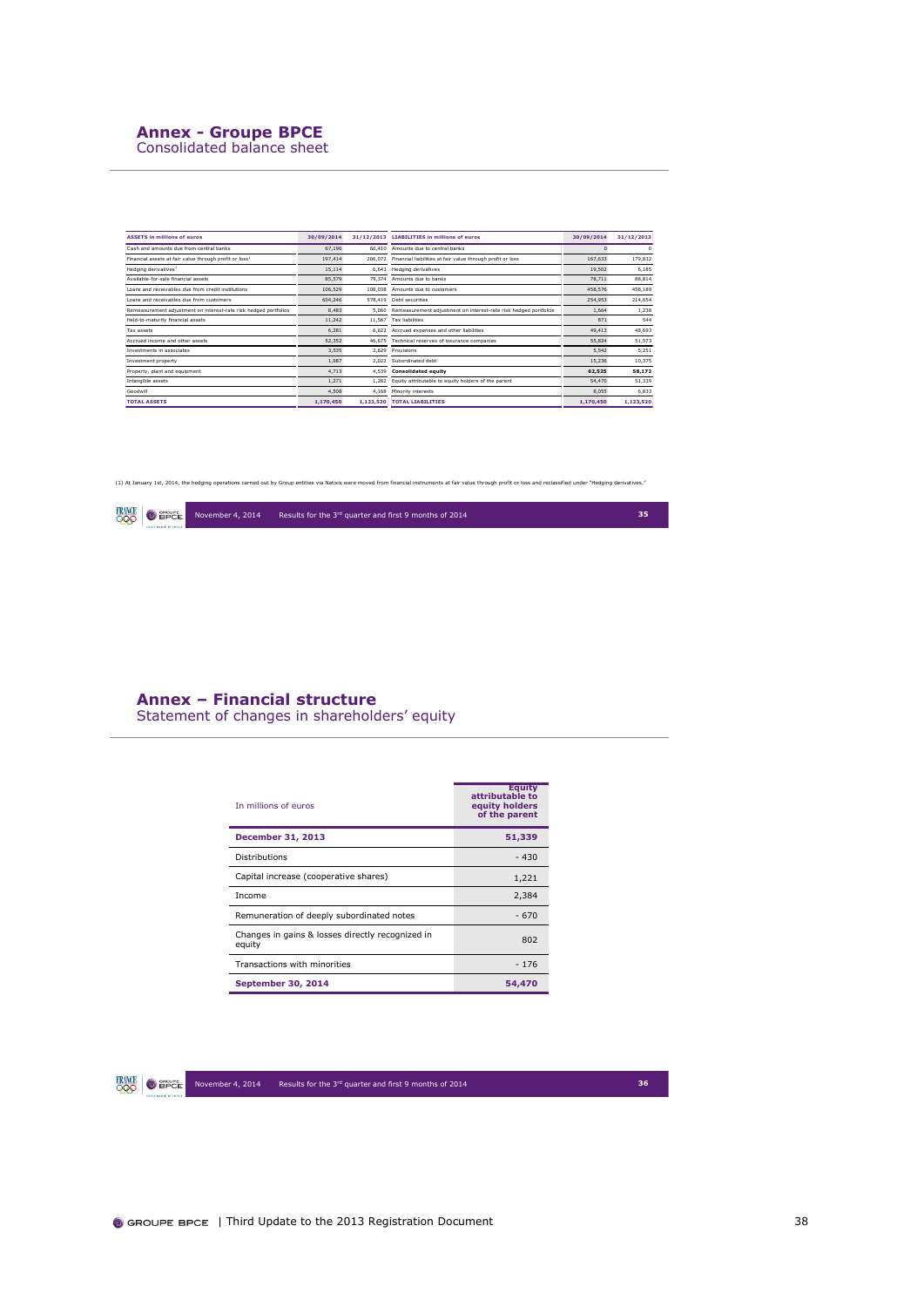## Annex - Groupe BPCE
Consolidated balance sheet

| ASSETS in millions of euros | 30/09/2014 | 31/12/2013 | LIABILITIES in millions of euros | 30/09/2014 | 31/12/2013 |
|---|---|---|---|---|---|
| Cash and amounts due from central banks | 67,196 | 60,410 | Amounts due to central banks | 0 | 0 |
| Financial assets at fair value through profit or loss[1] | 197,414 | 206,072 | Financial liabilities at fair value through profit or loss | 167,633 | 179,832 |
| Hedging derivatives[1] | 15,114 | 6,843 | Hedging derivatives | 19,502 | 6,185 |
| Available-for-sale financial assets | 85,579 | 79,374 | Amounts due to banks | 78,711 | 88,814 |
| Loans and receivables due from credit institutions | 106,529 | 108,038 | Amounts due to customers | 458,576 | 458,189 |
| Loans and receivables due from customers | 604,246 | 578,419 | Debt securities | 254,953 | 214,654 |
| Remeasurement adjustment on interest-rate risk hedged portfolios | 8,483 | 5,060 | Remeasurement adjustment on interest-rate risk hedged portfolios | 1,664 | 1,238 |
| Held-to-maturity financial assets | 11,242 | 11,567 | Tax liabilities | 871 | 544 |
| Tax assets | 6,281 | 6,622 | Accrued expenses and other liabilities | 49,413 | 48,693 |
| Accrued income and other assets | 52,352 | 46,675 | Technical reserves of insurance companies | 55,824 | 51,573 |
| Investments in associates | 3,535 | 2,629 | Provisions | 5,542 | 5,251 |
| Investment property | 1,987 | 2,022 | Subordinated debt | 15,236 | 10,375 |
| Property, plant and equipment | 4,713 | 4,539 | **Consolidated equity** | **62,525** | **58,172** |
| Intangible assets | 1,271 | 1,282 | Equity attributable to equity holders of the parent | 54,470 | 51,339 |
| Goodwill | 4,508 | 4,168 | Minority interests | 8,055 | 6,833 |
| **TOTAL ASSETS** | **1,170,450** | **1,123,520** | **TOTAL LIABILITIES** | **1,170,450** | **1,123,520** |

(1) At January 1st, 2014, the hedging operations carried out by Group entities via Natixis were moved from financial instruments at fair value through profit or loss and reclassified under "Hedging derivatives."

## Annex – Financial structure
Statement of changes in shareholders' equity

| In millions of euros | Equity attributable to equity holders of the parent |
|---|---|
| **December 31, 2013** | **51,339** |
| Distributions | - 430 |
| Capital increase (cooperative shares) | 1,221 |
| Income | 2,384 |
| Remuneration of deeply subordinated notes | - 670 |
| Changes in gains & losses directly recognized in equity | 802 |
| Transactions with minorities | - 176 |
| **September 30, 2014** | **54,470** |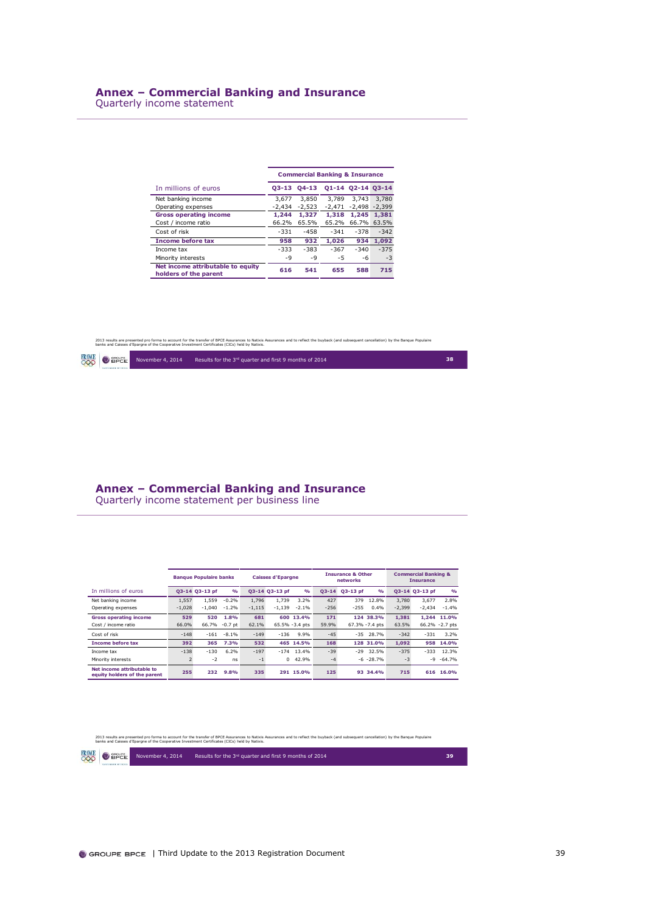## Annex – Commercial Banking and Insurance

Quarterly income statement

| In millions of euros | Q3-13 | Q4-13 | Q1-14 | Q2-14 | Q3-14 |
|---|---|---|---|---|---|
| | **Commercial Banking & Insurance** | | | | |
| Net banking income | 3,677 | 3,850 | 3,789 | 3,743 | 3,780 |
| Operating expenses | -2,434 | -2,523 | -2,471 | -2,498 | -2,399 |
| **Gross operating income** | **1,244** | **1,327** | **1,318** | **1,245** | **1,381** |
| Cost / income ratio | 66.2% | 65.5% | 65.2% | 66.7% | 63.5% |
| Cost of risk | -331 | -458 | -341 | -378 | -342 |
| **Income before tax** | **958** | **932** | **1,026** | **934** | **1,092** |
| Income tax | -333 | -383 | -367 | -340 | -375 |
| Minority interests | -9 | -9 | -5 | -6 | -3 |
| **Net income attributable to equity holders of the parent** | **616** | **541** | **655** | **588** | **715** |

2013 results are presented pro forma to account for the transfer of BPCE Assurances to Natixis Assurances and to reflect the buyback (and subsequent cancellation) by the Banque Populaire banks and Caisses d'Epargne of the Cooperative Investment Certificates (CICs) held by Natixis.

November 4, 2014 Results for the 3rd quarter and first 9 months of 2014

## Annex – Commercial Banking and Insurance

Quarterly income statement per business line

| In millions of euros | Banque Populaire banks | | | Caisses d'Epargne | | | Insurance & Other networks | | | Commercial Banking & Insurance | | |
|---|---|---|---|---|---|---|---|---|---|---|---|---|
| | Q3-14 | Q3-13 pf | % | Q3-14 | Q3-13 pf | % | Q3-14 | Q3-13 pf | % | Q3-14 | Q3-13 pf | % |
| Net banking income | 1,557 | 1,559 | -0.2% | 1,796 | 1,739 | 3.2% | 427 | 379 | 12.8% | 3,780 | 3,677 | 2.8% |
| Operating expenses | -1,028 | -1,040 | -1.2% | -1,115 | -1,139 | -2.1% | -256 | -255 | 0.4% | -2,399 | -2,434 | -1.4% |
| **Gross operating income** | **529** | **520** | **1.8%** | **681** | **600** | **13.4%** | **171** | **124** | **38.3%** | **1,381** | **1,244** | **11.0%** |
| Cost / income ratio | 66.0% | 66.7% | -0.7 pt | 62.1% | 65.5% | -3.4 pts | 59.9% | 67.3% | -7.4 pts | 63.5% | 66.2% | -2.7 pts |
| Cost of risk | -148 | -161 | -8.1% | -149 | -136 | 9.9% | -45 | -35 | 28.7% | -342 | -331 | 3.2% |
| **Income before tax** | **392** | **365** | **7.3%** | **532** | **465** | **14.5%** | **168** | **128** | **31.0%** | **1,092** | **958** | **14.0%** |
| Income tax | -138 | -130 | 6.2% | -197 | -174 | 13.4% | -39 | -29 | 32.5% | -375 | -333 | 12.3% |
| Minority interests | 2 | -2 | ns | -1 | 0 | 42.9% | -4 | -6 | -28.7% | -3 | -9 | -64.7% |
| **Net income attributable to equity holders of the parent** | **255** | **232** | **9.8%** | **335** | **291** | **15.0%** | **125** | **93** | **34.4%** | **715** | **616** | **16.0%** |

2013 results are presented pro forma to account for the transfer of BPCE Assurances to Natixis Assurances and to reflect the buyback (and subsequent cancellation) by the Banque Populaire banks and Caisses d'Epargne of the Cooperative Investment Certificates (CICs) held by Natixis.

November 4, 2014 Results for the 3rd quarter and first 9 months of 2014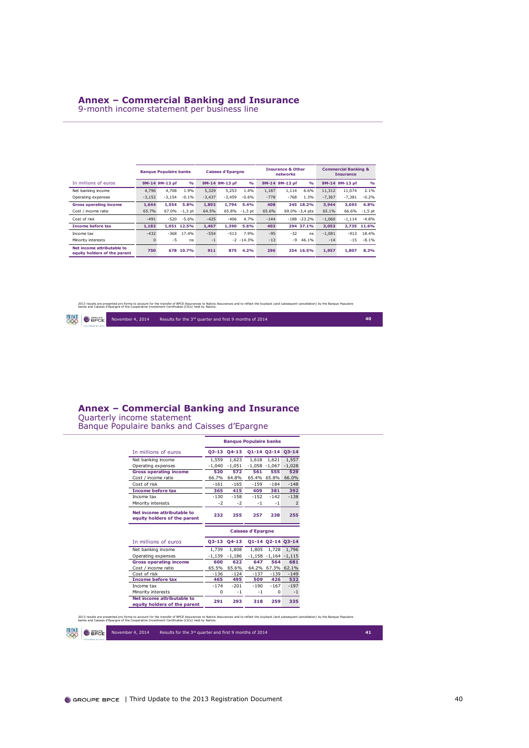# Annex – Commercial Banking and Insurance

9-month income statement per business line

| In millions of euros | Banque Populaire banks | | | Caisses d'Epargne | | | Insurance & Other networks | | | Commercial Banking & Insurance | | |
|---|---|---|---|---|---|---|---|---|---|---|---|---|
| | 9M-14 | 9M-13 pf | % | 9M-14 | 9M-13 pf | % | 9M-14 | 9M-13 pf | % | 9M-14 | 9M-13 pf | % |
| Net banking income | 4,796 | 4,708 | 1.9% | 5,329 | 5,253 | 1.4% | 1,187 | 1,114 | 6.6% | 11,312 | 11,074 | 2.1% |
| Operating expenses | -3,152 | -3,154 | -0.1% | -3,437 | -3,459 | -0.6% | -778 | -768 | 1.3% | -7,367 | -7,381 | -0.2% |
| **Gross operating income** | **1,644** | **1,554** | **5.8%** | **1,892** | **1,794** | **5.4%** | **408** | **345** | **18.2%** | **3,944** | **3,693** | **6.8%** |
| Cost / income ratio | 65.7% | 67.0% | -1,3 pt | 64.5% | 65.8% | -1,3 pt | 65.6% | 69.0% | -3,4 pts | 65.1% | 66.6% | -1,5 pt |
| Cost of risk | -491 | -520 | -5.6% | -425 | -406 | 4.7% | -144 | -188 | -23.2% | -1,060 | -1,114 | -4.8% |
| **Income before tax** | **1,182** | **1,051** | **12.5%** | **1,467** | **1,390** | **5.6%** | **403** | **294** | **37.1%** | **3,053** | **2,735** | **11.6%** |
| Income tax | -432 | -368 | 17.4% | -554 | -513 | 7.9% | -95 | -32 | ns | -1,081 | -913 | 18.4% |
| Minority interests | 0 | -5 | ns | -1 | -2 | -14.3% | -13 | -9 | 46.1% | -14 | -15 | -8.1% |
| **Net income attributable to equity holders of the parent** | **750** | **678** | **10.7%** | **911** | **875** | **4.2%** | **296** | **254** | **16.5%** | **1,957** | **1,807** | **8.3%** |

2013 results are presented pro forma to account for the transfer of BPCE Assurances to Natixis Assurances and to reflect the buyback (and subsequent cancellation) by the Banque Populaire banks and Caisses d'Epargne of the Cooperative Investment Certificates (CICs) held by Natixis.

November 4, 2014 Results for the 3rd quarter and first 9 months of 2014

# Annex – Commercial Banking and Insurance

Quarterly income statement
Banque Populaire banks and Caisses d'Epargne

| In millions of euros | Banque Populaire banks | | | | |
|---|---|---|---|---|---|
| | Q3-13 | Q4-13 | Q1-14 | Q2-14 | Q3-14 |
| Net banking income | 1,559 | 1,623 | 1,618 | 1,621 | 1,557 |
| Operating expenses | -1,040 | -1,051 | -1,058 | -1,067 | -1,028 |
| **Gross operating income** | **520** | **572** | **561** | **555** | **529** |
| Cost / income ratio | 66.7% | 64.8% | 65.4% | 65.8% | 66.0% |
| Cost of risk | -161 | -165 | -159 | -184 | -148 |
| **Income before tax** | **365** | **415** | **409** | **381** | **392** |
| Income tax | -130 | -158 | -152 | -142 | -138 |
| Minority interests | -2 | -2 | -1 | -1 | 2 |
| **Net income attributable to equity holders of the parent** | **232** | **255** | **257** | **238** | **255** |

| In millions of euros | Caisses d'Epargne | | | | |
|---|---|---|---|---|---|
| | Q3-13 | Q4-13 | Q1-14 | Q2-14 | Q3-14 |
| Net banking income | 1,739 | 1,808 | 1,805 | 1,728 | 1,796 |
| Operating expenses | -1,139 | -1,186 | -1,158 | -1,164 | -1,115 |
| **Gross operating income** | **600** | **622** | **647** | **564** | **681** |
| Cost / income ratio | 65.5% | 65.6% | 64.2% | 67.3% | 62.1% |
| Cost of risk | -136 | -124 | -137 | -139 | -149 |
| **Income before tax** | **465** | **495** | **509** | **426** | **532** |
| Income tax | -174 | -201 | -190 | -167 | -197 |
| Minority interests | 0 | -1 | -1 | 0 | -1 |
| **Net income attributable to equity holders of the parent** | **291** | **293** | **318** | **259** | **335** |

2013 results are presented pro forma to account for the transfer of BPCE Assurances to Natixis Assurances and to reflect the buyback (and subsequent cancellation) by the Banque Populaire banks and Caisses d'Epargne of the Cooperative Investment Certificates (CICs) held by Natixis.

November 4, 2014 Results for the 3rd quarter and first 9 months of 2014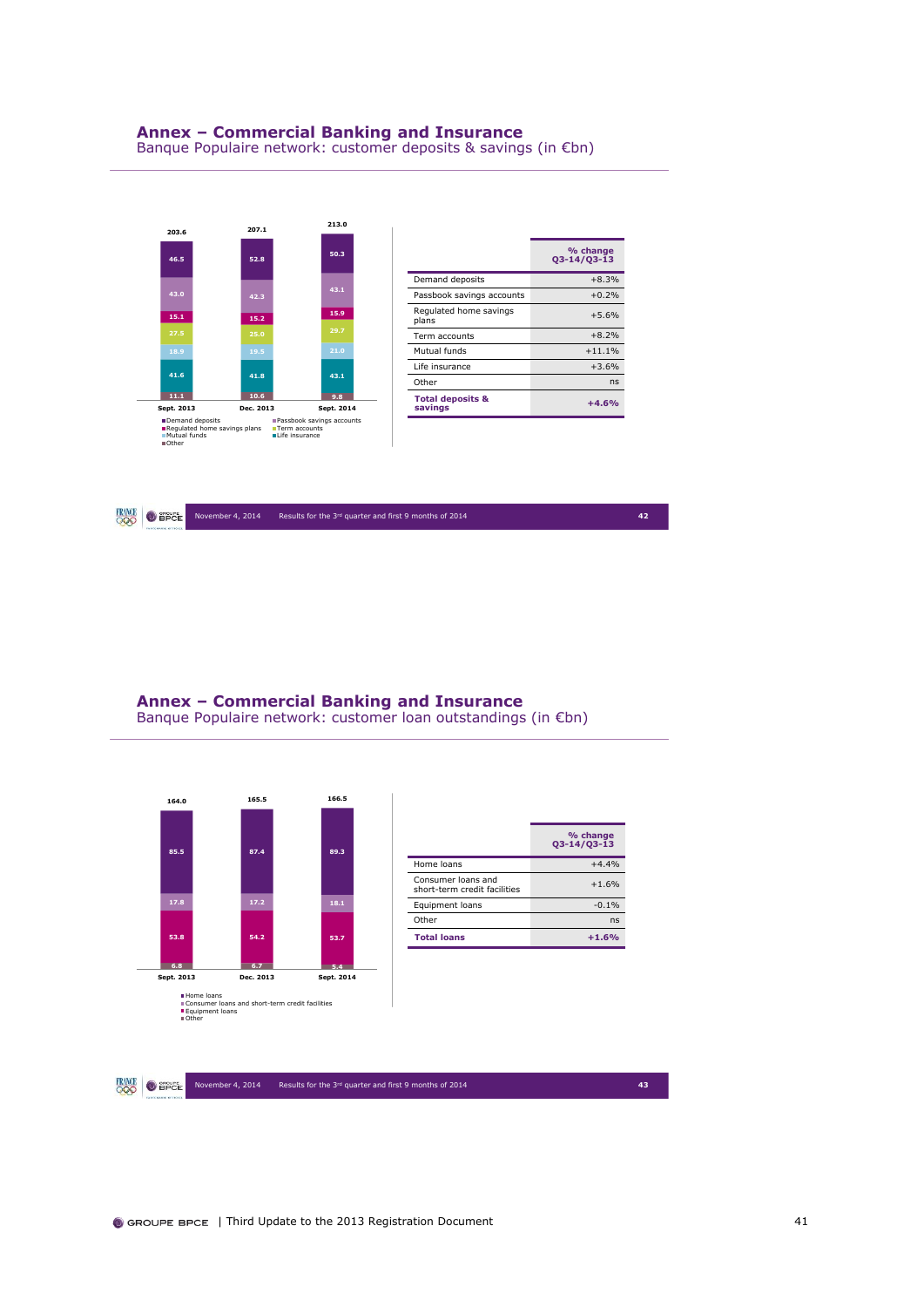## Annex – Commercial Banking and Insurance

Banque Populaire network: customer deposits & savings (in €bn)

| | Sept. 2013 | Dec. 2013 | Sept. 2014 |
|---|---|---|---|
| Demand deposits | 46.5 | 52.8 | 50.3 |
| Passbook savings accounts | 43.0 | 42.3 | 43.1 |
| Regulated home savings plans | 15.1 | 15.2 | 15.9 |
| Term accounts | 27.5 | 25.0 | 29.7 |
| Mutual funds | 18.9 | 19.5 | 21.0 |
| Life insurance | 41.6 | 41.8 | 43.1 |
| Other | 11.1 | 10.6 | 9.8 |
| Total | 203.6 | 207.1 | 213.0 |

| | % change Q3-14/Q3-13 |
|---|---|
| Demand deposits | +8.3% |
| Passbook savings accounts | +0.2% |
| Regulated home savings plans | +5.6% |
| Term accounts | +8.2% |
| Mutual funds | +11.1% |
| Life insurance | +3.6% |
| Other | ns |
| **Total deposits & savings** | **+4.6%** |

November 4, 2014 Results for the 3rd quarter and first 9 months of 2014 42

## Annex – Commercial Banking and Insurance

Banque Populaire network: customer loan outstandings (in €bn)

| | Sept. 2013 | Dec. 2013 | Sept. 2014 |
|---|---|---|---|
| Home loans | 85.5 | 87.4 | 89.3 |
| Consumer loans and short-term credit facilities | 17.8 | 17.2 | 18.1 |
| Equipment loans | 53.8 | 54.2 | 53.7 |
| Other | 6.8 | 6.7 | 5.4 |
| Total | 164.0 | 165.5 | 166.5 |

| | % change Q3-14/Q3-13 |
|---|---|
| Home loans | +4.4% |
| Consumer loans and short-term credit facilities | +1.6% |
| Equipment loans | -0.1% |
| Other | ns |
| **Total loans** | **+1.6%** |

November 4, 2014 Results for the 3rd quarter and first 9 months of 2014 43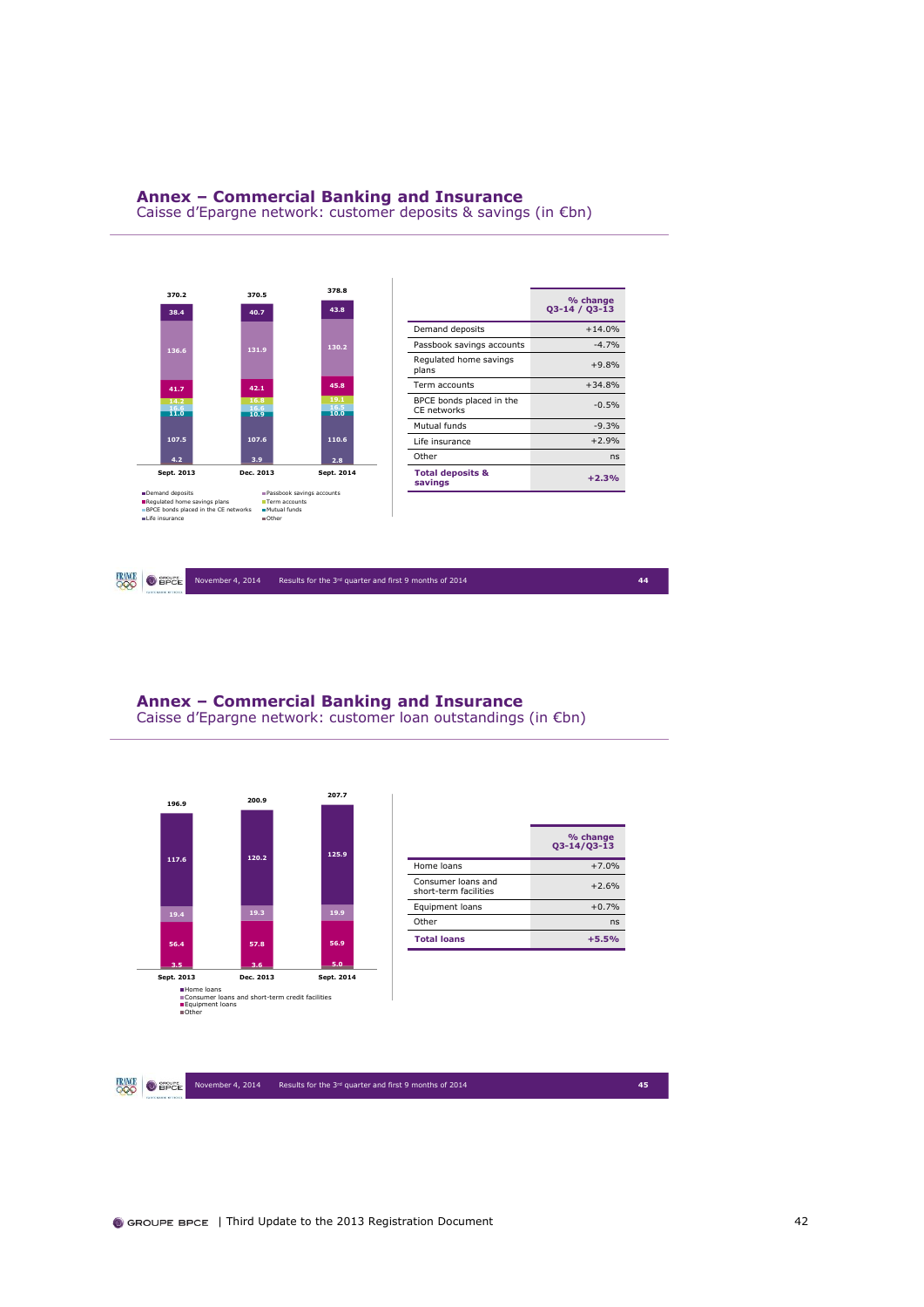## Annex – Commercial Banking and Insurance

Caisse d'Epargne network: customer deposits & savings (in €bn)

| | Sept. 2013 | Dec. 2013 | Sept. 2014 |
|---|---|---|---|
| Demand deposits | 38.4 | 40.7 | 43.8 |
| Passbook savings accounts | 136.6 | 131.9 | 130.2 |
| Regulated home savings plans | 41.7 | 42.1 | 45.8 |
| Term accounts | 14.2 | 16.8 | 19.1 |
| BPCE bonds placed in the CE networks | 16.6 | 16.6 | 16.5 |
| Mutual funds | 11.0 | 10.9 | 10.0 |
| Life insurance | 107.5 | 107.6 | 110.6 |
| Other | 4.2 | 3.9 | 2.8 |
| **Total** | **370.2** | **370.5** | **378.8** |

| | % change Q3-14 / Q3-13 |
|---|---|
| Demand deposits | +14.0% |
| Passbook savings accounts | -4.7% |
| Regulated home savings plans | +9.8% |
| Term accounts | +34.8% |
| BPCE bonds placed in the CE networks | -0.5% |
| Mutual funds | -9.3% |
| Life insurance | +2.9% |
| Other | ns |
| **Total deposits & savings** | **+2.3%** |

## Annex – Commercial Banking and Insurance

Caisse d'Epargne network: customer loan outstandings (in €bn)

| | Sept. 2013 | Dec. 2013 | Sept. 2014 |
|---|---|---|---|
| Home loans | 117.6 | 120.2 | 125.9 |
| Consumer loans and short-term credit facilities | 19.4 | 19.3 | 19.9 |
| Equipment loans | 56.4 | 57.8 | 56.9 |
| Other | 3.5 | 3.6 | 5.0 |
| **Total** | **196.9** | **200.9** | **207.7** |

| | % change Q3-14/Q3-13 |
|---|---|
| Home loans | +7.0% |
| Consumer loans and short-term facilities | +2.6% |
| Equipment loans | +0.7% |
| Other | ns |
| **Total loans** | **+5.5%** |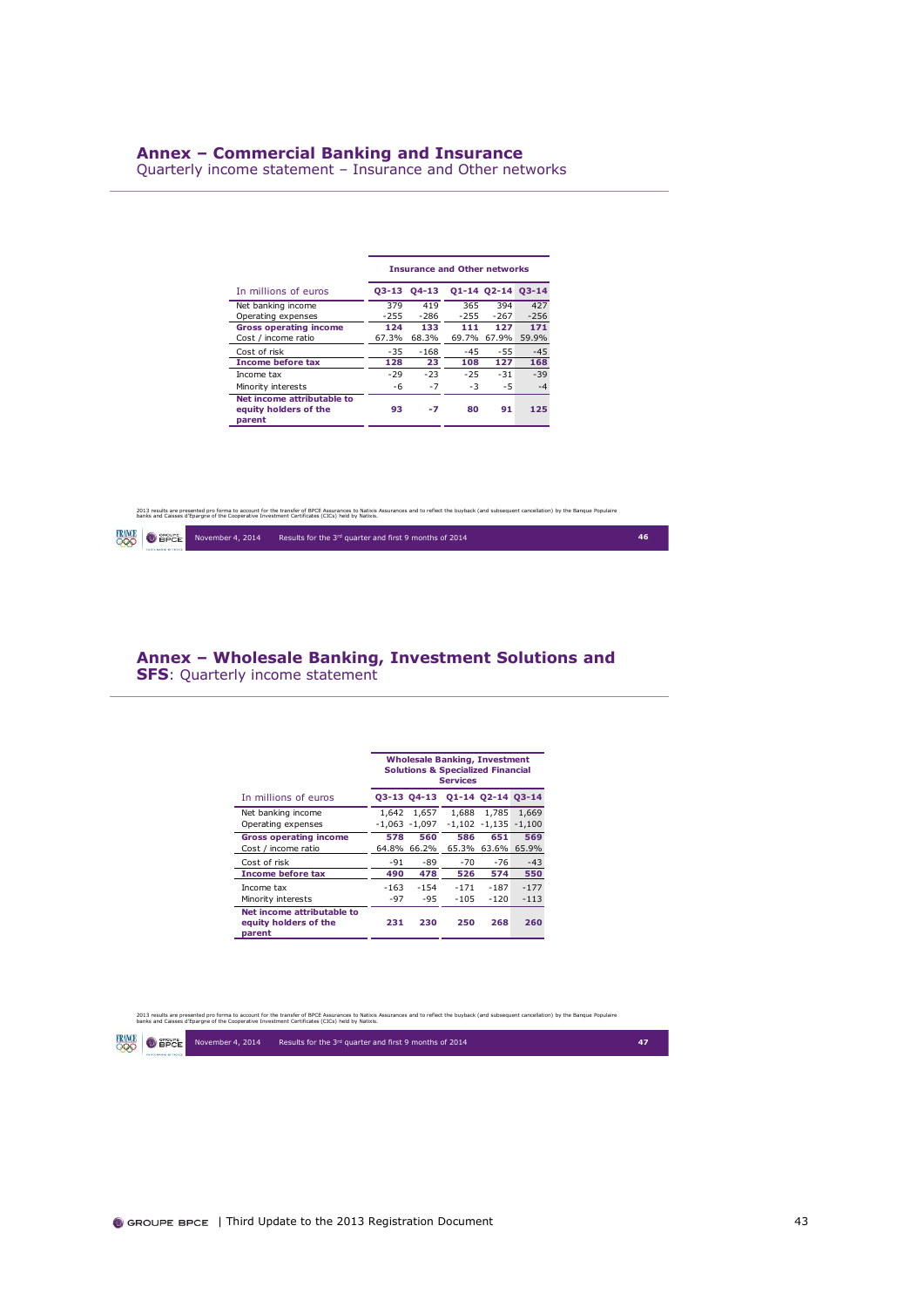## Annex – Commercial Banking and Insurance

Quarterly income statement – Insurance and Other networks

| In millions of euros | Insurance and Other networks | | | | |
|---|---|---|---|---|---|
| | **Q3-13** | **Q4-13** | **Q1-14** | **Q2-14** | **Q3-14** |
| Net banking income | 379 | 419 | 365 | 394 | 427 |
| Operating expenses | -255 | -286 | -255 | -267 | -256 |
| **Gross operating income** | **124** | **133** | **111** | **127** | **171** |
| Cost / income ratio | 67.3% | 68.3% | 69.7% | 67.9% | 59.9% |
| Cost of risk | -35 | -168 | -45 | -55 | -45 |
| **Income before tax** | **128** | **23** | **108** | **127** | **168** |
| Income tax | -29 | -23 | -25 | -31 | -39 |
| Minority interests | -6 | -7 | -3 | -5 | -4 |
| **Net income attributable to equity holders of the parent** | **93** | **-7** | **80** | **91** | **125** |

2013 results are presented pro forma to account for the transfer of BPCE Assurances to Natixis Assurances and to reflect the buyback (and subsequent cancellation) by the Banque Populaire banks and Caisses d'Epargne of the Cooperative Investment Certificates (CICs) held by Natixis.

November 4, 2014 Results for the 3rd quarter and first 9 months of 2014 46

## Annex – Wholesale Banking, Investment Solutions and SFS: Quarterly income statement

| In millions of euros | Wholesale Banking, Investment Solutions & Specialized Financial Services | | | | |
|---|---|---|---|---|---|
| | **Q3-13** | **Q4-13** | **Q1-14** | **Q2-14** | **Q3-14** |
| Net banking income | 1,642 | 1,657 | 1,688 | 1,785 | 1,669 |
| Operating expenses | -1,063 | -1,097 | -1,102 | -1,135 | -1,100 |
| **Gross operating income** | **578** | **560** | **586** | **651** | **569** |
| Cost / income ratio | 64.8% | 66.2% | 65.3% | 63.6% | 65.9% |
| Cost of risk | -91 | -89 | -70 | -76 | -43 |
| **Income before tax** | **490** | **478** | **526** | **574** | **550** |
| Income tax | -163 | -154 | -171 | -187 | -177 |
| Minority interests | -97 | -95 | -105 | -120 | -113 |
| **Net income attributable to equity holders of the parent** | **231** | **230** | **250** | **268** | **260** |

2013 results are presented pro forma to account for the transfer of BPCE Assurances to Natixis Assurances and to reflect the buyback (and subsequent cancellation) by the Banque Populaire banks and Caisses d'Epargne of the Cooperative Investment Certificates (CICs) held by Natixis.

November 4, 2014 Results for the 3rd quarter and first 9 months of 2014 47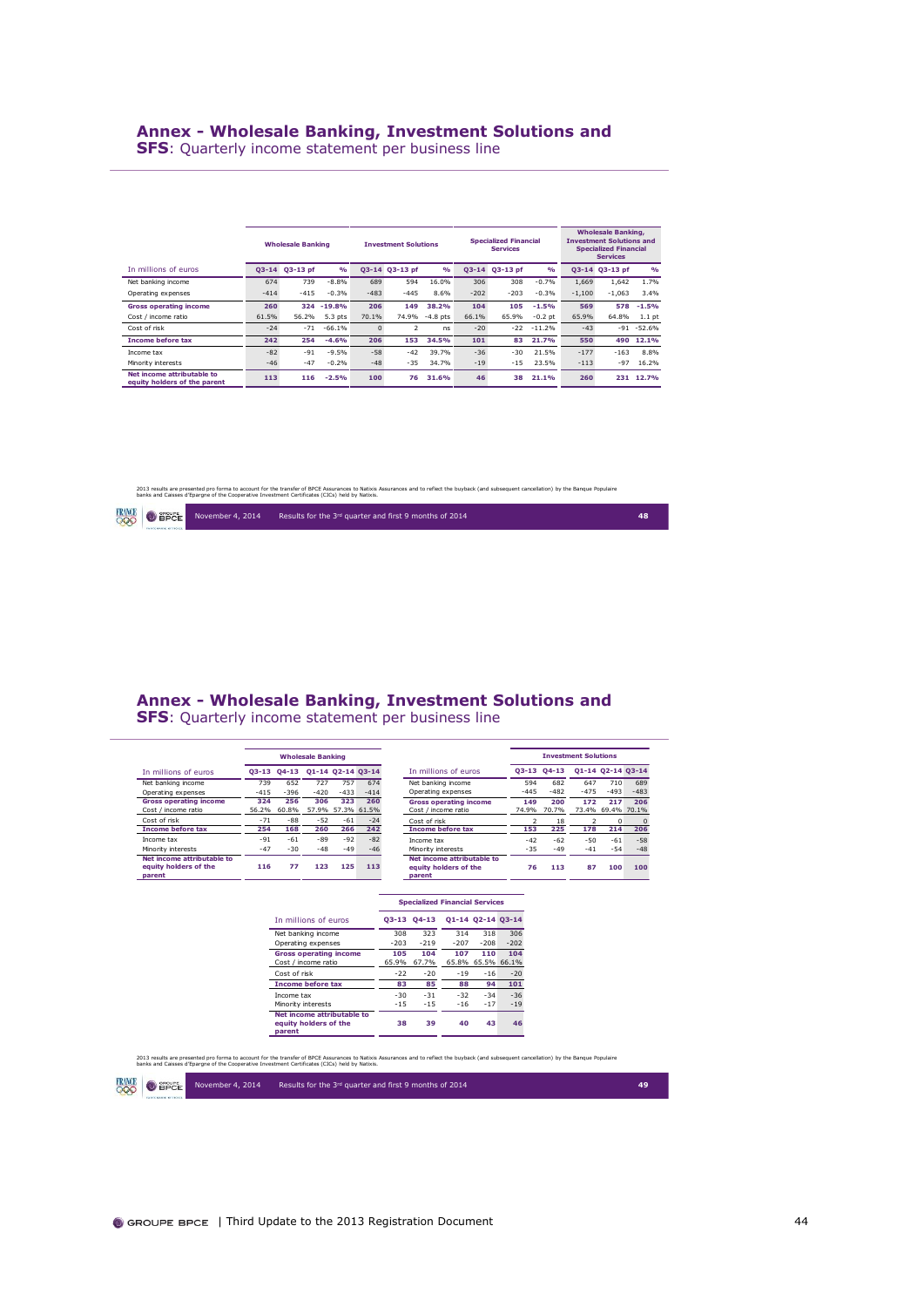## Annex - Wholesale Banking, Investment Solutions and SFS: Quarterly income statement per business line

| In millions of euros | Wholesale Banking | | | Investment Solutions | | | Specialized Financial Services | | | Wholesale Banking, Investment Solutions and Specialized Financial Services | | |
|---|---|---|---|---|---|---|---|---|---|---|---|---|
| | Q3-14 | Q3-13 pf | % | Q3-14 | Q3-13 pf | % | Q3-14 | Q3-13 pf | % | Q3-14 | Q3-13 pf | % |
| Net banking income | 674 | 739 | -8.8% | 689 | 594 | 16.0% | 306 | 308 | -0.7% | 1,669 | 1,642 | 1.7% |
| Operating expenses | -414 | -415 | -0.3% | -483 | -445 | 8.6% | -202 | -203 | -0.3% | -1,100 | -1,063 | 3.4% |
| **Gross operating income** | **260** | **324** | **-19.8%** | **206** | **149** | **38.2%** | **104** | **105** | **-1.5%** | **569** | **578** | **-1.5%** |
| Cost / income ratio | 61.5% | 56.2% | 5.3 pts | 70.1% | 74.9% | -4.8 pts | 66.1% | 65.9% | -0.2 pt | 65.9% | 64.8% | 1.1 pt |
| Cost of risk | -24 | -71 | -66.1% | 0 | 2 | ns | -20 | -22 | -11.2% | -43 | -91 | -52.6% |
| **Income before tax** | **242** | **254** | **-4.6%** | **206** | **153** | **34.5%** | **101** | **83** | **21.7%** | **550** | **490** | **12.1%** |
| Income tax | -82 | -91 | -9.5% | -58 | -42 | 39.7% | -36 | -30 | 21.5% | -177 | -163 | 8.8% |
| Minority interests | -46 | -47 | -0.2% | -48 | -35 | 34.7% | -19 | -15 | 23.5% | -113 | -97 | 16.2% |
| **Net income attributable to equity holders of the parent** | **113** | **116** | **-2.5%** | **100** | **76** | **31.6%** | **46** | **38** | **21.1%** | **260** | **231** | **12.7%** |

2013 results are presented pro forma to account for the transfer of BPCE Assurances to Natixis Assurances and to reflect the buyback (and subsequent cancellation) by the Banque Populaire banks and Caisses d'Epargne of the Cooperative Investment Certificates (CICs) held by Natixis.

## Annex - Wholesale Banking, Investment Solutions and SFS: Quarterly income statement per business line

| In millions of euros | Wholesale Banking | | | | |
|---|---|---|---|---|---|
| | Q3-13 | Q4-13 | Q1-14 | Q2-14 | Q3-14 |
| Net banking income | 739 | 652 | 727 | 757 | 674 |
| Operating expenses | -415 | -396 | -420 | -433 | -414 |
| **Gross operating income** | **324** | **256** | **306** | **323** | **260** |
| Cost / income ratio | 56.2% | 60.8% | 57.9% | 57.3% | 61.5% |
| Cost of risk | -71 | -88 | -52 | -61 | -24 |
| **Income before tax** | **254** | **168** | **260** | **266** | **242** |
| Income tax | -91 | -61 | -89 | -92 | -82 |
| Minority interests | -47 | -30 | -48 | -49 | -46 |
| **Net income attributable to equity holders of the parent** | **116** | **77** | **123** | **125** | **113** |

| In millions of euros | Investment Solutions | | | | |
|---|---|---|---|---|---|
| | Q3-13 | Q4-13 | Q1-14 | Q2-14 | Q3-14 |
| Net banking income | 594 | 682 | 647 | 710 | 689 |
| Operating expenses | -445 | -482 | -475 | -493 | -483 |
| **Gross operating income** | **149** | **200** | **172** | **217** | **206** |
| Cost / income ratio | 74.9% | 70.7% | 73.4% | 69.4% | 70.1% |
| Cost of risk | 2 | 18 | 2 | 0 | 0 |
| **Income before tax** | **153** | **225** | **178** | **214** | **206** |
| Income tax | -42 | -62 | -50 | -61 | -58 |
| Minority interests | -35 | -49 | -41 | -54 | -48 |
| **Net income attributable to equity holders of the parent** | **76** | **113** | **87** | **100** | **100** |

| In millions of euros | Specialized Financial Services | | | | |
|---|---|---|---|---|---|
| | Q3-13 | Q4-13 | Q1-14 | Q2-14 | Q3-14 |
| Net banking income | 308 | 323 | 314 | 318 | 306 |
| Operating expenses | -203 | -219 | -207 | -208 | -202 |
| **Gross operating income** | **105** | **104** | **107** | **110** | **104** |
| Cost / income ratio | 65.9% | 67.7% | 65.8% | 65.5% | 66.1% |
| Cost of risk | -22 | -20 | -19 | -16 | -20 |
| **Income before tax** | **83** | **85** | **88** | **94** | **101** |
| Income tax | -30 | -31 | -32 | -34 | -36 |
| Minority interests | -15 | -15 | -16 | -17 | -19 |
| **Net income attributable to equity holders of the parent** | **38** | **39** | **40** | **43** | **46** |

2013 results are presented pro forma to account for the transfer of BPCE Assurances to Natixis Assurances and to reflect the buyback (and subsequent cancellation) by the Banque Populaire banks and Caisses d'Epargne of the Cooperative Investment Certificates (CICs) held by Natixis.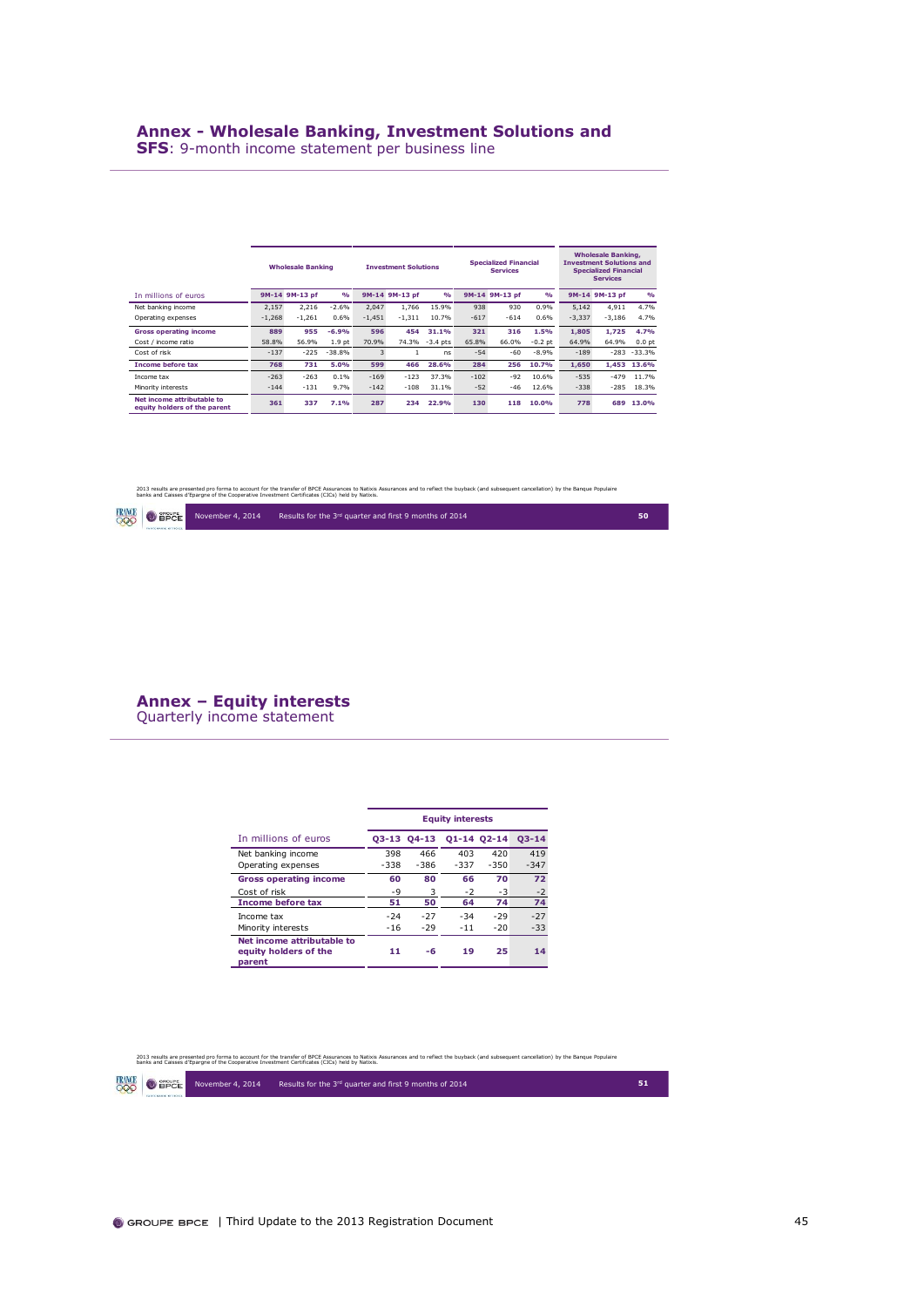## Annex - Wholesale Banking, Investment Solutions and SFS: 9-month income statement per business line

| In millions of euros | Wholesale Banking | | | Investment Solutions | | | Specialized Financial Services | | | Wholesale Banking, Investment Solutions and Specialized Financial Services | | |
|---|---|---|---|---|---|---|---|---|---|---|---|---|
| | 9M-14 | 9M-13 pf | % | 9M-14 | 9M-13 pf | % | 9M-14 | 9M-13 pf | % | 9M-14 | 9M-13 pf | % |
| Net banking income | 2,157 | 2,216 | -2.6% | 2,047 | 1,766 | 15.9% | 938 | 930 | 0.9% | 5,142 | 4,911 | 4.7% |
| Operating expenses | -1,268 | -1,261 | 0.6% | -1,451 | -1,311 | 10.7% | -617 | -614 | 0.6% | -3,337 | -3,186 | 4.7% |
| **Gross operating income** | **889** | **955** | **-6.9%** | **596** | **454** | **31.1%** | **321** | **316** | **1.5%** | **1,805** | **1,725** | **4.7%** |
| Cost / income ratio | 58.8% | 56.9% | 1.9 pt | 70.9% | 74.3% | -3.4 pts | 65.8% | 66.0% | -0.2 pt | 64.9% | 64.9% | 0.0 pt |
| Cost of risk | -137 | -225 | -38.8% | 3 | 1 | ns | -54 | -60 | -8.9% | -189 | -283 | -33.3% |
| **Income before tax** | **768** | **731** | **5.0%** | **599** | **466** | **28.6%** | **284** | **256** | **10.7%** | **1,650** | **1,453** | **13.6%** |
| Income tax | -263 | -263 | 0.1% | -169 | -123 | 37.3% | -102 | -92 | 10.6% | -535 | -479 | 11.7% |
| Minority interests | -144 | -131 | 9.7% | -142 | -108 | 31.1% | -52 | -46 | 12.6% | -338 | -285 | 18.3% |
| **Net income attributable to equity holders of the parent** | **361** | **337** | **7.1%** | **287** | **234** | **22.9%** | **130** | **118** | **10.0%** | **778** | **689** | **13.0%** |

2013 results are presented pro forma to account for the transfer of BPCE Assurances to Natixis Assurances and to reflect the buyback (and subsequent cancellation) by the Banque Populaire banks and Caisses d'Epargne of the Cooperative Investment Certificates (CICs) held by Natixis.

November 4, 2014 Results for the 3rd quarter and first 9 months of 2014

## Annex – Equity interests
Quarterly income statement

| In millions of euros | Equity interests | | | | |
|---|---|---|---|---|---|
| | Q3-13 | Q4-13 | Q1-14 | Q2-14 | Q3-14 |
| Net banking income | 398 | 466 | 403 | 420 | 419 |
| Operating expenses | -338 | -386 | -337 | -350 | -347 |
| **Gross operating income** | **60** | **80** | **66** | **70** | **72** |
| Cost of risk | -9 | 3 | -2 | -3 | -2 |
| **Income before tax** | **51** | **50** | **64** | **74** | **74** |
| Income tax | -24 | -27 | -34 | -29 | -27 |
| Minority interests | -16 | -29 | -11 | -20 | -33 |
| **Net income attributable to equity holders of the parent** | **11** | **-6** | **19** | **25** | **14** |

2013 results are presented pro forma to account for the transfer of BPCE Assurances to Natixis Assurances and to reflect the buyback (and subsequent cancellation) by the Banque Populaire banks and Caisses d'Epargne of the Cooperative Investment Certificates (CICs) held by Natixis.

November 4, 2014 Results for the 3rd quarter and first 9 months of 2014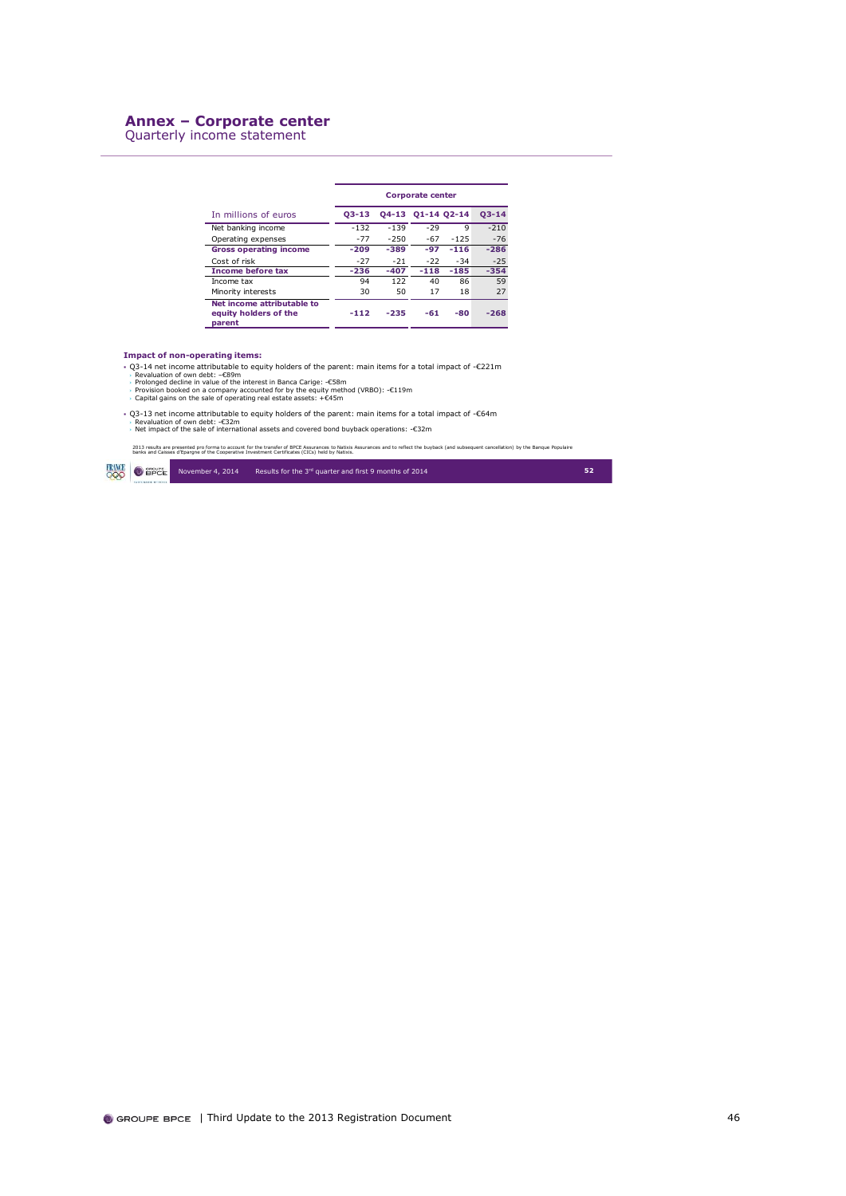# Annex – Corporate center

Quarterly income statement

| In millions of euros | Corporate center | | | | |
|---|---|---|---|---|---|
| | Q3-13 | Q4-13 | Q1-14 | Q2-14 | Q3-14 |
| Net banking income | -132 | -139 | -29 | 9 | -210 |
| Operating expenses | -77 | -250 | -67 | -125 | -76 |
| **Gross operating income** | **-209** | **-389** | **-97** | **-116** | **-286** |
| Cost of risk | -27 | -21 | -22 | -34 | -25 |
| **Income before tax** | **-236** | **-407** | **-118** | **-185** | **-354** |
| Income tax | 94 | 122 | 40 | 86 | 59 |
| Minority interests | 30 | 50 | 17 | 18 | 27 |
| **Net income attributable to equity holders of the parent** | **-112** | **-235** | **-61** | **-80** | **-268** |

**Impact of non-operating items:**

- Q3-14 net income attributable to equity holders of the parent: main items for a total impact of -€221m
  - Revaluation of own debt: –€89m
  - Prolonged decline in value of the interest in Banca Carige: -€58m
  - Provision booked on a company accounted for by the equity method (VRBO): -€119m
  - Capital gains on the sale of operating real estate assets: +€45m
- Q3-13 net income attributable to equity holders of the parent: main items for a total impact of -€64m
  - Revaluation of own debt: -€32m
  - Net impact of the sale of international assets and covered bond buyback operations: -€32m

2013 results are presented pro forma to account for the transfer of BPCE Assurances to Natixis Assurances and to reflect the buyback (and subsequent cancellation) by the Banque Populaire banks and Caisses d'Epargne of the Cooperative Investment Certificates (CICs) held by Natixis.

November 4, 2014 Results for the 3rd quarter and first 9 months of 2014 52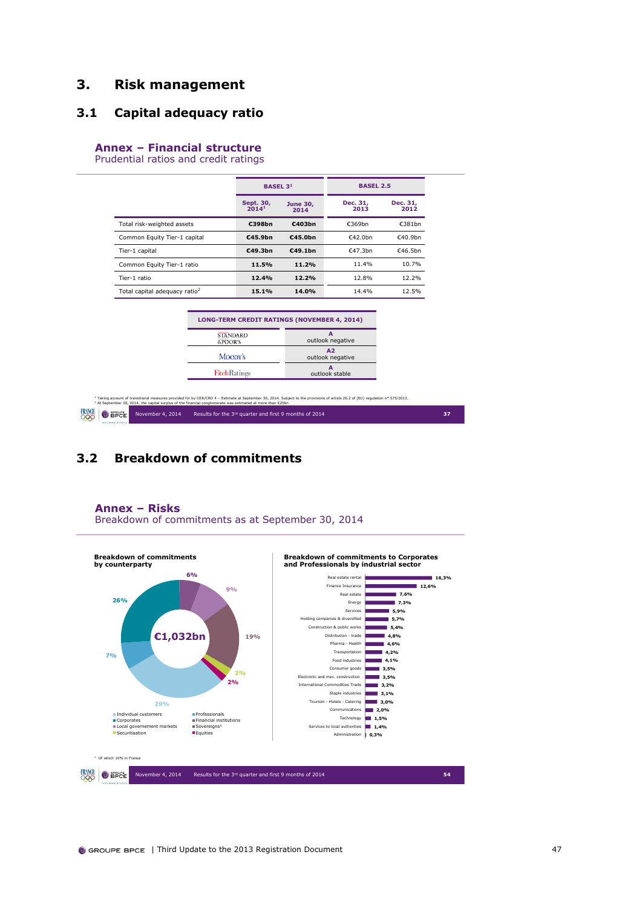# 3. Risk management

## 3.1 Capital adequacy ratio

### Annex – Financial structure
Prudential ratios and credit ratings

| | BASEL 3[1] | | BASEL 2.5 | |
|---|---|---|---|---|
| | Sept. 30, 2014[1] | June 30, 2014 | Dec. 31, 2013 | Dec. 31, 2012 |
| Total risk-weighted assets | **€398bn** | **€403bn** | €369bn | €381bn |
| Common Equity Tier-1 capital | **€45.9bn** | **€45.0bn** | €42.0bn | €40.9bn |
| Tier-1 capital | **€49.3bn** | **€49.1bn** | €47.3bn | €46.5bn |
| Common Equity Tier-1 ratio | **11.5%** | **11.2%** | 11.4% | 10.7% |
| Tier-1 ratio | **12.4%** | **12.2%** | 12.8% | 12.2% |
| Total capital adequacy ratio[2] | **15.1%** | **14.0%** | 14.4% | 12.5% |

| LONG-TERM CREDIT RATINGS (NOVEMBER 4, 2014) | |
|---|---|
| Standard & Poor's | A outlook negative |
| Moody's | A2 outlook negative |
| FitchRatings | A outlook stable |

[1] Taking account of transitional measures provided for by CRR/CRD 4 – Estimate at September 30, 2014. Subject to the provisions of article 26.2 of (EU) regulation n° 575/2013.
[2] At September 30, 2014, the capital surplus of the financial conglomerate was estimated at more than €25bn

November 4, 2014 Results for the 3rd quarter and first 9 months of 2014

## 3.2 Breakdown of commitments

### Annex – Risks
Breakdown of commitments as at September 30, 2014

**Breakdown of commitments by counterparty**

€1,032bn

- Individual customers: 29%
- Corporates: 26%
- Local governement markets: 6%
- Securitisation: 2%
- Professionals: 7%
- Financial institutions: 9%
- Sovereigns[1]: 19%
- Equities: 2%

**Breakdown of commitments to Corporates and Professionals by industrial sector**

| Sector | % |
|---|---|
| Real estate rental | 16,3% |
| Finance Insurance | 12,6% |
| Real estate | 7,6% |
| Energy | 7,3% |
| Services | 5,9% |
| Holding companies & diversified | 5,7% |
| Construction & public works | 5,4% |
| Distribution - trade | 4,8% |
| Pharma - Health | 4,6% |
| Transportation | 4,2% |
| Food industries | 4,1% |
| Consumer goods | 3,5% |
| Electronic and mec. construction | 3,5% |
| International Commodities Trade | 3,2% |
| Staple industries | 3,1% |
| Tourism - Hotels - Catering | 3,0% |
| Communications | 2,0% |
| Technology | 1,5% |
| Services to local authorities | 1,4% |
| Administration | 0,3% |

[1] Of which 10% in France

November 4, 2014 Results for the 3rd quarter and first 9 months of 2014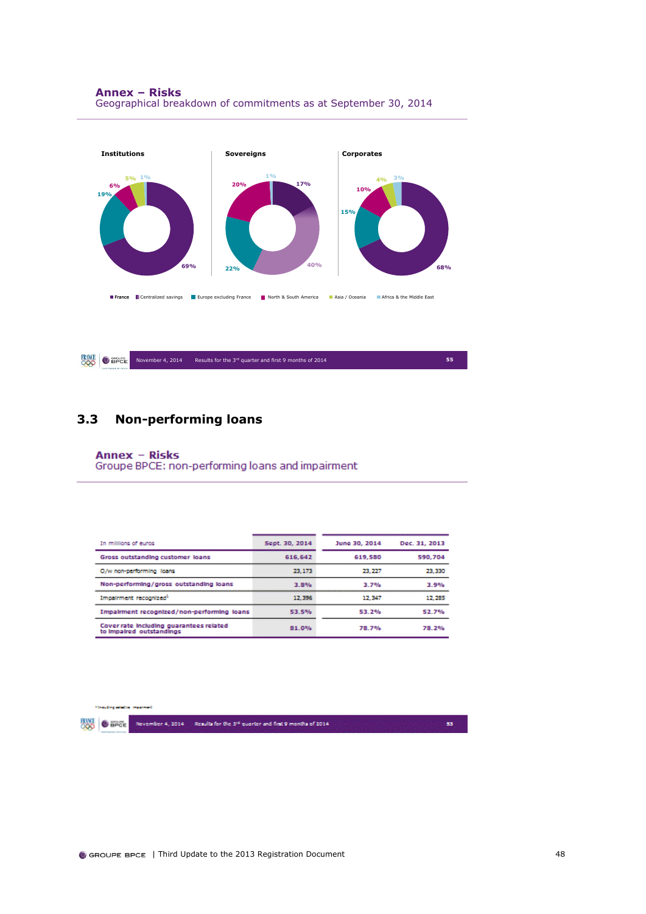## Annex – Risks

Geographical breakdown of commitments as at September 30, 2014

**Institutions**

- France / Centralized savings: 69%
- Europe excluding France: 19%
- North & South America: 6%
- Asia / Oceania: 5%
- Africa & the Middle East: 1%

**Sovereigns**

- France: 17%
- Centralized savings: 40%
- Europe excluding France: 22%
- North & South America: 20%
- Africa & the Middle East: 1%

**Corporates**

- France / Centralized savings: 68%
- Europe excluding France: 15%
- North & South America: 10%
- Asia / Oceania: 4%
- Africa & the Middle East: 3%

■ France ■ Centralized savings ■ Europe excluding France ■ North & South America ■ Asia / Oceania ■ Africa & the Middle East

## 3.3 Non-performing loans

### Annex – Risks

Groupe BPCE: non-performing loans and impairment

| In millions of euros | Sept. 30, 2014 | June 30, 2014 | Dec. 31, 2013 |
|---|---|---|---|
| Gross outstanding customer loans | 616,642 | 619,580 | 590,704 |
| O/w non-performing loans | 23,173 | 23,227 | 23,330 |
| Non-performing/gross outstanding loans | 3.8% | 3.7% | 3.9% |
| Impairment recognized[1] | 12,396 | 12,347 | 12,285 |
| Impairment recognized/non-performing loans | 53.5% | 53.2% | 52.7% |
| Cover rate including guarantees related to impaired outstandings | 81.0% | 78.7% | 78.2% |

[1] Including collective impairment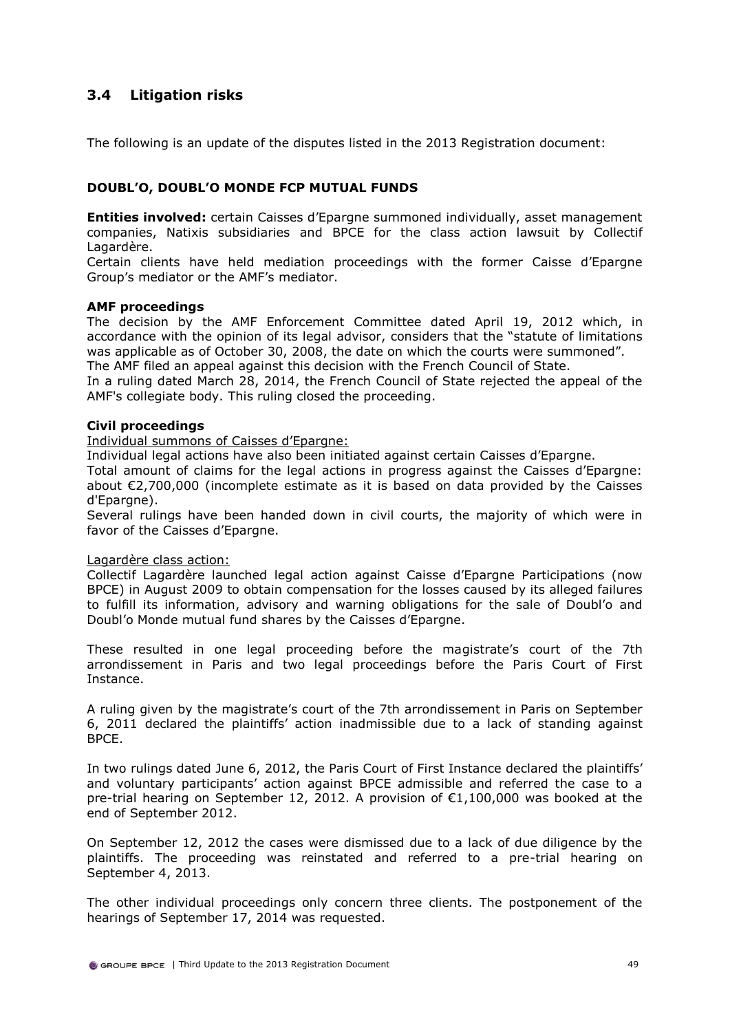## 3.4 Litigation risks

The following is an update of the disputes listed in the 2013 Registration document:

### DOUBL'O, DOUBL'O MONDE FCP MUTUAL FUNDS

**Entities involved:** certain Caisses d'Epargne summoned individually, asset management companies, Natixis subsidiaries and BPCE for the class action lawsuit by Collectif Lagardère.

Certain clients have held mediation proceedings with the former Caisse d'Epargne Group's mediator or the AMF's mediator.

**AMF proceedings**

The decision by the AMF Enforcement Committee dated April 19, 2012 which, in accordance with the opinion of its legal advisor, considers that the "statute of limitations was applicable as of October 30, 2008, the date on which the courts were summoned".

The AMF filed an appeal against this decision with the French Council of State.

In a ruling dated March 28, 2014, the French Council of State rejected the appeal of the AMF's collegiate body. This ruling closed the proceeding.

**Civil proceedings**

Individual summons of Caisses d'Epargne:

Individual legal actions have also been initiated against certain Caisses d'Epargne.

Total amount of claims for the legal actions in progress against the Caisses d'Epargne: about €2,700,000 (incomplete estimate as it is based on data provided by the Caisses d'Epargne).

Several rulings have been handed down in civil courts, the majority of which were in favor of the Caisses d'Epargne.

Lagardère class action:

Collectif Lagardère launched legal action against Caisse d'Epargne Participations (now BPCE) in August 2009 to obtain compensation for the losses caused by its alleged failures to fulfill its information, advisory and warning obligations for the sale of Doubl'o and Doubl'o Monde mutual fund shares by the Caisses d'Epargne.

These resulted in one legal proceeding before the magistrate's court of the 7th arrondissement in Paris and two legal proceedings before the Paris Court of First Instance.

A ruling given by the magistrate's court of the 7th arrondissement in Paris on September 6, 2011 declared the plaintiffs' action inadmissible due to a lack of standing against BPCE.

In two rulings dated June 6, 2012, the Paris Court of First Instance declared the plaintiffs' and voluntary participants' action against BPCE admissible and referred the case to a pre-trial hearing on September 12, 2012. A provision of €1,100,000 was booked at the end of September 2012.

On September 12, 2012 the cases were dismissed due to a lack of due diligence by the plaintiffs. The proceeding was reinstated and referred to a pre-trial hearing on September 4, 2013.

The other individual proceedings only concern three clients. The postponement of the hearings of September 17, 2014 was requested.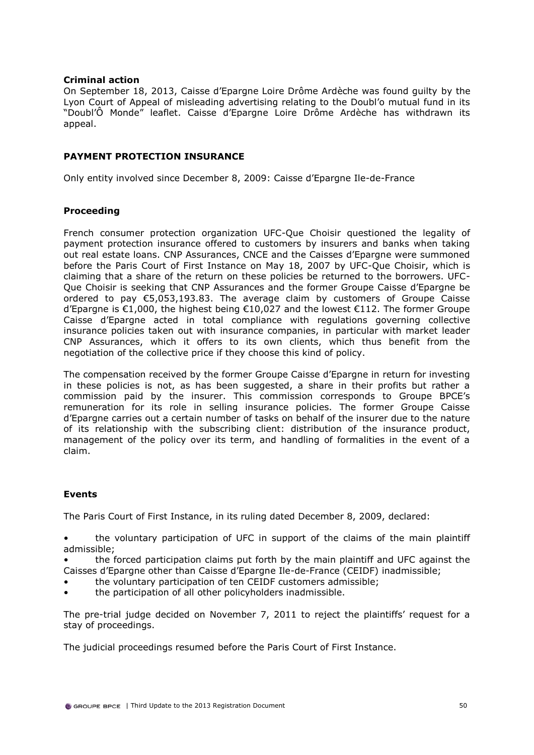**Criminal action**

On September 18, 2013, Caisse d'Epargne Loire Drôme Ardèche was found guilty by the Lyon Court of Appeal of misleading advertising relating to the Doubl'o mutual fund in its "Doubl'Ô Monde" leaflet. Caisse d'Epargne Loire Drôme Ardèche has withdrawn its appeal.

**PAYMENT PROTECTION INSURANCE**

Only entity involved since December 8, 2009: Caisse d'Epargne Ile-de-France

**Proceeding**

French consumer protection organization UFC-Que Choisir questioned the legality of payment protection insurance offered to customers by insurers and banks when taking out real estate loans. CNP Assurances, CNCE and the Caisses d'Epargne were summoned before the Paris Court of First Instance on May 18, 2007 by UFC-Que Choisir, which is claiming that a share of the return on these policies be returned to the borrowers. UFC-Que Choisir is seeking that CNP Assurances and the former Groupe Caisse d'Epargne be ordered to pay €5,053,193.83. The average claim by customers of Groupe Caisse d'Epargne is €1,000, the highest being €10,027 and the lowest €112. The former Groupe Caisse d'Epargne acted in total compliance with regulations governing collective insurance policies taken out with insurance companies, in particular with market leader CNP Assurances, which it offers to its own clients, which thus benefit from the negotiation of the collective price if they choose this kind of policy.

The compensation received by the former Groupe Caisse d'Epargne in return for investing in these policies is not, as has been suggested, a share in their profits but rather a commission paid by the insurer. This commission corresponds to Groupe BPCE's remuneration for its role in selling insurance policies. The former Groupe Caisse d'Epargne carries out a certain number of tasks on behalf of the insurer due to the nature of its relationship with the subscribing client: distribution of the insurance product, management of the policy over its term, and handling of formalities in the event of a claim.

**Events**

The Paris Court of First Instance, in its ruling dated December 8, 2009, declared:

- the voluntary participation of UFC in support of the claims of the main plaintiff admissible;
- the forced participation claims put forth by the main plaintiff and UFC against the Caisses d'Epargne other than Caisse d'Epargne Ile-de-France (CEIDF) inadmissible;
- the voluntary participation of ten CEIDF customers admissible;
- the participation of all other policyholders inadmissible.

The pre-trial judge decided on November 7, 2011 to reject the plaintiffs' request for a stay of proceedings.

The judicial proceedings resumed before the Paris Court of First Instance.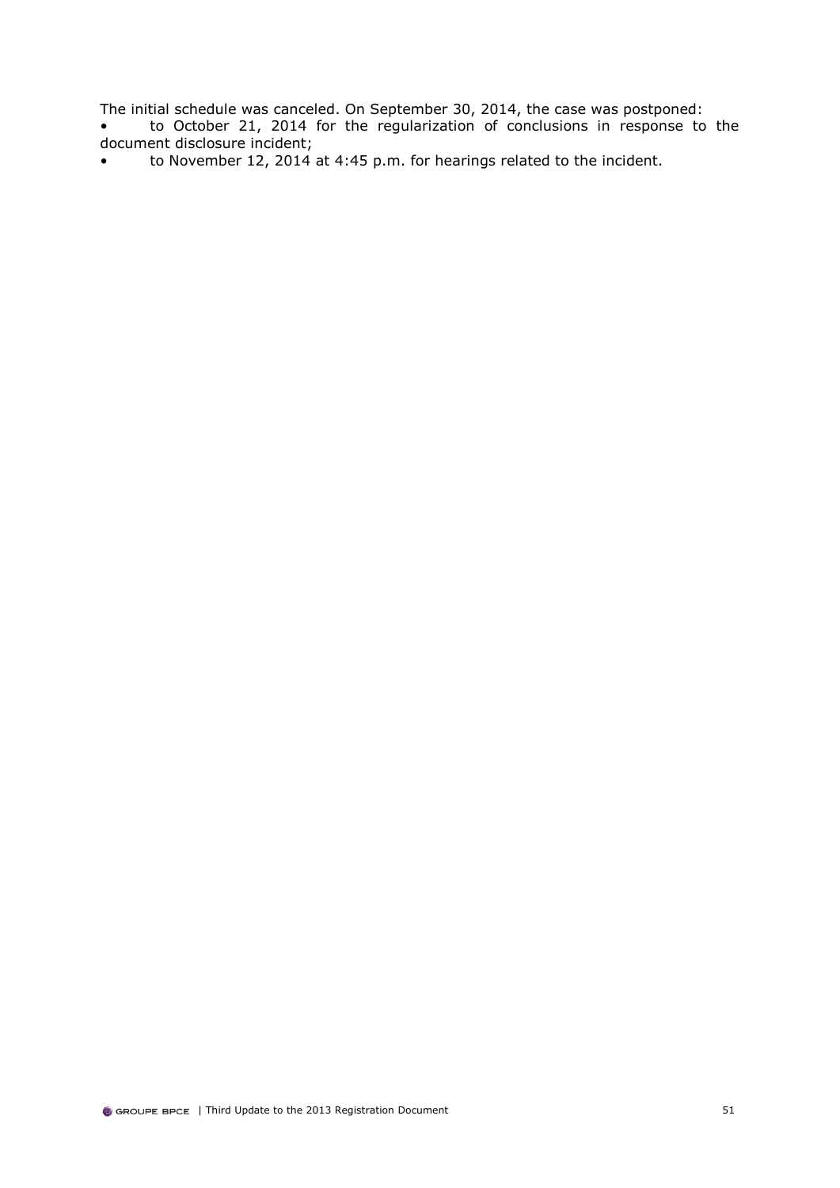The initial schedule was canceled. On September 30, 2014, the case was postponed:

- to October 21, 2014 for the regularization of conclusions in response to the document disclosure incident;
- to November 12, 2014 at 4:45 p.m. for hearings related to the incident.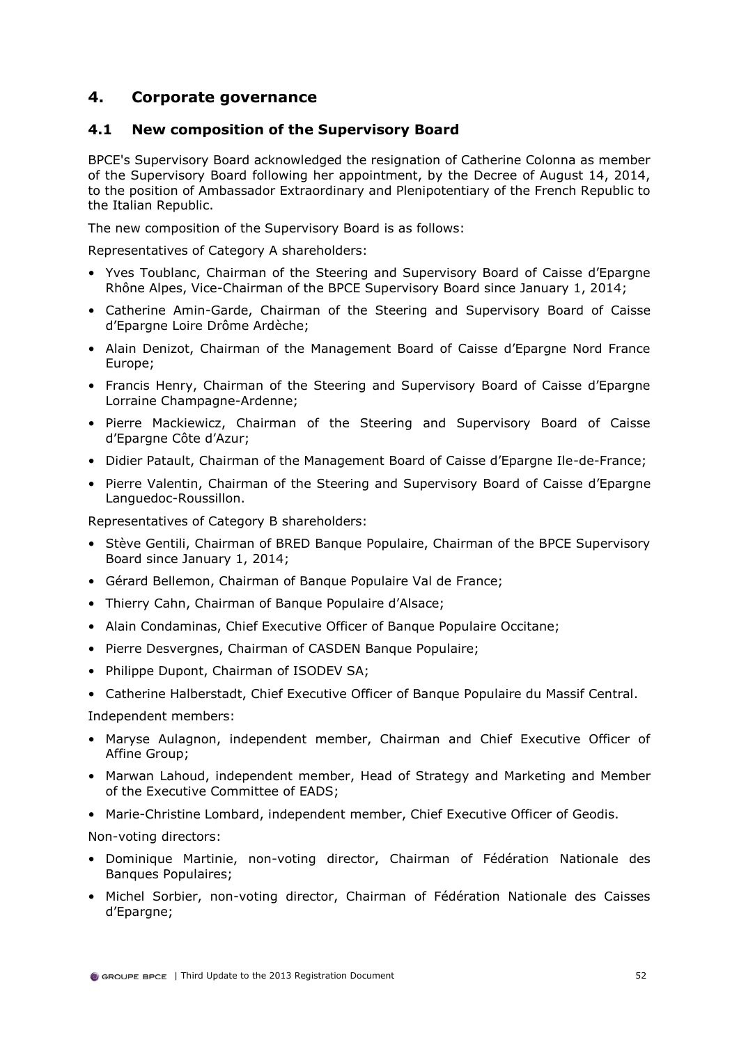## 4. Corporate governance

### 4.1 New composition of the Supervisory Board

BPCE's Supervisory Board acknowledged the resignation of Catherine Colonna as member of the Supervisory Board following her appointment, by the Decree of August 14, 2014, to the position of Ambassador Extraordinary and Plenipotentiary of the French Republic to the Italian Republic.

The new composition of the Supervisory Board is as follows:

Representatives of Category A shareholders:

- Yves Toublanc, Chairman of the Steering and Supervisory Board of Caisse d'Epargne Rhône Alpes, Vice-Chairman of the BPCE Supervisory Board since January 1, 2014;
- Catherine Amin-Garde, Chairman of the Steering and Supervisory Board of Caisse d'Epargne Loire Drôme Ardèche;
- Alain Denizot, Chairman of the Management Board of Caisse d'Epargne Nord France Europe;
- Francis Henry, Chairman of the Steering and Supervisory Board of Caisse d'Epargne Lorraine Champagne-Ardenne;
- Pierre Mackiewicz, Chairman of the Steering and Supervisory Board of Caisse d'Epargne Côte d'Azur;
- Didier Patault, Chairman of the Management Board of Caisse d'Epargne Ile-de-France;
- Pierre Valentin, Chairman of the Steering and Supervisory Board of Caisse d'Epargne Languedoc-Roussillon.

Representatives of Category B shareholders:

- Stève Gentili, Chairman of BRED Banque Populaire, Chairman of the BPCE Supervisory Board since January 1, 2014;
- Gérard Bellemon, Chairman of Banque Populaire Val de France;
- Thierry Cahn, Chairman of Banque Populaire d'Alsace;
- Alain Condaminas, Chief Executive Officer of Banque Populaire Occitane;
- Pierre Desvergnes, Chairman of CASDEN Banque Populaire;
- Philippe Dupont, Chairman of ISODEV SA;
- Catherine Halberstadt, Chief Executive Officer of Banque Populaire du Massif Central.

Independent members:

- Maryse Aulagnon, independent member, Chairman and Chief Executive Officer of Affine Group;
- Marwan Lahoud, independent member, Head of Strategy and Marketing and Member of the Executive Committee of EADS;
- Marie-Christine Lombard, independent member, Chief Executive Officer of Geodis.

Non-voting directors:

- Dominique Martinie, non-voting director, Chairman of Fédération Nationale des Banques Populaires;
- Michel Sorbier, non-voting director, Chairman of Fédération Nationale des Caisses d'Epargne;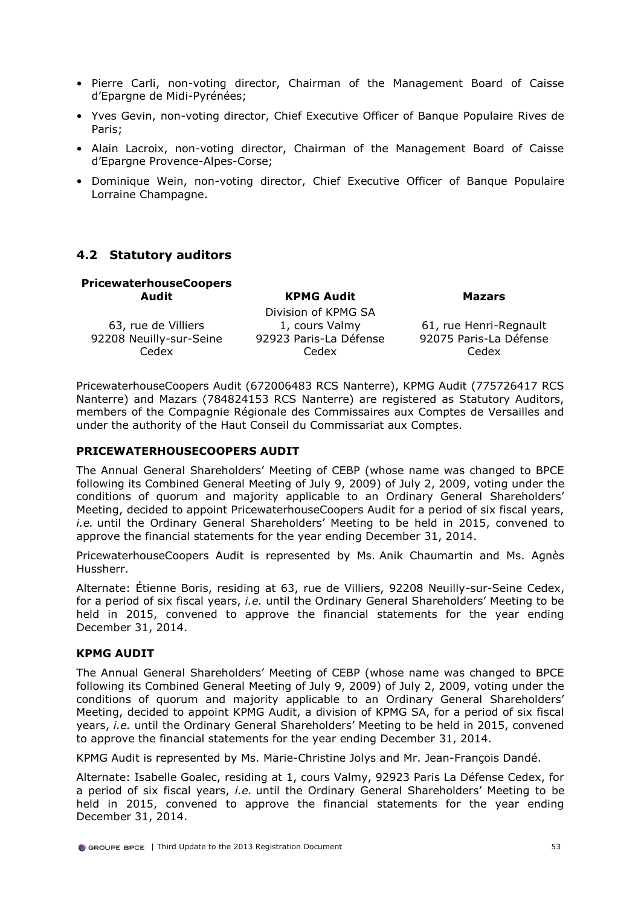- Pierre Carli, non-voting director, Chairman of the Management Board of Caisse d'Epargne de Midi-Pyrénées;
- Yves Gevin, non-voting director, Chief Executive Officer of Banque Populaire Rives de Paris;
- Alain Lacroix, non-voting director, Chairman of the Management Board of Caisse d'Epargne Provence-Alpes-Corse;
- Dominique Wein, non-voting director, Chief Executive Officer of Banque Populaire Lorraine Champagne.

## 4.2 Statutory auditors

| PricewaterhouseCoopers Audit | KPMG Audit | Mazars |
|---|---|---|
| | Division of KPMG SA | |
| 63, rue de Villiers | 1, cours Valmy | 61, rue Henri-Regnault |
| 92208 Neuilly-sur-Seine Cedex | 92923 Paris-La Défense Cedex | 92075 Paris-La Défense Cedex |

PricewaterhouseCoopers Audit (672006483 RCS Nanterre), KPMG Audit (775726417 RCS Nanterre) and Mazars (784824153 RCS Nanterre) are registered as Statutory Auditors, members of the Compagnie Régionale des Commissaires aux Comptes de Versailles and under the authority of the Haut Conseil du Commissariat aux Comptes.

### PRICEWATERHOUSECOOPERS AUDIT

The Annual General Shareholders' Meeting of CEBP (whose name was changed to BPCE following its Combined General Meeting of July 9, 2009) of July 2, 2009, voting under the conditions of quorum and majority applicable to an Ordinary General Shareholders' Meeting, decided to appoint PricewaterhouseCoopers Audit for a period of six fiscal years, *i.e.* until the Ordinary General Shareholders' Meeting to be held in 2015, convened to approve the financial statements for the year ending December 31, 2014.

PricewaterhouseCoopers Audit is represented by Ms. Anik Chaumartin and Ms. Agnès Hussherr.

Alternate: Étienne Boris, residing at 63, rue de Villiers, 92208 Neuilly-sur-Seine Cedex, for a period of six fiscal years, *i.e.* until the Ordinary General Shareholders' Meeting to be held in 2015, convened to approve the financial statements for the year ending December 31, 2014.

### KPMG AUDIT

The Annual General Shareholders' Meeting of CEBP (whose name was changed to BPCE following its Combined General Meeting of July 9, 2009) of July 2, 2009, voting under the conditions of quorum and majority applicable to an Ordinary General Shareholders' Meeting, decided to appoint KPMG Audit, a division of KPMG SA, for a period of six fiscal years, *i.e.* until the Ordinary General Shareholders' Meeting to be held in 2015, convened to approve the financial statements for the year ending December 31, 2014.

KPMG Audit is represented by Ms. Marie-Christine Jolys and Mr. Jean-François Dandé.

Alternate: Isabelle Goalec, residing at 1, cours Valmy, 92923 Paris La Défense Cedex, for a period of six fiscal years, *i.e.* until the Ordinary General Shareholders' Meeting to be held in 2015, convened to approve the financial statements for the year ending December 31, 2014.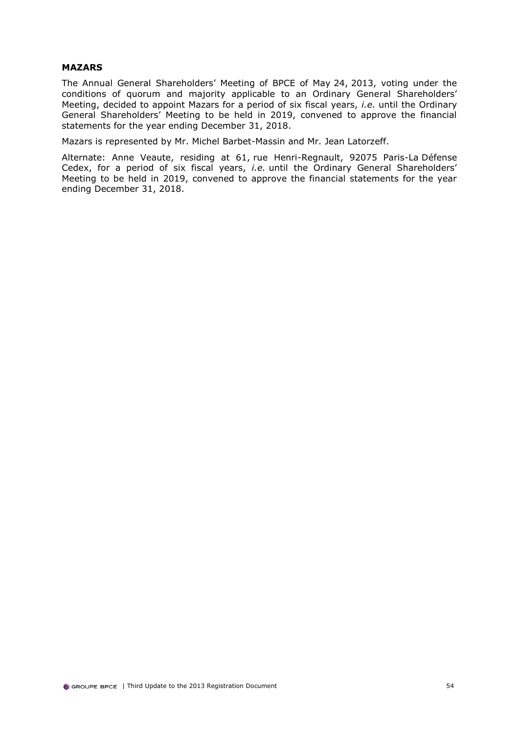**MAZARS**

The Annual General Shareholders' Meeting of BPCE of May 24, 2013, voting under the conditions of quorum and majority applicable to an Ordinary General Shareholders' Meeting, decided to appoint Mazars for a period of six fiscal years, *i.e.* until the Ordinary General Shareholders' Meeting to be held in 2019, convened to approve the financial statements for the year ending December 31, 2018.

Mazars is represented by Mr. Michel Barbet-Massin and Mr. Jean Latorzeff.

Alternate: Anne Veaute, residing at 61, rue Henri-Regnault, 92075 Paris-La Défense Cedex, for a period of six fiscal years, *i.e.* until the Ordinary General Shareholders' Meeting to be held in 2019, convened to approve the financial statements for the year ending December 31, 2018.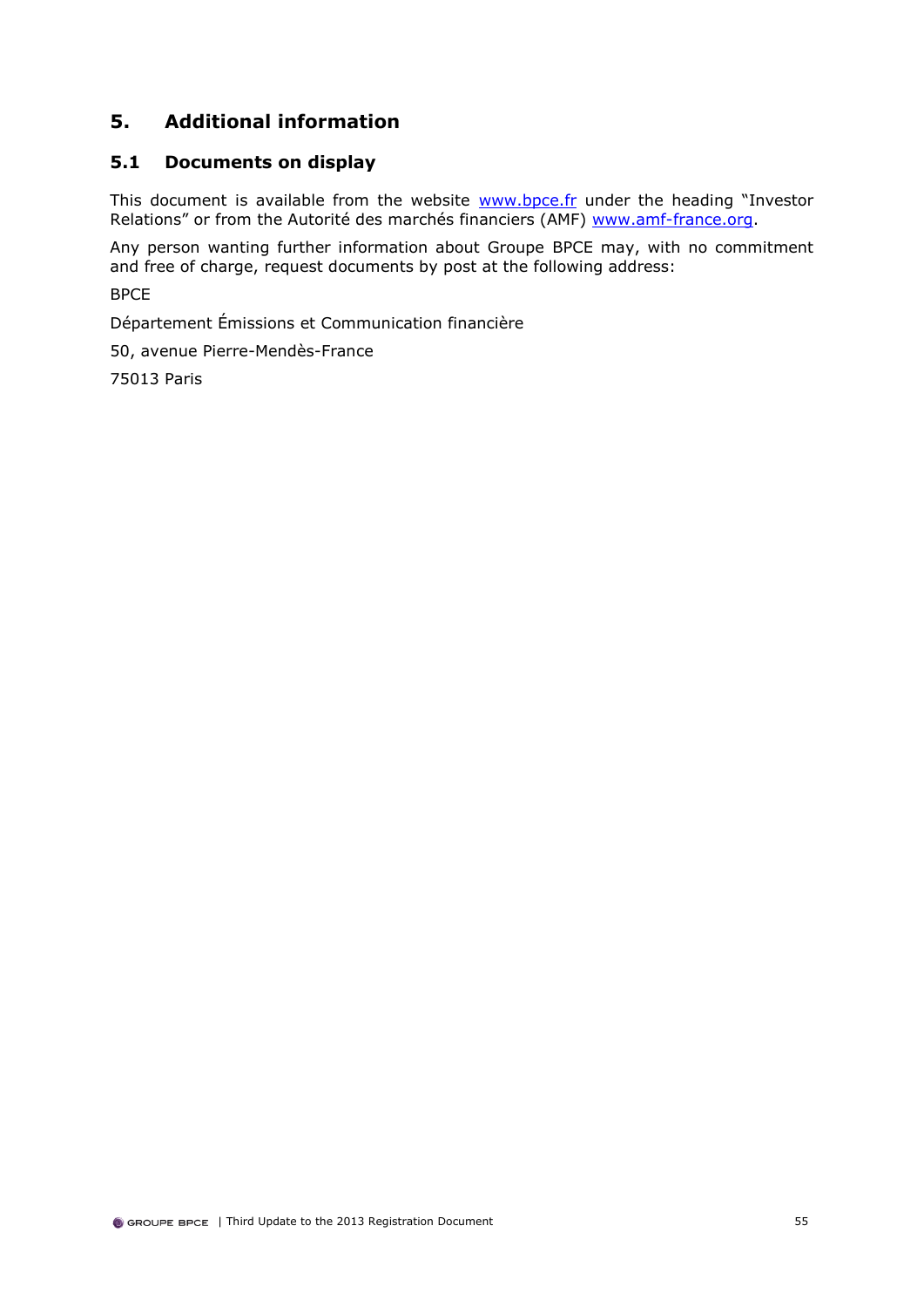# 5. Additional information

## 5.1 Documents on display

This document is available from the website www.bpce.fr under the heading "Investor Relations" or from the Autorité des marchés financiers (AMF) www.amf-france.org.

Any person wanting further information about Groupe BPCE may, with no commitment and free of charge, request documents by post at the following address:

BPCE

Département Émissions et Communication financière

50, avenue Pierre-Mendès-France

75013 Paris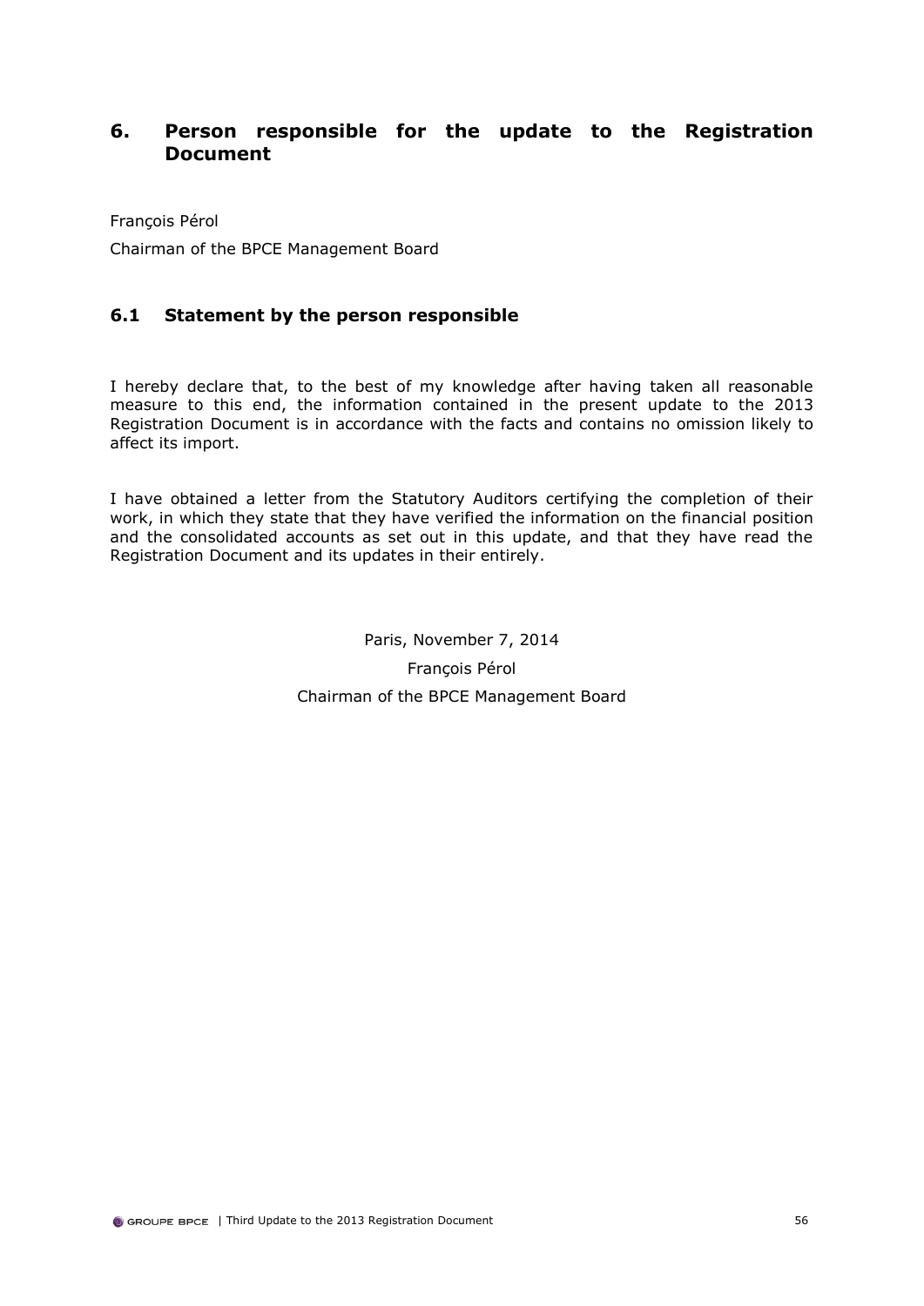# 6. Person responsible for the update to the Registration Document

François Pérol

Chairman of the BPCE Management Board

## 6.1 Statement by the person responsible

I hereby declare that, to the best of my knowledge after having taken all reasonable measure to this end, the information contained in the present update to the 2013 Registration Document is in accordance with the facts and contains no omission likely to affect its import.

I have obtained a letter from the Statutory Auditors certifying the completion of their work, in which they state that they have verified the information on the financial position and the consolidated accounts as set out in this update, and that they have read the Registration Document and its updates in their entirely.

Paris, November 7, 2014

François Pérol

Chairman of the BPCE Management Board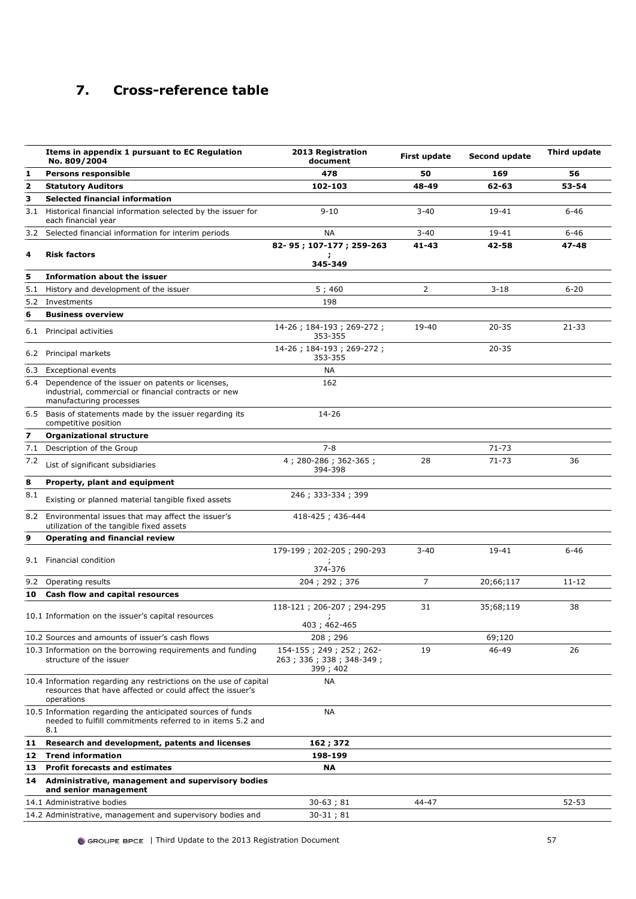## 7. Cross-reference table

| | Items in appendix 1 pursuant to EC Regulation No. 809/2004 | 2013 Registration document | First update | Second update | Third update |
|---|---|---|---|---|---|
| **1** | **Persons responsible** | **478** | **50** | **169** | **56** |
| **2** | **Statutory Auditors** | **102-103** | **48-49** | **62-63** | **53-54** |
| **3** | **Selected financial information** | | | | |
| 3.1 | Historical financial information selected by the issuer for each financial year | 9-10 | 3-40 | 19-41 | 6-46 |
| 3.2 | Selected financial information for interim periods | NA | 3-40 | 19-41 | 6-46 |
| **4** | **Risk factors** | **82- 95 ; 107-177 ; 259-263 ; 345-349** | **41-43** | **42-58** | **47-48** |
| **5** | **Information about the issuer** | | | | |
| 5.1 | History and development of the issuer | 5 ; 460 | 2 | 3-18 | 6-20 |
| 5.2 | Investments | 198 | | | |
| **6** | **Business overview** | | | | |
| 6.1 | Principal activities | 14-26 ; 184-193 ; 269-272 ; 353-355 | 19-40 | 20-35 | 21-33 |
| 6.2 | Principal markets | 14-26 ; 184-193 ; 269-272 ; 353-355 | | 20-35 | |
| 6.3 | Exceptional events | NA | | | |
| 6.4 | Dependence of the issuer on patents or licenses, industrial, commercial or financial contracts or new manufacturing processes | 162 | | | |
| 6.5 | Basis of statements made by the issuer regarding its competitive position | 14-26 | | | |
| **7** | **Organizational structure** | | | | |
| 7.1 | Description of the Group | 7-8 | | 71-73 | |
| 7.2 | List of significant subsidiaries | 4 ; 280-286 ; 362-365 ; 394-398 | 28 | 71-73 | 36 |
| **8** | **Property, plant and equipment** | | | | |
| 8.1 | Existing or planned material tangible fixed assets | 246 ; 333-334 ; 399 | | | |
| 8.2 | Environmental issues that may affect the issuer's utilization of the tangible fixed assets | 418-425 ; 436-444 | | | |
| **9** | **Operating and financial review** | | | | |
| 9.1 | Financial condition | 179-199 ; 202-205 ; 290-293 ; 374-376 | 3-40 | 19-41 | 6-46 |
| 9.2 | Operating results | 204 ; 292 ; 376 | 7 | 20;66;117 | 11-12 |
| **10** | **Cash flow and capital resources** | | | | |
| 10.1 | Information on the issuer's capital resources | 118-121 ; 206-207 ; 294-295 ; 403 ; 462-465 | 31 | 35;68;119 | 38 |
| 10.2 | Sources and amounts of issuer's cash flows | 208 ; 296 | | 69;120 | |
| 10.3 | Information on the borrowing requirements and funding structure of the issuer | 154-155 ; 249 ; 252 ; 262-263 ; 336 ; 338 ; 348-349 ; 399 ; 402 | 19 | 46-49 | 26 |
| 10.4 | Information regarding any restrictions on the use of capital resources that have affected or could affect the issuer's operations | NA | | | |
| 10.5 | Information regarding the anticipated sources of funds needed to fulfill commitments referred to in items 5.2 and 8.1 | NA | | | |
| **11** | **Research and development, patents and licenses** | **162 ; 372** | | | |
| **12** | **Trend information** | **198-199** | | | |
| **13** | **Profit forecasts and estimates** | **NA** | | | |
| **14** | **Administrative, management and supervisory bodies and senior management** | | | | |
| 14.1 | Administrative bodies | 30-63 ; 81 | 44-47 | | 52-53 |
| 14.2 | Administrative, management and supervisory bodies and | 30-31 ; 81 | | | |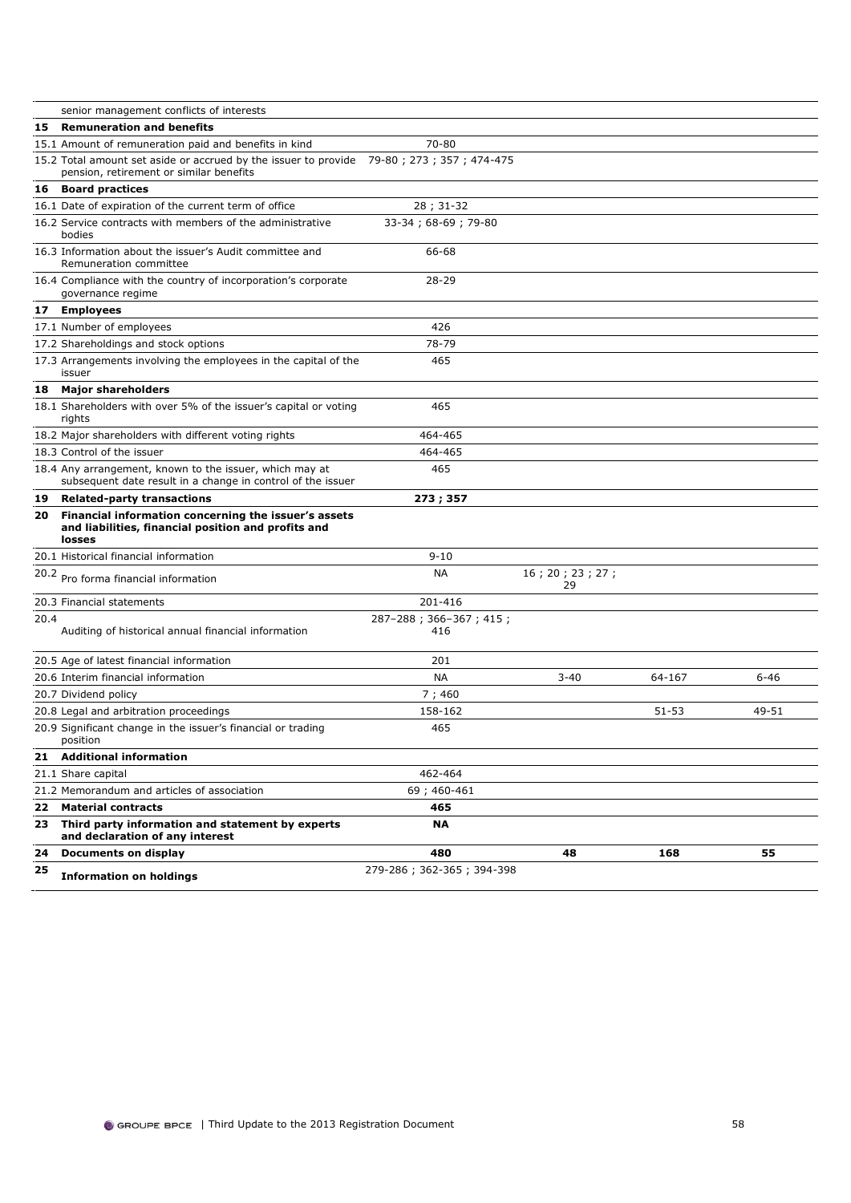| | | | | |
|---|---|---|---|---|
| senior management conflicts of interests | | | | |
| **15 Remuneration and benefits** | | | | |
| 15.1 Amount of remuneration paid and benefits in kind | 70-80 | | | |
| 15.2 Total amount set aside or accrued by the issuer to provide pension, retirement or similar benefits | 79-80 ; 273 ; 357 ; 474-475 | | | |
| **16 Board practices** | | | | |
| 16.1 Date of expiration of the current term of office | 28 ; 31-32 | | | |
| 16.2 Service contracts with members of the administrative bodies | 33-34 ; 68-69 ; 79-80 | | | |
| 16.3 Information about the issuer's Audit committee and Remuneration committee | 66-68 | | | |
| 16.4 Compliance with the country of incorporation's corporate governance regime | 28-29 | | | |
| **17 Employees** | | | | |
| 17.1 Number of employees | 426 | | | |
| 17.2 Shareholdings and stock options | 78-79 | | | |
| 17.3 Arrangements involving the employees in the capital of the issuer | 465 | | | |
| **18 Major shareholders** | | | | |
| 18.1 Shareholders with over 5% of the issuer's capital or voting rights | 465 | | | |
| 18.2 Major shareholders with different voting rights | 464-465 | | | |
| 18.3 Control of the issuer | 464-465 | | | |
| 18.4 Any arrangement, known to the issuer, which may at subsequent date result in a change in control of the issuer | 465 | | | |
| **19 Related-party transactions** | **273 ; 357** | | | |
| **20 Financial information concerning the issuer's assets and liabilities, financial position and profits and losses** | | | | |
| 20.1 Historical financial information | 9-10 | | | |
| 20.2 Pro forma financial information | NA | 16 ; 20 ; 23 ; 27 ; 29 | | |
| 20.3 Financial statements | 201-416 | | | |
| 20.4 Auditing of historical annual financial information | 287–288 ; 366–367 ; 415 ; 416 | | | |
| 20.5 Age of latest financial information | 201 | | | |
| 20.6 Interim financial information | NA | 3-40 | 64-167 | 6-46 |
| 20.7 Dividend policy | 7 ; 460 | | | |
| 20.8 Legal and arbitration proceedings | 158-162 | | 51-53 | 49-51 |
| 20.9 Significant change in the issuer's financial or trading position | 465 | | | |
| **21 Additional information** | | | | |
| 21.1 Share capital | 462-464 | | | |
| 21.2 Memorandum and articles of association | 69 ; 460-461 | | | |
| **22 Material contracts** | **465** | | | |
| **23 Third party information and statement by experts and declaration of any interest** | **NA** | | | |
| **24 Documents on display** | **480** | **48** | **168** | **55** |
| **25 Information on holdings** | 279-286 ; 362-365 ; 394-398 | | | |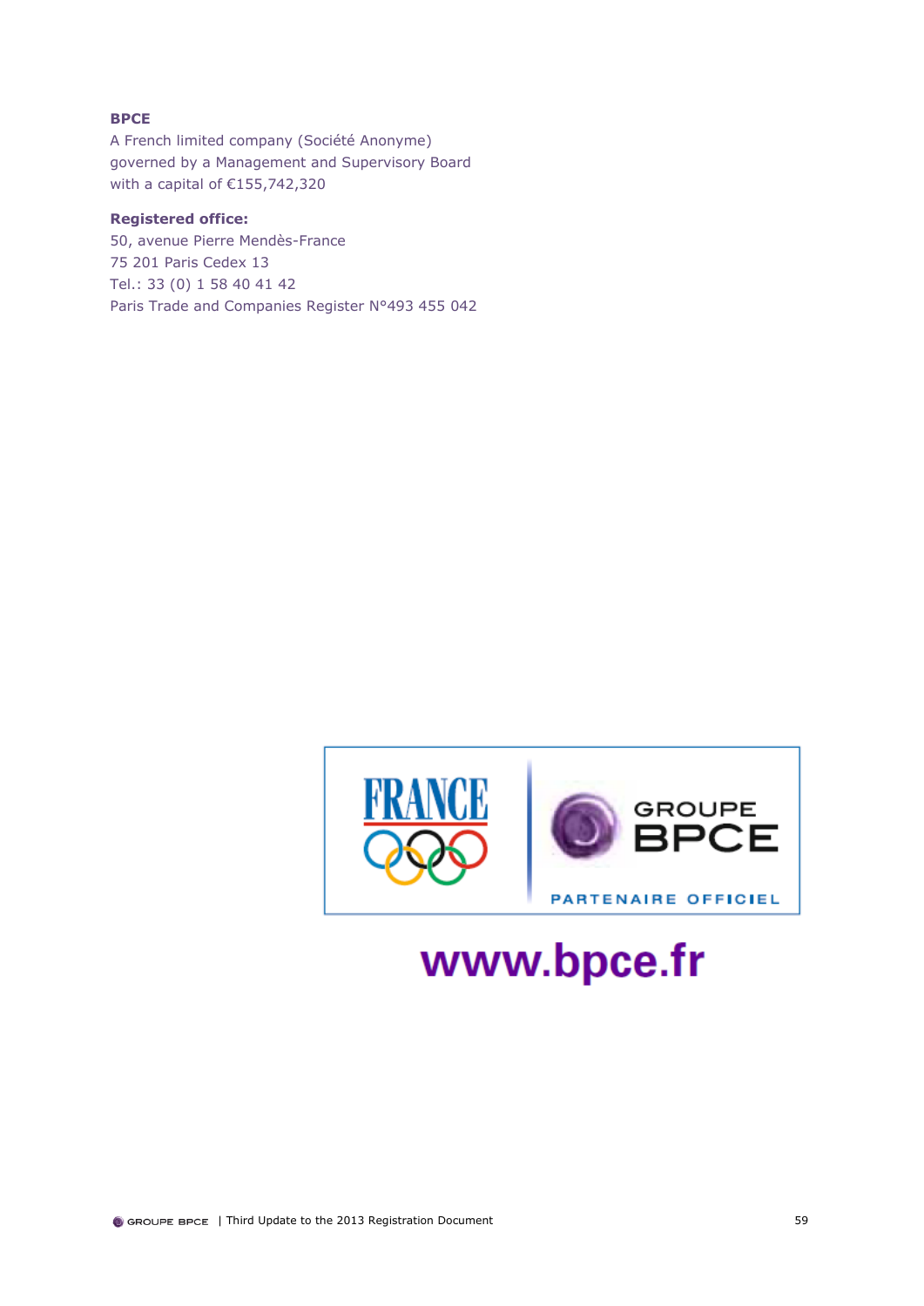**BPCE**
A French limited company (Société Anonyme)
governed by a Management and Supervisory Board
with a capital of €155,742,320

**Registered office:**
50, avenue Pierre Mendès-France
75 201 Paris Cedex 13
Tel.: 33 (0) 1 58 40 41 42
Paris Trade and Companies Register N°493 455 042

FRANCE

GROUPE BPCE

PARTENAIRE OFFICIEL

www.bpce.fr